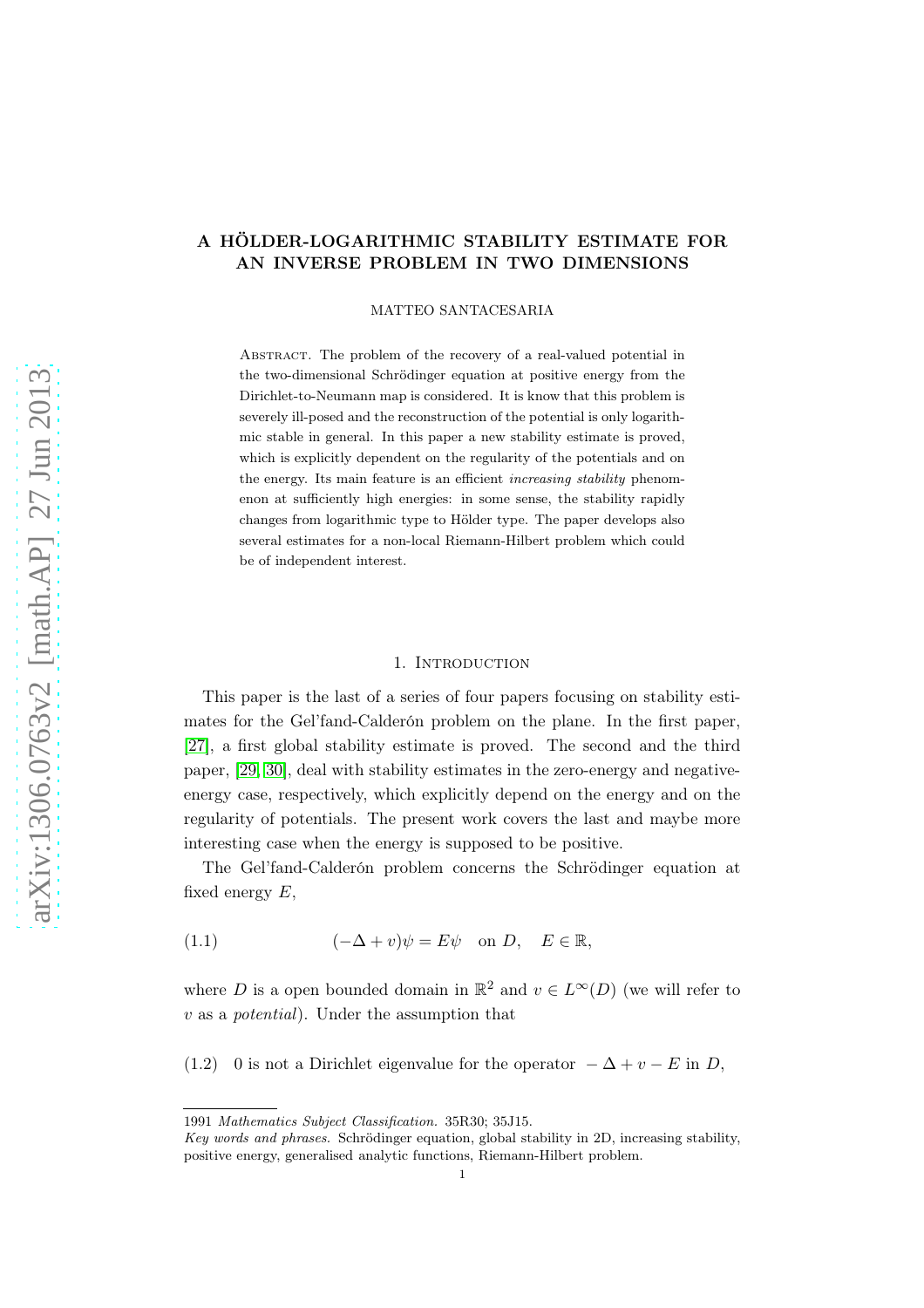# A HÖLDER-LOGARITHMIC STABILITY ESTIMATE FOR AN INVERSE PROBLEM IN TWO DIMENSIONS

MATTEO SANTACESARIA

Abstract. The problem of the recovery of a real-valued potential in the two-dimensional Schrödinger equation at positive energy from the Dirichlet-to-Neumann map is considered. It is know that this problem is severely ill-posed and the reconstruction of the potential is only logarithmic stable in general. In this paper a new stability estimate is proved, which is explicitly dependent on the regularity of the potentials and on the energy. Its main feature is an efficient *increasing stability* phenomenon at sufficiently high energies: in some sense, the stability rapidly changes from logarithmic type to Hölder type. The paper develops also several estimates for a non-local Riemann-Hilbert problem which could be of independent interest.

## 1. Introduction

This paper is the last of a series of four papers focusing on stability estimates for the Gel'fand-Calderón problem on the plane. In the first paper, [27], a first global stability estimate is proved. The second and the third paper, [29, 30], deal with stability estimates in the zero-energy and negative-energy case, respectively, which explicitly depend on the energy and on the regularity of potentials. The present work covers the last and maybe more interesting case when the energy is supposed to be positive.

The Gel'fand-Calderón problem concerns the Schrödinger equation at fixed energy $E$,

$$(-\Delta + v)\psi = E\psi \quad \text{on } D, \quad E \in \mathbb{R}, \tag{1.1}$$

where $D$ is a open bounded domain in $\mathbb{R}^2$ and $v \in L^\infty(D)$ (we will refer to $v$ as a *potential*). Under the assumption that

$$\text{(1.2)} \quad 0 \text{ is not a Dirichlet eigenvalue for the operator } -\Delta + v - E \text{ in } D,$$

1991 *Mathematics Subject Classification.* 35R30; 35J15.

*Key words and phrases.* Schrödinger equation, global stability in 2D, increasing stability, positive energy, generalised analytic functions, Riemann-Hilbert problem.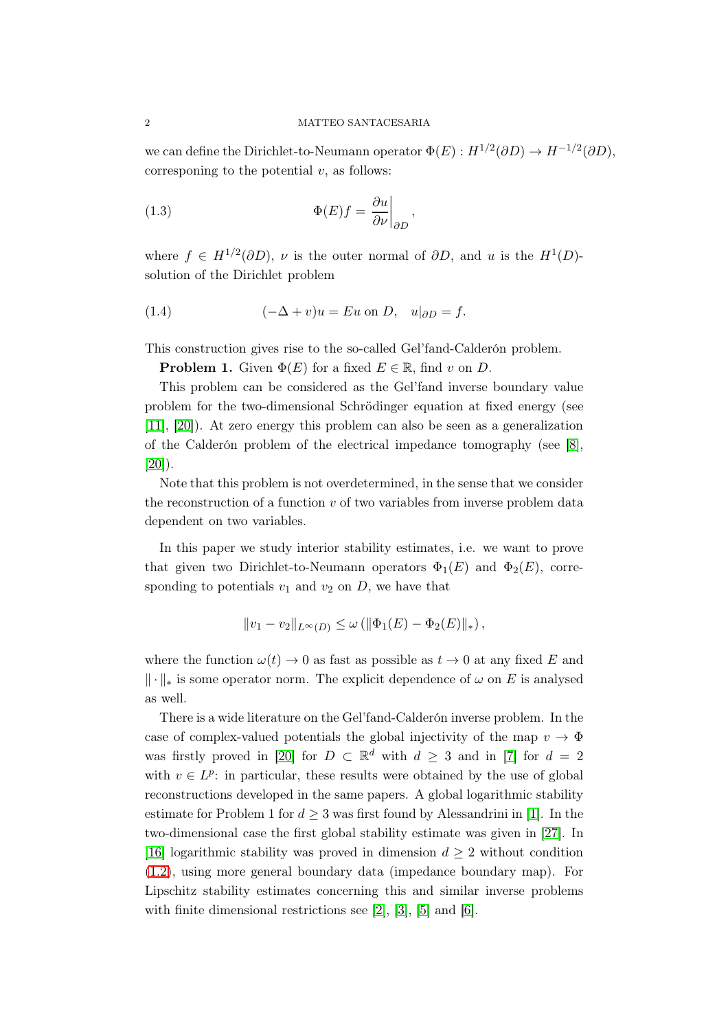we can define the Dirichlet-to-Neumann operator $\Phi(E) : H^{1/2}(\partial D) \to H^{-1/2}(\partial D)$, corresponing to the potential $v$, as follows:

$$\Phi(E)f = \left.\frac{\partial u}{\partial \nu}\right|_{\partial D}, \tag{1.3}$$

where $f \in H^{1/2}(\partial D)$, $\nu$ is the outer normal of $\partial D$, and $u$ is the $H^1(D)$-solution of the Dirichlet problem

$$(-\Delta + v)u = Eu \text{ on } D, \quad u|_{\partial D} = f. \tag{1.4}$$

This construction gives rise to the so-called Gel'fand-Calderón problem.

**Problem 1.** Given $\Phi(E)$ for a fixed $E \in \mathbb{R}$, find $v$ on $D$.

This problem can be considered as the Gel'fand inverse boundary value problem for the two-dimensional Schrödinger equation at fixed energy (see [11], [20]). At zero energy this problem can also be seen as a generalization of the Calderón problem of the electrical impedance tomography (see [8], [20]).

Note that this problem is not overdetermined, in the sense that we consider the reconstruction of a function $v$ of two variables from inverse problem data dependent on two variables.

In this paper we study interior stability estimates, i.e. we want to prove that given two Dirichlet-to-Neumann operators $\Phi_1(E)$ and $\Phi_2(E)$, corresponding to potentials $v_1$ and $v_2$ on $D$, we have that

$$\|v_1 - v_2\|_{L^\infty(D)} \leq \omega\left(\|\Phi_1(E) - \Phi_2(E)\|_*\right),$$

where the function $\omega(t) \to 0$ as fast as possible as $t \to 0$ at any fixed $E$ and $\|\cdot\|_*$ is some operator norm. The explicit dependence of $\omega$ on $E$ is analysed as well.

There is a wide literature on the Gel'fand-Calderón inverse problem. In the case of complex-valued potentials the global injectivity of the map $v \to \Phi$ was firstly proved in [20] for $D \subset \mathbb{R}^d$ with $d \geq 3$ and in [7] for $d = 2$ with $v \in L^p$: in particular, these results were obtained by the use of global reconstructions developed in the same papers. A global logarithmic stability estimate for Problem 1 for $d \geq 3$ was first found by Alessandrini in [1]. In the two-dimensional case the first global stability estimate was given in [27]. In [16] logarithmic stability was proved in dimension $d \geq 2$ without condition (1.2), using more general boundary data (impedance boundary map). For Lipschitz stability estimates concerning this and similar inverse problems with finite dimensional restrictions see [2], [3], [5] and [6].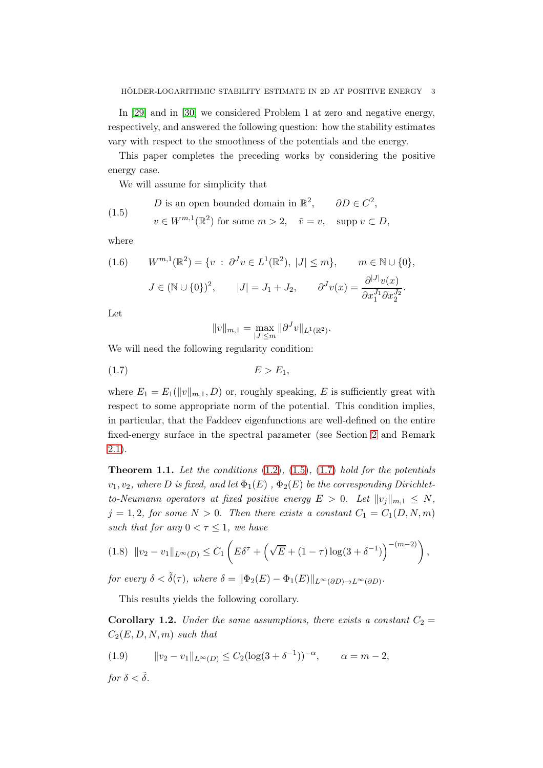In [29] and in [30] we considered Problem 1 at zero and negative energy, respectively, and answered the following question: how the stability estimates vary with respect to the smoothness of the potentials and the energy.

This paper completes the preceding works by considering the positive energy case.

We will assume for simplicity that

$$
\begin{aligned}
&D \text{ is an open bounded domain in } \mathbb{R}^2, \qquad \partial D \in C^2, \\
&v \in W^{m,1}(\mathbb{R}^2) \text{ for some } m > 2, \quad \bar{v} = v, \quad \operatorname{supp} v \subset D,
\end{aligned}
\tag{1.5}
$$

where

$$
W^{m,1}(\mathbb{R}^2) = \{v \,:\, \partial^J v \in L^1(\mathbb{R}^2),\ |J| \le m\}, \qquad m \in \mathbb{N} \cup \{0\},
\tag{1.6}
$$

$$
J \in (\mathbb{N} \cup \{0\})^2, \qquad |J| = J_1 + J_2, \qquad \partial^J v(x) = \frac{\partial^{|J|} v(x)}{\partial x_1^{J_1} \partial x_2^{J_2}}.
$$

Let

$$
\|v\|_{m,1} = \max_{|J| \le m} \|\partial^J v\|_{L^1(\mathbb{R}^2)}.
$$

We will need the following regularity condition:

$$
E > E_1, \tag{1.7}
$$

where $E_1 = E_1(\|v\|_{m,1}, D)$ or, roughly speaking, $E$ is sufficiently great with respect to some appropriate norm of the potential. This condition implies, in particular, that the Faddeev eigenfunctions are well-defined on the entire fixed-energy surface in the spectral parameter (see Section 2 and Remark 2.1).

**Theorem 1.1.** *Let the conditions (1.2), (1.5), (1.7) hold for the potentials $v_1, v_2$, where $D$ is fixed, and let $\Phi_1(E)$ , $\Phi_2(E)$ be the corresponding Dirichlet-to-Neumann operators at fixed positive energy $E > 0$. Let $\|v_j\|_{m,1} \le N$, $j = 1, 2$, for some $N > 0$. Then there exists a constant $C_1 = C_1(D, N, m)$ such that for any $0 < \tau \le 1$, we have*

$$
\|v_2 - v_1\|_{L^\infty(D)} \le C_1 \left( E\delta^\tau + \left( \sqrt{E} + (1-\tau)\log(3 + \delta^{-1}) \right)^{-(m-2)} \right), \tag{1.8}
$$

*for every $\delta < \tilde{\delta}(\tau)$, where $\delta = \|\Phi_2(E) - \Phi_1(E)\|_{L^\infty(\partial D) \to L^\infty(\partial D)}$.*

This results yields the following corollary.

**Corollary 1.2.** *Under the same assumptions, there exists a constant $C_2 = C_2(E, D, N, m)$ such that*

$$
\|v_2 - v_1\|_{L^\infty(D)} \le C_2 (\log(3 + \delta^{-1}))^{-\alpha}, \qquad \alpha = m - 2, \tag{1.9}
$$

*for $\delta < \tilde{\delta}$.*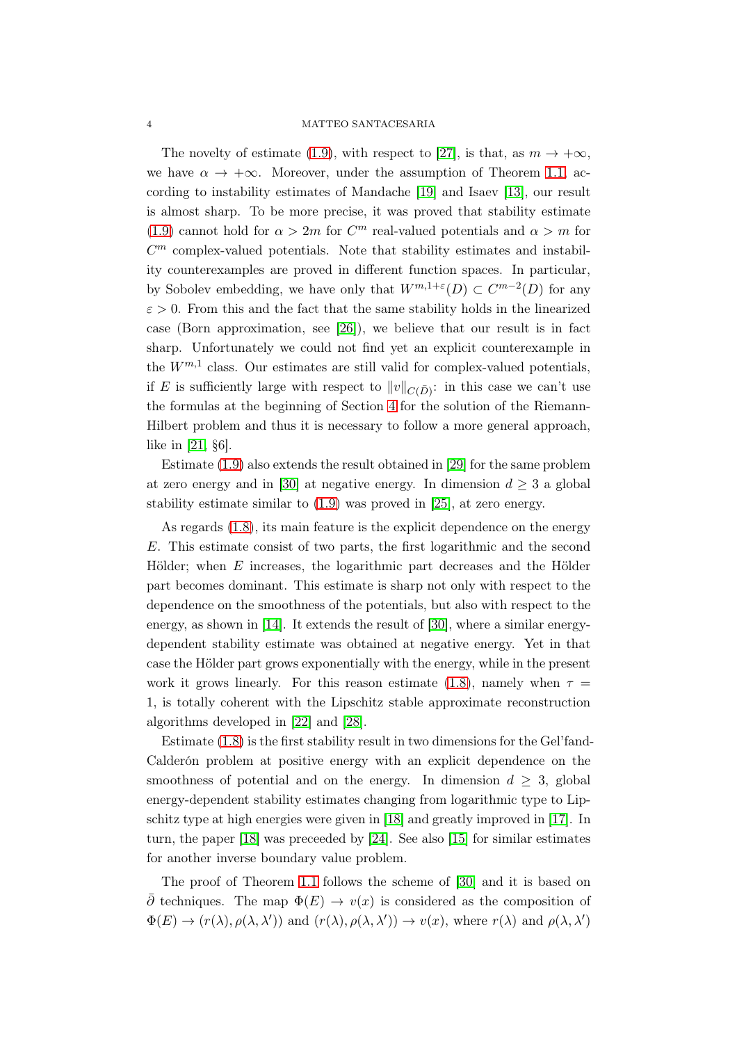The novelty of estimate (1.9), with respect to [27], is that, as $m \to +\infty$, we have $\alpha \to +\infty$. Moreover, under the assumption of Theorem 1.1, according to instability estimates of Mandache [19] and Isaev [13], our result is almost sharp. To be more precise, it was proved that stability estimate (1.9) cannot hold for $\alpha > 2m$ for $C^m$ real-valued potentials and $\alpha > m$ for $C^m$ complex-valued potentials. Note that stability estimates and instability counterexamples are proved in different function spaces. In particular, by Sobolev embedding, we have only that $W^{m,1+\varepsilon}(D) \subset C^{m-2}(D)$ for any $\varepsilon > 0$. From this and the fact that the same stability holds in the linearized case (Born approximation, see [26]), we believe that our result is in fact sharp. Unfortunately we could not find yet an explicit counterexample in the $W^{m,1}$ class. Our estimates are still valid for complex-valued potentials, if $E$ is sufficiently large with respect to $\|v\|_{C(\bar{D})}$: in this case we can't use the formulas at the beginning of Section 4 for the solution of the Riemann-Hilbert problem and thus it is necessary to follow a more general approach, like in [21, §6].

Estimate (1.9) also extends the result obtained in [29] for the same problem at zero energy and in [30] at negative energy. In dimension $d \geq 3$ a global stability estimate similar to (1.9) was proved in [25], at zero energy.

As regards (1.8), its main feature is the explicit dependence on the energy $E$. This estimate consist of two parts, the first logarithmic and the second Hölder; when $E$ increases, the logarithmic part decreases and the Hölder part becomes dominant. This estimate is sharp not only with respect to the dependence on the smoothness of the potentials, but also with respect to the energy, as shown in [14]. It extends the result of [30], where a similar energy-dependent stability estimate was obtained at negative energy. Yet in that case the Hölder part grows exponentially with the energy, while in the present work it grows linearly. For this reason estimate (1.8), namely when $\tau = 1$, is totally coherent with the Lipschitz stable approximate reconstruction algorithms developed in [22] and [28].

Estimate (1.8) is the first stability result in two dimensions for the Gel'fand-Calderón problem at positive energy with an explicit dependence on the smoothness of potential and on the energy. In dimension $d \geq 3$, global energy-dependent stability estimates changing from logarithmic type to Lipschitz type at high energies were given in [18] and greatly improved in [17]. In turn, the paper [18] was preceeded by [24]. See also [15] for similar estimates for another inverse boundary value problem.

The proof of Theorem 1.1 follows the scheme of [30] and it is based on $\bar{\partial}$ techniques. The map $\Phi(E) \to v(x)$ is considered as the composition of $\Phi(E) \to (r(\lambda), \rho(\lambda, \lambda'))$ and $(r(\lambda), \rho(\lambda, \lambda')) \to v(x)$, where $r(\lambda)$ and $\rho(\lambda, \lambda')$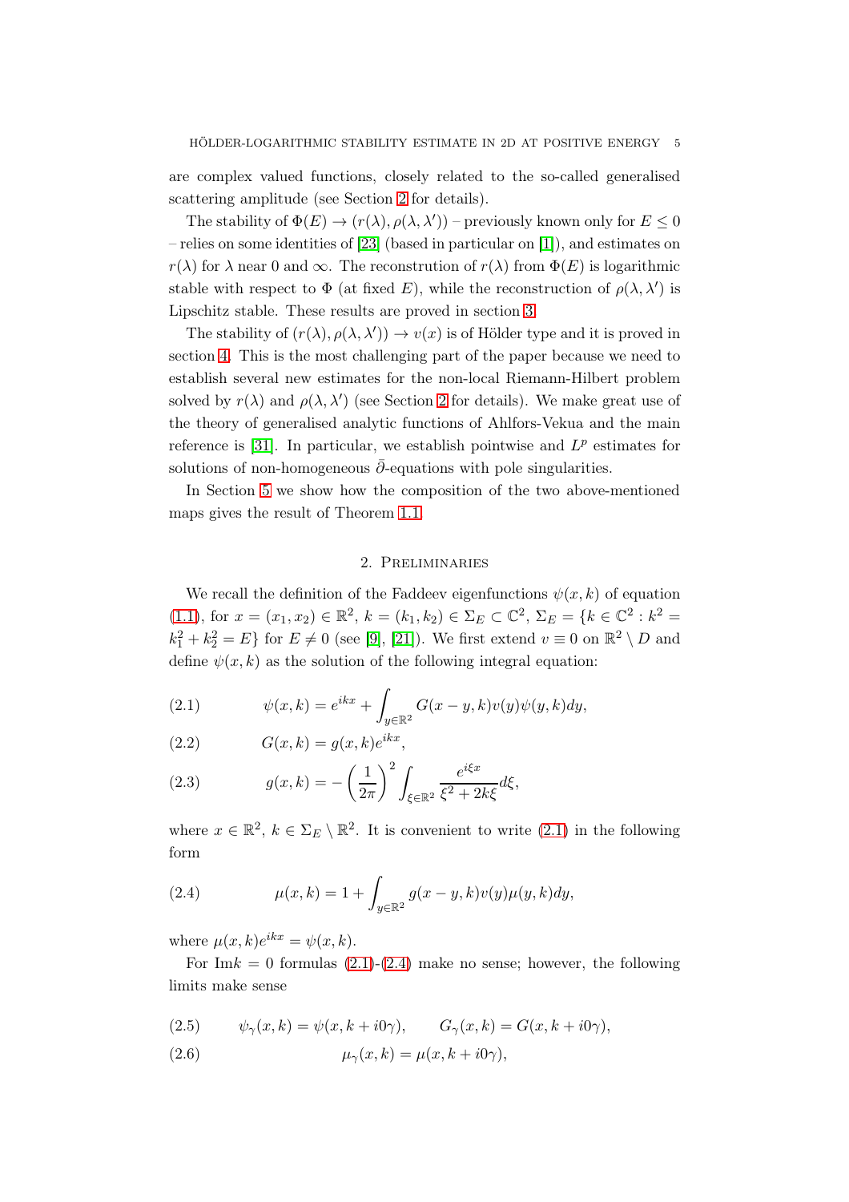are complex valued functions, closely related to the so-called generalised scattering amplitude (see Section 2 for details).

The stability of $\Phi(E) \to (r(\lambda), \rho(\lambda, \lambda'))$ – previously known only for $E \le 0$ – relies on some identities of [23] (based in particular on [1]), and estimates on $r(\lambda)$ for $\lambda$ near 0 and $\infty$. The reconstruction of $r(\lambda)$ from $\Phi(E)$ is logarithmic stable with respect to $\Phi$ (at fixed $E$), while the reconstruction of $\rho(\lambda, \lambda')$ is Lipschitz stable. These results are proved in section 3.

The stability of $(r(\lambda), \rho(\lambda, \lambda')) \to v(x)$ is of Hölder type and it is proved in section 4. This is the most challenging part of the paper because we need to establish several new estimates for the non-local Riemann-Hilbert problem solved by $r(\lambda)$ and $\rho(\lambda, \lambda')$ (see Section 2 for details). We make great use of the theory of generalised analytic functions of Ahlfors-Vekua and the main reference is [31]. In particular, we establish pointwise and $L^p$ estimates for solutions of non-homogeneous $\bar{\partial}$-equations with pole singularities.

In Section 5 we show how the composition of the two above-mentioned maps gives the result of Theorem 1.1.

## 2. Preliminaries

We recall the definition of the Faddeev eigenfunctions $\psi(x, k)$ of equation (1.1), for $x = (x_1, x_2) \in \mathbb{R}^2$, $k = (k_1, k_2) \in \Sigma_E \subset \mathbb{C}^2$, $\Sigma_E = \{k \in \mathbb{C}^2 : k^2 = k_1^2 + k_2^2 = E\}$ for $E \neq 0$ (see [9], [21]). We first extend $v \equiv 0$ on $\mathbb{R}^2 \setminus D$ and define $\psi(x, k)$ as the solution of the following integral equation:

$$\psi(x, k) = e^{ikx} + \int_{y \in \mathbb{R}^2} G(x - y, k) v(y) \psi(y, k) dy, \tag{2.1}$$

$$G(x, k) = g(x, k) e^{ikx}, \tag{2.2}$$

$$g(x, k) = -\left(\frac{1}{2\pi}\right)^2 \int_{\xi \in \mathbb{R}^2} \frac{e^{i\xi x}}{\xi^2 + 2k\xi} d\xi, \tag{2.3}$$

where $x \in \mathbb{R}^2$, $k \in \Sigma_E \setminus \mathbb{R}^2$. It is convenient to write (2.1) in the following form

$$\mu(x, k) = 1 + \int_{y \in \mathbb{R}^2} g(x - y, k) v(y) \mu(y, k) dy, \tag{2.4}$$

where $\mu(x, k) e^{ikx} = \psi(x, k)$.

For $\mathrm{Im} k = 0$ formulas (2.1)-(2.4) make no sense; however, the following limits make sense

$$\psi_\gamma(x, k) = \psi(x, k + i0\gamma), \qquad G_\gamma(x, k) = G(x, k + i0\gamma), \tag{2.5}$$

$$\mu_\gamma(x, k) = \mu(x, k + i0\gamma), \tag{2.6}$$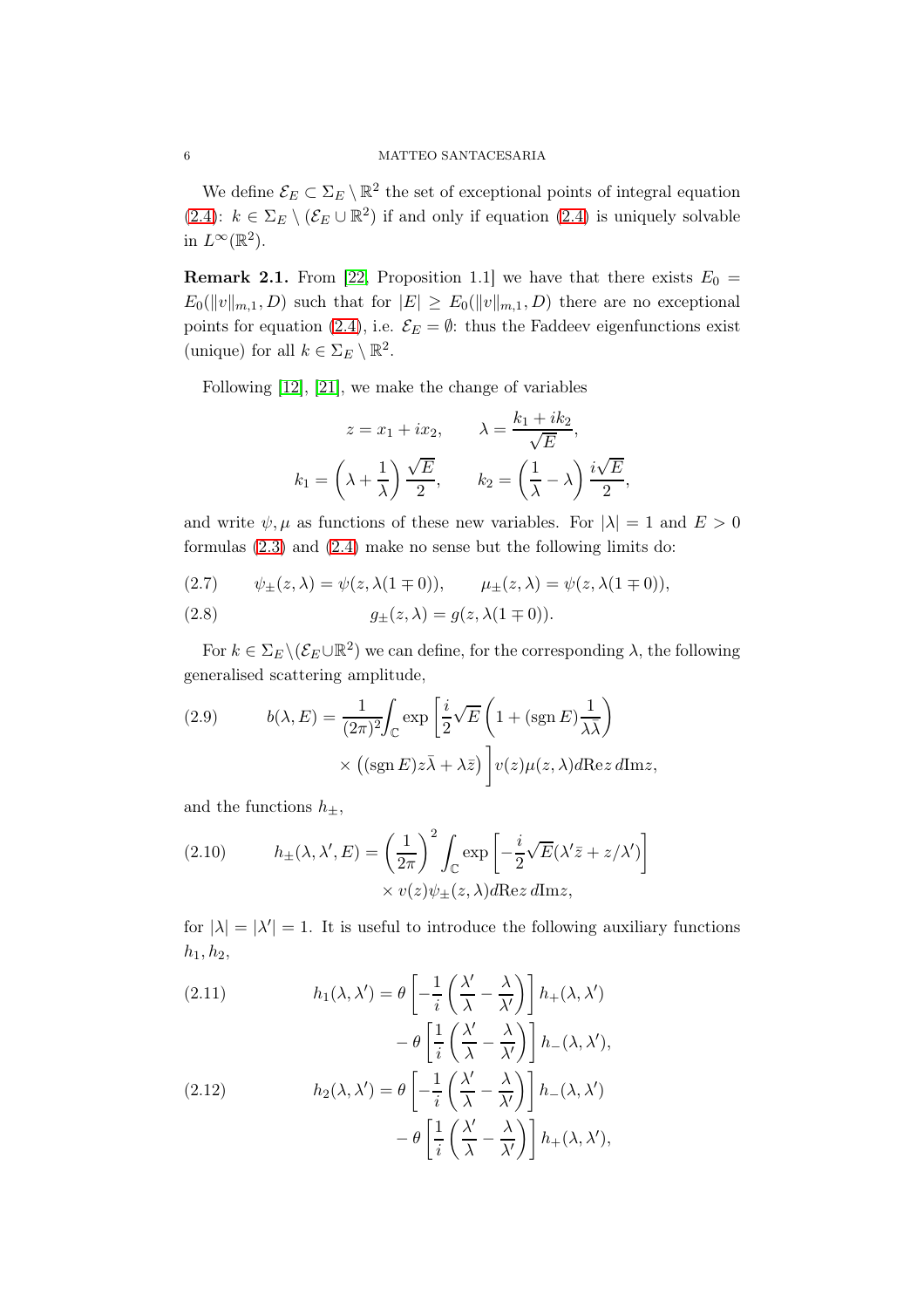We define $\mathcal{E}_E \subset \Sigma_E \setminus \mathbb{R}^2$ the set of exceptional points of integral equation (2.4): $k \in \Sigma_E \setminus (\mathcal{E}_E \cup \mathbb{R}^2)$ if and only if equation (2.4) is uniquely solvable in $L^\infty(\mathbb{R}^2)$.

**Remark 2.1.** From [22, Proposition 1.1] we have that there exists $E_0 = E_0(\|v\|_{m,1}, D)$ such that for $|E| \geq E_0(\|v\|_{m,1}, D)$ there are no exceptional points for equation (2.4), i.e. $\mathcal{E}_E = \emptyset$: thus the Faddeev eigenfunctions exist (unique) for all $k \in \Sigma_E \setminus \mathbb{R}^2$.

Following [12], [21], we make the change of variables

$$z = x_1 + ix_2, \qquad \lambda = \frac{k_1 + ik_2}{\sqrt{E}},$$
$$k_1 = \left(\lambda + \frac{1}{\lambda}\right)\frac{\sqrt{E}}{2}, \qquad k_2 = \left(\frac{1}{\lambda} - \lambda\right)\frac{i\sqrt{E}}{2},$$

and write $\psi, \mu$ as functions of these new variables. For $|\lambda| = 1$ and $E > 0$ formulas (2.3) and (2.4) make no sense but the following limits do:

$$\psi_\pm(z,\lambda) = \psi(z, \lambda(1 \mp 0)), \qquad \mu_\pm(z,\lambda) = \psi(z, \lambda(1 \mp 0)), \tag{2.7}$$

$$g_\pm(z,\lambda) = g(z, \lambda(1 \mp 0)). \tag{2.8}$$

For $k \in \Sigma_E \setminus (\mathcal{E}_E \cup \mathbb{R}^2)$ we can define, for the corresponding $\lambda$, the following generalised scattering amplitude,

$$b(\lambda, E) = \frac{1}{(2\pi)^2}\int_{\mathbb{C}} \exp\left[\frac{i}{2}\sqrt{E}\left(1 + (\operatorname{sgn} E)\frac{1}{\lambda\bar{\lambda}}\right)\right.$$
$$\left. \times \left((\operatorname{sgn} E) z\bar{\lambda} + \lambda\bar{z}\right)\right] v(z)\mu(z,\lambda) d\mathrm{Re}\, z\, d\mathrm{Im} z, \tag{2.9}$$

and the functions $h_\pm$,

$$h_\pm(\lambda, \lambda', E) = \left(\frac{1}{2\pi}\right)^2 \int_{\mathbb{C}} \exp\left[-\frac{i}{2}\sqrt{E}(\lambda'\bar{z} + z/\lambda')\right]$$
$$\times v(z)\psi_\pm(z,\lambda) d\mathrm{Re}\, z\, d\mathrm{Im} z, \tag{2.10}$$

for $|\lambda| = |\lambda'| = 1$. It is useful to introduce the following auxiliary functions $h_1, h_2$,

$$h_1(\lambda,\lambda') = \theta\left[-\frac{1}{i}\left(\frac{\lambda'}{\lambda} - \frac{\lambda}{\lambda'}\right)\right] h_+(\lambda,\lambda')$$
$$- \theta\left[\frac{1}{i}\left(\frac{\lambda'}{\lambda} - \frac{\lambda}{\lambda'}\right)\right] h_-(\lambda,\lambda'), \tag{2.11}$$

$$h_2(\lambda,\lambda') = \theta\left[-\frac{1}{i}\left(\frac{\lambda'}{\lambda} - \frac{\lambda}{\lambda'}\right)\right] h_-(\lambda,\lambda')$$
$$- \theta\left[\frac{1}{i}\left(\frac{\lambda'}{\lambda} - \frac{\lambda}{\lambda'}\right)\right] h_+(\lambda,\lambda'), \tag{2.12}$$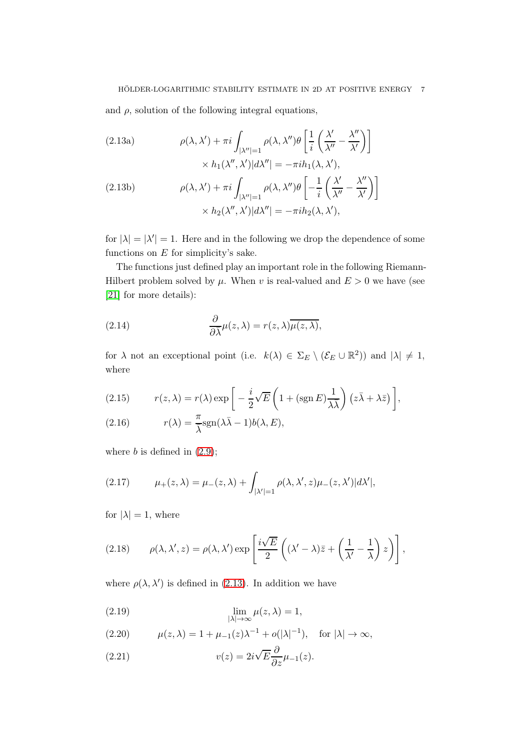and $\rho$, solution of the following integral equations,

$$
\rho(\lambda,\lambda') + \pi i \int_{|\lambda''|=1} \rho(\lambda,\lambda'')\theta\left[\frac{1}{i}\left(\frac{\lambda'}{\lambda''} - \frac{\lambda''}{\lambda'}\right)\right] \times h_1(\lambda'',\lambda')|d\lambda''| = -\pi i h_1(\lambda,\lambda'), \tag{2.13a}
$$

$$
\rho(\lambda,\lambda') + \pi i \int_{|\lambda''|=1} \rho(\lambda,\lambda'')\theta\left[-\frac{1}{i}\left(\frac{\lambda'}{\lambda''} - \frac{\lambda''}{\lambda'}\right)\right] \times h_2(\lambda'',\lambda')|d\lambda''| = -\pi i h_2(\lambda,\lambda'), \tag{2.13b}
$$

for $|\lambda| = |\lambda'| = 1$. Here and in the following we drop the dependence of some functions on $E$ for simplicity's sake.

The functions just defined play an important role in the following Riemann-Hilbert problem solved by $\mu$. When $v$ is real-valued and $E > 0$ we have (see [21] for more details):

$$
\frac{\partial}{\partial \bar{\lambda}} \mu(z,\lambda) = r(z,\lambda)\overline{\mu(z,\lambda)}, \tag{2.14}
$$

for $\lambda$ not an exceptional point (i.e. $k(\lambda) \in \Sigma_E \setminus (\mathcal{E}_E \cup \mathbb{R}^2)$) and $|\lambda| \neq 1$, where

$$
r(z,\lambda) = r(\lambda)\exp\left[-\frac{i}{2}\sqrt{E}\left(1 + (\operatorname{sgn} E)\frac{1}{\lambda\bar{\lambda}}\right)\left(z\bar{\lambda} + \lambda\bar{z}\right)\right], \tag{2.15}
$$

$$
r(\lambda) = \frac{\pi}{\bar{\lambda}}\operatorname{sgn}(\lambda\bar{\lambda} - 1)b(\lambda, E), \tag{2.16}
$$

where $b$ is defined in (2.9);

$$
\mu_+(z,\lambda) = \mu_-(z,\lambda) + \int_{|\lambda'|=1} \rho(\lambda,\lambda',z)\mu_-(z,\lambda')|d\lambda'|, \tag{2.17}
$$

for $|\lambda| = 1$, where

$$
\rho(\lambda,\lambda',z) = \rho(\lambda,\lambda')\exp\left[\frac{i\sqrt{E}}{2}\left((\lambda' - \lambda)\bar{z} + \left(\frac{1}{\lambda'} - \frac{1}{\lambda}\right)z\right)\right], \tag{2.18}
$$

where $\rho(\lambda,\lambda')$ is defined in (2.13). In addition we have

$$
\lim_{|\lambda|\to\infty} \mu(z,\lambda) = 1, \tag{2.19}
$$

$$
\mu(z,\lambda) = 1 + \mu_{-1}(z)\lambda^{-1} + o(|\lambda|^{-1}), \quad \text{for } |\lambda| \to \infty, \tag{2.20}
$$

$$
v(z) = 2i\sqrt{E}\frac{\partial}{\partial z}\mu_{-1}(z). \tag{2.21}
$$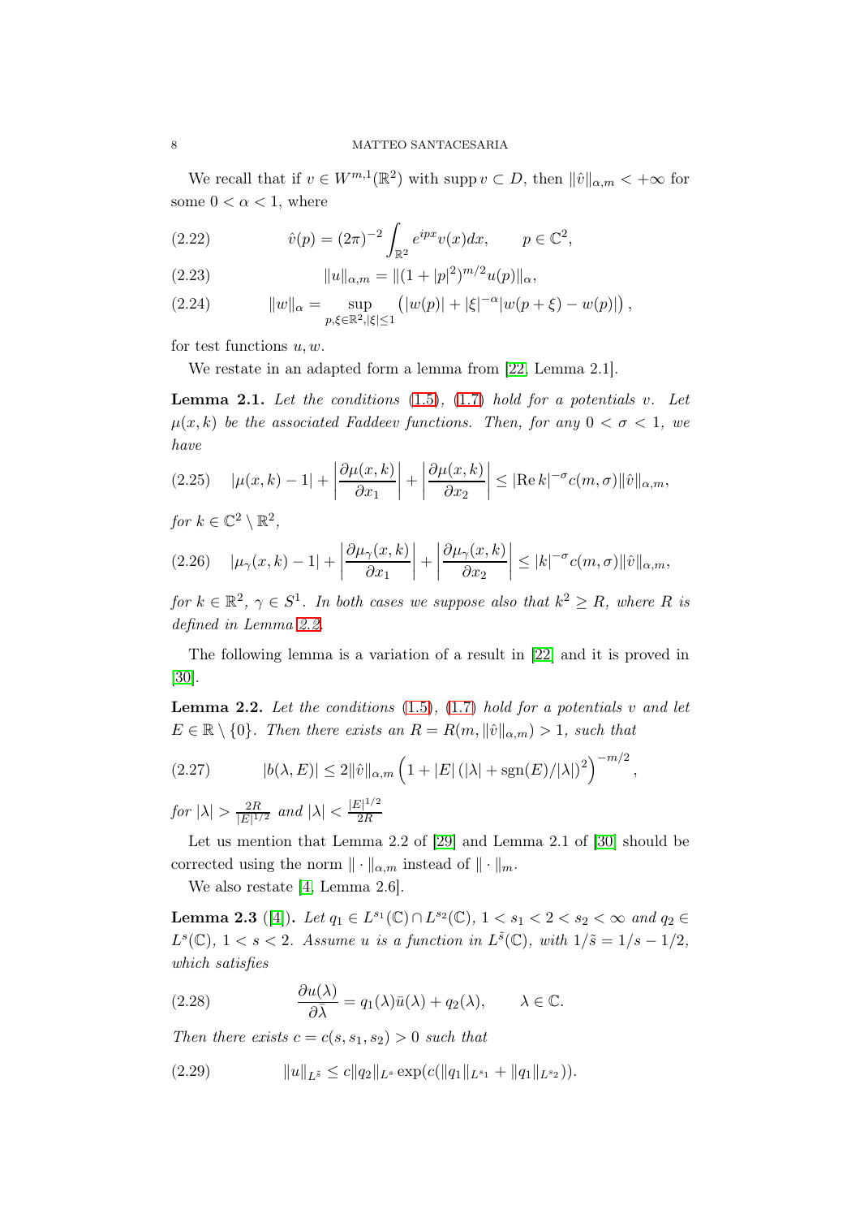We recall that if $v \in W^{m,1}(\mathbb{R}^2)$ with $\operatorname{supp} v \subset D$, then $\|\hat{v}\|_{\alpha,m} < +\infty$ for some $0 < \alpha < 1$, where

$$\hat{v}(p) = (2\pi)^{-2} \int_{\mathbb{R}^2} e^{ipx} v(x) dx, \qquad p \in \mathbb{C}^2, \tag{2.22}$$

$$\|u\|_{\alpha,m} = \|(1+|p|^2)^{m/2} u(p)\|_{\alpha}, \tag{2.23}$$

$$\|w\|_{\alpha} = \sup_{p,\xi \in \mathbb{R}^2, |\xi| \le 1} \left( |w(p)| + |\xi|^{-\alpha} |w(p+\xi) - w(p)| \right), \tag{2.24}$$

for test functions $u, w$.

We restate in an adapted form a lemma from [22, Lemma 2.1].

**Lemma 2.1.** *Let the conditions (1.5), (1.7) hold for a potentials $v$. Let $\mu(x,k)$ be the associated Faddeev functions. Then, for any $0 < \sigma < 1$, we have*

$$|\mu(x,k) - 1| + \left| \frac{\partial \mu(x,k)}{\partial x_1} \right| + \left| \frac{\partial \mu(x,k)}{\partial x_2} \right| \le |\mathrm{Re}\, k|^{-\sigma} c(m,\sigma) \|\hat{v}\|_{\alpha,m}, \tag{2.25}$$

*for $k \in \mathbb{C}^2 \setminus \mathbb{R}^2$,*

$$|\mu_\gamma(x,k) - 1| + \left| \frac{\partial \mu_\gamma(x,k)}{\partial x_1} \right| + \left| \frac{\partial \mu_\gamma(x,k)}{\partial x_2} \right| \le |k|^{-\sigma} c(m,\sigma) \|\hat{v}\|_{\alpha,m}, \tag{2.26}$$

*for $k \in \mathbb{R}^2$, $\gamma \in S^1$. In both cases we suppose also that $k^2 \ge R$, where $R$ is defined in Lemma 2.2.*

The following lemma is a variation of a result in [22] and it is proved in [30].

**Lemma 2.2.** *Let the conditions (1.5), (1.7) hold for a potentials $v$ and let $E \in \mathbb{R} \setminus \{0\}$. Then there exists an $R = R(m, \|\hat{v}\|_{\alpha,m}) > 1$, such that*

$$|b(\lambda, E)| \le 2\|\hat{v}\|_{\alpha,m} \left( 1 + |E| \left( |\lambda| + \mathrm{sgn}(E)/|\lambda| \right)^2 \right)^{-m/2}, \tag{2.27}$$

*for $|\lambda| > \frac{2R}{|E|^{1/2}}$ and $|\lambda| < \frac{|E|^{1/2}}{2R}$*

Let us mention that Lemma 2.2 of [29] and Lemma 2.1 of [30] should be corrected using the norm $\|\cdot\|_{\alpha,m}$ instead of $\|\cdot\|_m$.

We also restate [4, Lemma 2.6].

**Lemma 2.3** ([4])**.** *Let $q_1 \in L^{s_1}(\mathbb{C}) \cap L^{s_2}(\mathbb{C})$, $1 < s_1 < 2 < s_2 < \infty$ and $q_2 \in L^s(\mathbb{C})$, $1 < s < 2$. Assume $u$ is a function in $L^{\tilde{s}}(\mathbb{C})$, with $1/\tilde{s} = 1/s - 1/2$, which satisfies*

$$\frac{\partial u(\lambda)}{\partial \bar{\lambda}} = q_1(\lambda) \bar{u}(\lambda) + q_2(\lambda), \qquad \lambda \in \mathbb{C}. \tag{2.28}$$

*Then there exists $c = c(s, s_1, s_2) > 0$ such that*

$$\|u\|_{L^{\tilde{s}}} \le c \|q_2\|_{L^s} \exp(c(\|q_1\|_{L^{s_1}} + \|q_1\|_{L^{s_2}})). \tag{2.29}$$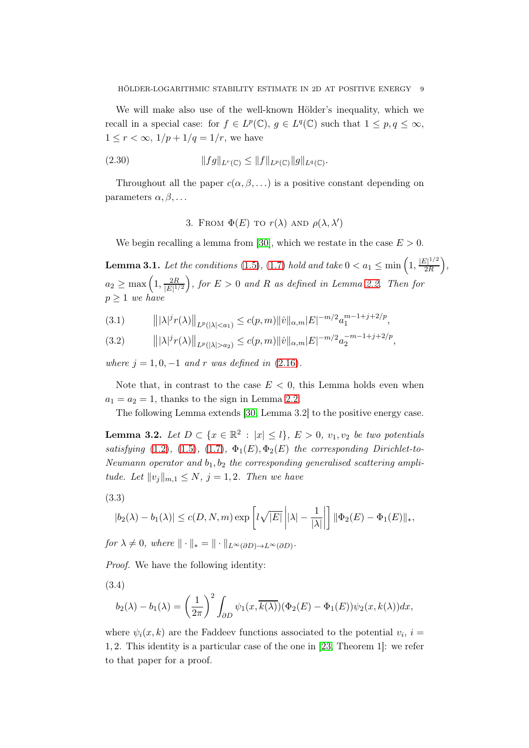We will make also use of the well-known Hölder's inequality, which we recall in a special case: for $f \in L^p(\mathbb{C})$, $g \in L^q(\mathbb{C})$ such that $1 \le p, q \le \infty$, $1 \le r < \infty$, $1/p + 1/q = 1/r$, we have

$$\|fg\|_{L^r(\mathbb{C})} \le \|f\|_{L^p(\mathbb{C})}\|g\|_{L^q(\mathbb{C})}. \tag{2.30}$$

Throughout all the paper $c(\alpha, \beta, \dots)$ is a positive constant depending on parameters $\alpha, \beta, \dots$

## 3. From $\Phi(E)$ to $r(\lambda)$ and $\rho(\lambda, \lambda')$

We begin recalling a lemma from [30], which we restate in the case $E > 0$.

**Lemma 3.1.** *Let the conditions (1.5), (1.7) hold and take $0 < a_1 \le \min\left(1, \frac{|E|^{1/2}}{2R}\right)$, $a_2 \ge \max\left(1, \frac{2R}{|E|^{1/2}}\right)$, for $E > 0$ and $R$ as defined in Lemma 2.2. Then for $p \ge 1$ we have*

$$\left\| |\lambda|^j r(\lambda) \right\|_{L^p(|\lambda| < a_1)} \le c(p, m) \|\hat{v}\|_{\alpha, m} |E|^{-m/2} a_1^{m-1+j+2/p}, \tag{3.1}$$

$$\left\| |\lambda|^j r(\lambda) \right\|_{L^p(|\lambda| > a_2)} \le c(p, m) \|\hat{v}\|_{\alpha, m} |E|^{-m/2} a_2^{-m-1+j+2/p}, \tag{3.2}$$

*where $j = 1, 0, -1$ and $r$ was defined in (2.16).*

Note that, in contrast to the case $E < 0$, this Lemma holds even when $a_1 = a_2 = 1$, thanks to the sign in Lemma 2.2.

The following Lemma extends [30, Lemma 3.2] to the positive energy case.

**Lemma 3.2.** *Let $D \subset \{x \in \mathbb{R}^2 : |x| \le l\}$, $E > 0$, $v_1, v_2$ be two potentials satisfying (1.2), (1.5), (1.7), $\Phi_1(E), \Phi_2(E)$ the corresponding Dirichlet-to-Neumann operator and $b_1, b_2$ the corresponding generalised scattering amplitude. Let $\|v_j\|_{m,1} \le N$, $j = 1, 2$. Then we have*

$$|b_2(\lambda) - b_1(\lambda)| \le c(D, N, m) \exp\left[ l\sqrt{|E|} \left| |\lambda| - \frac{1}{|\lambda|} \right| \right] \|\Phi_2(E) - \Phi_1(E)\|_*, \tag{3.3}$$

*for $\lambda \ne 0$, where $\|\cdot\|_* = \|\cdot\|_{L^\infty(\partial D) \to L^\infty(\partial D)}$.*

*Proof.* We have the following identity:

$$b_2(\lambda) - b_1(\lambda) = \left(\frac{1}{2\pi}\right)^2 \int_{\partial D} \psi_1(x, \overline{k(\lambda)})(\Phi_2(E) - \Phi_1(E))\psi_2(x, k(\lambda))dx, \tag{3.4}$$

where $\psi_i(x, k)$ are the Faddeev functions associated to the potential $v_i$, $i = 1, 2$. This identity is a particular case of the one in [23, Theorem 1]: we refer to that paper for a proof.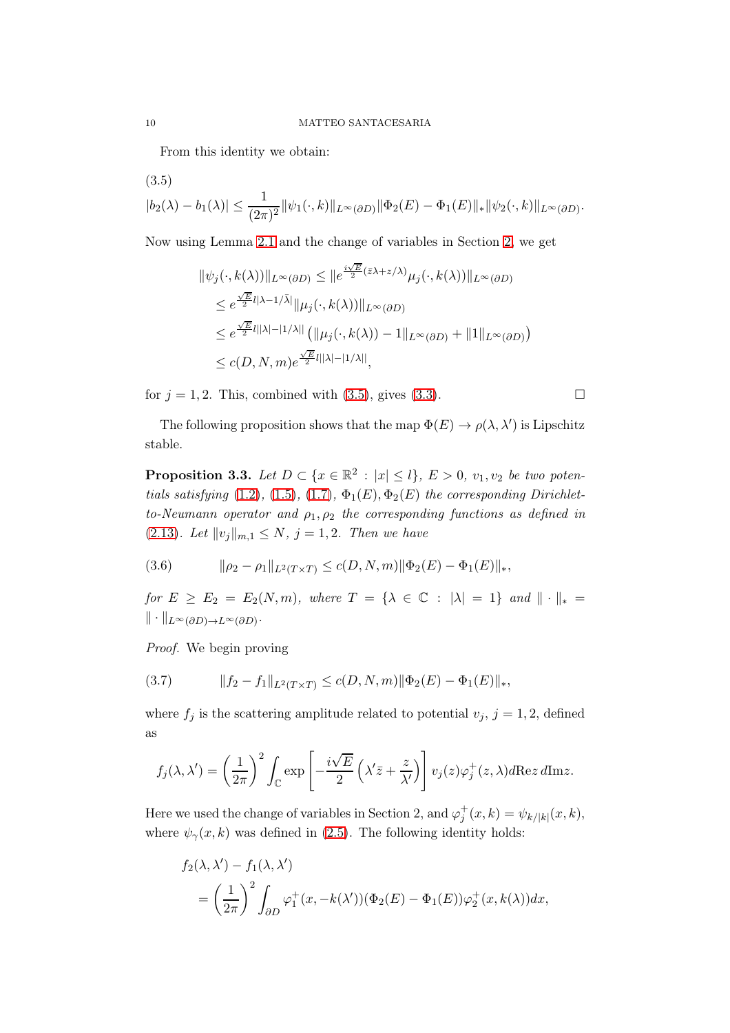From this identity we obtain:

$$
|b_2(\lambda) - b_1(\lambda)| \le \frac{1}{(2\pi)^2} \|\psi_1(\cdot, k)\|_{L^\infty(\partial D)} \|\Phi_2(E) - \Phi_1(E)\|_* \|\psi_2(\cdot, k)\|_{L^\infty(\partial D)}. \tag{3.5}
$$

Now using Lemma 2.1 and the change of variables in Section 2, we get

$$
\begin{aligned}
\|\psi_j(\cdot, k(\lambda))\|_{L^\infty(\partial D)} &\le \|e^{\frac{i\sqrt{E}}{2}(\bar{z}\lambda + z/\lambda)} \mu_j(\cdot, k(\lambda))\|_{L^\infty(\partial D)} \\
&\le e^{\frac{\sqrt{E}}{2} l |\lambda - 1/\bar{\lambda}|} \|\mu_j(\cdot, k(\lambda))\|_{L^\infty(\partial D)} \\
&\le e^{\frac{\sqrt{E}}{2} l ||\lambda| - |1/\lambda||} \left( \|\mu_j(\cdot, k(\lambda)) - 1\|_{L^\infty(\partial D)} + \|1\|_{L^\infty(\partial D)} \right) \\
&\le c(D, N, m) e^{\frac{\sqrt{E}}{2} l ||\lambda| - |1/\lambda||},
\end{aligned}
$$

for $j = 1, 2$. This, combined with (3.5), gives (3.3). $\square$

The following proposition shows that the map $\Phi(E) \to \rho(\lambda, \lambda')$ is Lipschitz stable.

**Proposition 3.3.** *Let $D \subset \{x \in \mathbb{R}^2 : |x| \le l\}$, $E > 0$, $v_1, v_2$ be two potentials satisfying (1.2), (1.5), (1.7), $\Phi_1(E), \Phi_2(E)$ the corresponding Dirichlet-to-Neumann operator and $\rho_1, \rho_2$ the corresponding functions as defined in (2.13). Let $\|v_j\|_{m,1} \le N$, $j = 1, 2$. Then we have*

$$
\|\rho_2 - \rho_1\|_{L^2(T \times T)} \le c(D, N, m) \|\Phi_2(E) - \Phi_1(E)\|_*, \tag{3.6}
$$

*for $E \ge E_2 = E_2(N, m)$, where $T = \{\lambda \in \mathbb{C} : |\lambda| = 1\}$ and $\| \cdot \|_* = \| \cdot \|_{L^\infty(\partial D) \to L^\infty(\partial D)}$.*

*Proof.* We begin proving

$$
\|f_2 - f_1\|_{L^2(T \times T)} \le c(D, N, m) \|\Phi_2(E) - \Phi_1(E)\|_*, \tag{3.7}
$$

where $f_j$ is the scattering amplitude related to potential $v_j$, $j = 1, 2$, defined as

$$
f_j(\lambda, \lambda') = \left( \frac{1}{2\pi} \right)^2 \int_{\mathbb{C}} \exp \left[ -\frac{i\sqrt{E}}{2} \left( \lambda' \bar{z} + \frac{z}{\lambda'} \right) \right] v_j(z) \varphi_j^+(z, \lambda) d\mathrm{Re} z \, d\mathrm{Im} z.
$$

Here we used the change of variables in Section 2, and $\varphi_j^+(x, k) = \psi_{k/|k|}(x, k)$, where $\psi_\gamma(x, k)$ was defined in (2.5). The following identity holds:

$$
\begin{aligned}
&f_2(\lambda, \lambda') - f_1(\lambda, \lambda') \\
&\quad = \left( \frac{1}{2\pi} \right)^2 \int_{\partial D} \varphi_1^+(x, -k(\lambda'))(\Phi_2(E) - \Phi_1(E)) \varphi_2^+(x, k(\lambda)) dx,
\end{aligned}
$$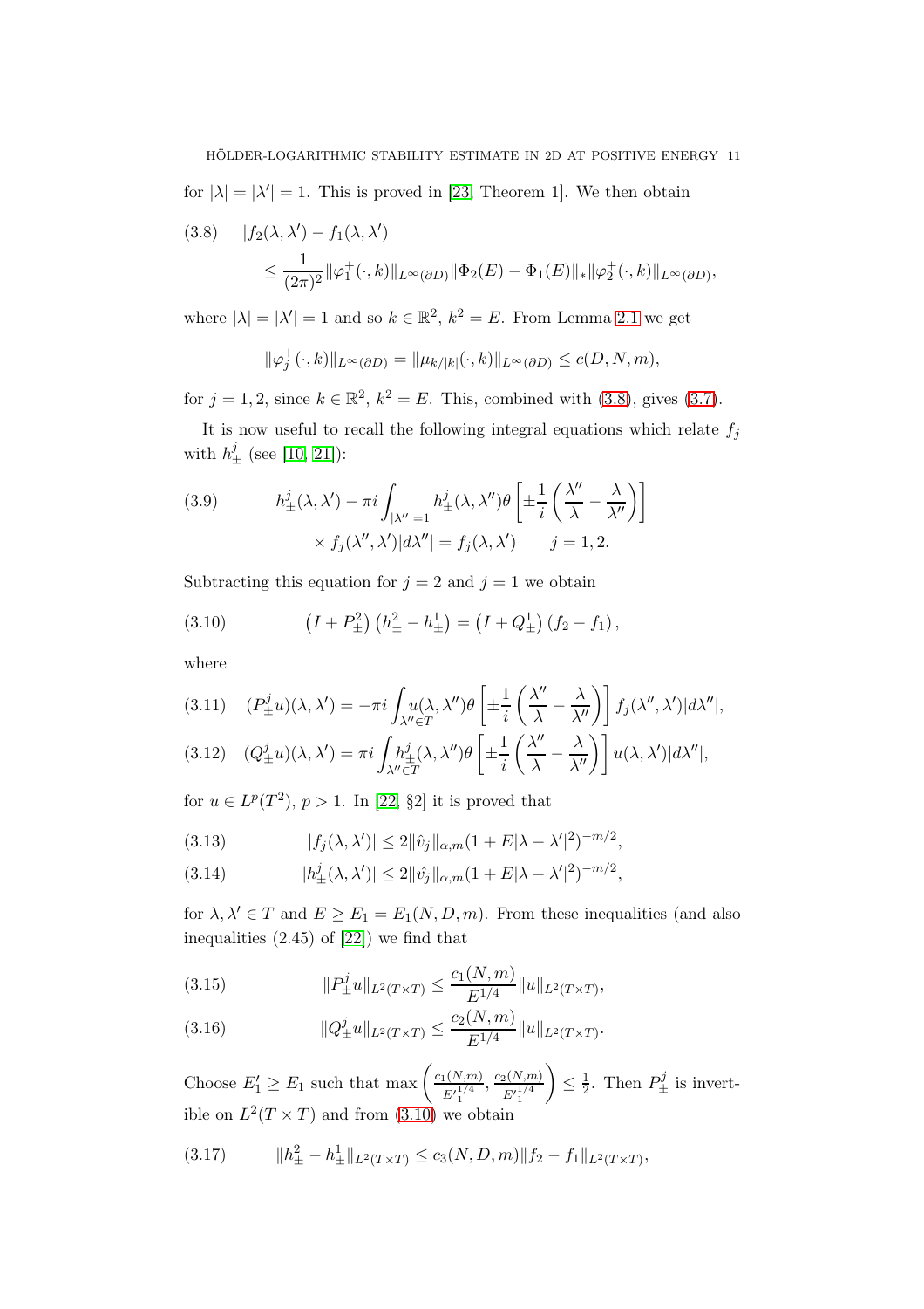for $|\lambda| = |\lambda'| = 1$. This is proved in [23, Theorem 1]. We then obtain

$$
\begin{aligned}
(3.8)\qquad & |f_2(\lambda,\lambda') - f_1(\lambda,\lambda')| \\
& \le \frac{1}{(2\pi)^2}\|\varphi_1^+(\cdot,k)\|_{L^\infty(\partial D)}\|\Phi_2(E)-\Phi_1(E)\|_*\|\varphi_2^+(\cdot,k)\|_{L^\infty(\partial D)},
\end{aligned}
$$

where $|\lambda| = |\lambda'| = 1$ and so $k \in \mathbb{R}^2$, $k^2 = E$. From Lemma 2.1 we get

$$
\|\varphi_j^+(\cdot,k)\|_{L^\infty(\partial D)} = \|\mu_{k/|k|}(\cdot,k)\|_{L^\infty(\partial D)} \le c(D,N,m),
$$

for $j = 1,2$, since $k \in \mathbb{R}^2$, $k^2 = E$. This, combined with (3.8), gives (3.7).

It is now useful to recall the following integral equations which relate $f_j$ with $h_\pm^j$ (see [10, 21]):

$$
\begin{aligned}
(3.9)\qquad h_\pm^j(\lambda,\lambda') - \pi i \int_{|\lambda''|=1} & h_\pm^j(\lambda,\lambda'')\theta\left[\pm\frac{1}{i}\left(\frac{\lambda''}{\lambda}-\frac{\lambda}{\lambda''}\right)\right] \\
& \times f_j(\lambda'',\lambda')|d\lambda''| = f_j(\lambda,\lambda') \qquad j=1,2.
\end{aligned}
$$

Subtracting this equation for $j = 2$ and $j = 1$ we obtain

$$
(3.10)\qquad \left(I+P_\pm^2\right)\left(h_\pm^2 - h_\pm^1\right) = \left(I+Q_\pm^1\right)\left(f_2-f_1\right),
$$

where

$$
(3.11)\qquad (P_\pm^j u)(\lambda,\lambda') = -\pi i \int_{\lambda''\in T} u(\lambda,\lambda'')\theta\left[\pm\frac{1}{i}\left(\frac{\lambda''}{\lambda}-\frac{\lambda}{\lambda''}\right)\right] f_j(\lambda'',\lambda')|d\lambda''|,
$$

$$
(3.12)\qquad (Q_\pm^j u)(\lambda,\lambda') = \pi i \int_{\lambda''\in T} h_\pm^j(\lambda,\lambda'')\theta\left[\pm\frac{1}{i}\left(\frac{\lambda''}{\lambda}-\frac{\lambda}{\lambda''}\right)\right] u(\lambda,\lambda')|d\lambda''|,
$$

for $u \in L^p(T^2)$, $p > 1$. In [22, §2] it is proved that

$$
(3.13)\qquad |f_j(\lambda,\lambda')| \le 2\|\hat v_j\|_{\alpha,m}(1+E|\lambda-\lambda'|^2)^{-m/2},
$$

$$
(3.14)\qquad |h_\pm^j(\lambda,\lambda')| \le 2\|\hat v_j\|_{\alpha,m}(1+E|\lambda-\lambda'|^2)^{-m/2},
$$

for $\lambda, \lambda' \in T$ and $E \ge E_1 = E_1(N,D,m)$. From these inequalities (and also inequalities (2.45) of [22]) we find that

$$
(3.15)\qquad \|P_\pm^j u\|_{L^2(T\times T)} \le \frac{c_1(N,m)}{E^{1/4}}\|u\|_{L^2(T\times T)},
$$

$$
(3.16)\qquad \|Q_\pm^j u\|_{L^2(T\times T)} \le \frac{c_2(N,m)}{E^{1/4}}\|u\|_{L^2(T\times T)}.
$$

Choose $E_1' \ge E_1$ such that $\max\left(\frac{c_1(N,m)}{E_1'^{1/4}}, \frac{c_2(N,m)}{E_1'^{1/4}}\right) \le \frac{1}{2}$. Then $P_\pm^j$ is invertible on $L^2(T\times T)$ and from (3.10) we obtain

$$
(3.17)\qquad \|h_\pm^2 - h_\pm^1\|_{L^2(T\times T)} \le c_3(N,D,m)\|f_2-f_1\|_{L^2(T\times T)},
$$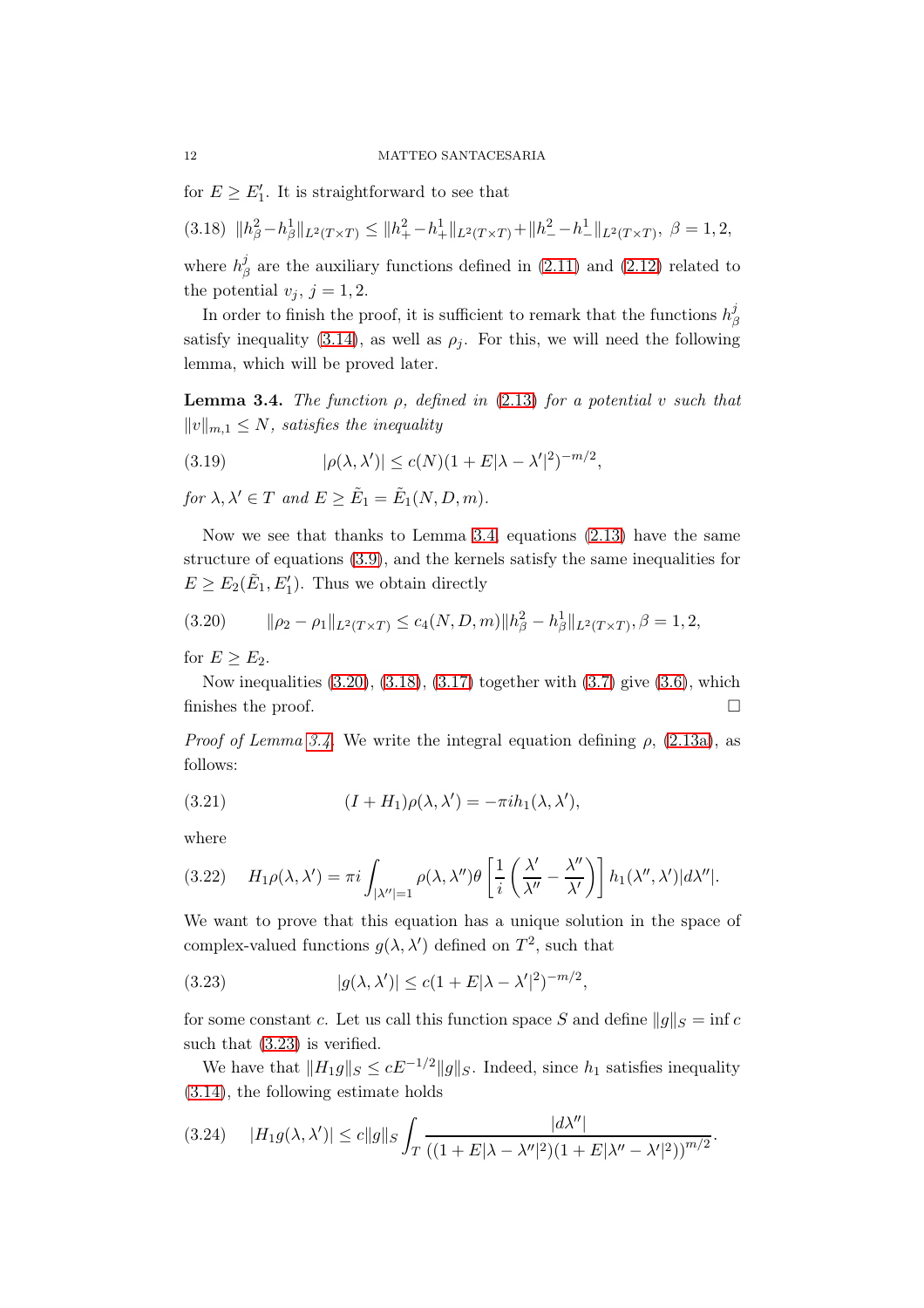for $E \geq E_1'$. It is straightforward to see that

$$\|h_\beta^2 - h_\beta^1\|_{L^2(T\times T)} \leq \|h_+^2 - h_+^1\|_{L^2(T\times T)} + \|h_-^2 - h_-^1\|_{L^2(T\times T)},\ \beta = 1, 2, \tag{3.18}$$

where $h_\beta^j$ are the auxiliary functions defined in (2.11) and (2.12) related to the potential $v_j$, $j = 1, 2$.

In order to finish the proof, it is sufficient to remark that the functions $h_\beta^j$ satisfy inequality (3.14), as well as $\rho_j$. For this, we will need the following lemma, which will be proved later.

**Lemma 3.4.** *The function $\rho$, defined in (2.13) for a potential $v$ such that $\|v\|_{m,1} \leq N$, satisfies the inequality*

$$|\rho(\lambda, \lambda')| \leq c(N)(1 + E|\lambda - \lambda'|^2)^{-m/2}, \tag{3.19}$$

*for $\lambda, \lambda' \in T$ and $E \geq \tilde{E}_1 = \tilde{E}_1(N, D, m)$.*

Now we see that thanks to Lemma 3.4 equations (2.13) have the same structure of equations (3.9), and the kernels satisfy the same inequalities for $E \geq E_2(\tilde{E}_1, E_1')$. Thus we obtain directly

$$\|\rho_2 - \rho_1\|_{L^2(T\times T)} \leq c_4(N, D, m)\|h_\beta^2 - h_\beta^1\|_{L^2(T\times T)}, \beta = 1, 2, \tag{3.20}$$

for $E \geq E_2$.

Now inequalities (3.20), (3.18), (3.17) together with (3.7) give (3.6), which finishes the proof. $\square$

*Proof of Lemma 3.4.* We write the integral equation defining $\rho$, (2.13a), as follows:

$$(I + H_1)\rho(\lambda, \lambda') = -\pi i h_1(\lambda, \lambda'), \tag{3.21}$$

where

$$H_1\rho(\lambda, \lambda') = \pi i \int_{|\lambda''|=1} \rho(\lambda, \lambda'')\theta\left[\frac{1}{i}\left(\frac{\lambda'}{\lambda''} - \frac{\lambda''}{\lambda'}\right)\right] h_1(\lambda'', \lambda')|d\lambda''|. \tag{3.22}$$

We want to prove that this equation has a unique solution in the space of complex-valued functions $g(\lambda, \lambda')$ defined on $T^2$, such that

$$|g(\lambda, \lambda')| \leq c(1 + E|\lambda - \lambda'|^2)^{-m/2}, \tag{3.23}$$

for some constant $c$. Let us call this function space $S$ and define $\|g\|_S = \inf c$ such that (3.23) is verified.

We have that $\|H_1 g\|_S \leq cE^{-1/2}\|g\|_S$. Indeed, since $h_1$ satisfies inequality (3.14), the following estimate holds

$$|H_1 g(\lambda, \lambda')| \leq c\|g\|_S \int_T \frac{|d\lambda''|}{((1 + E|\lambda - \lambda''|^2)(1 + E|\lambda'' - \lambda'|^2))^{m/2}}. \tag{3.24}$$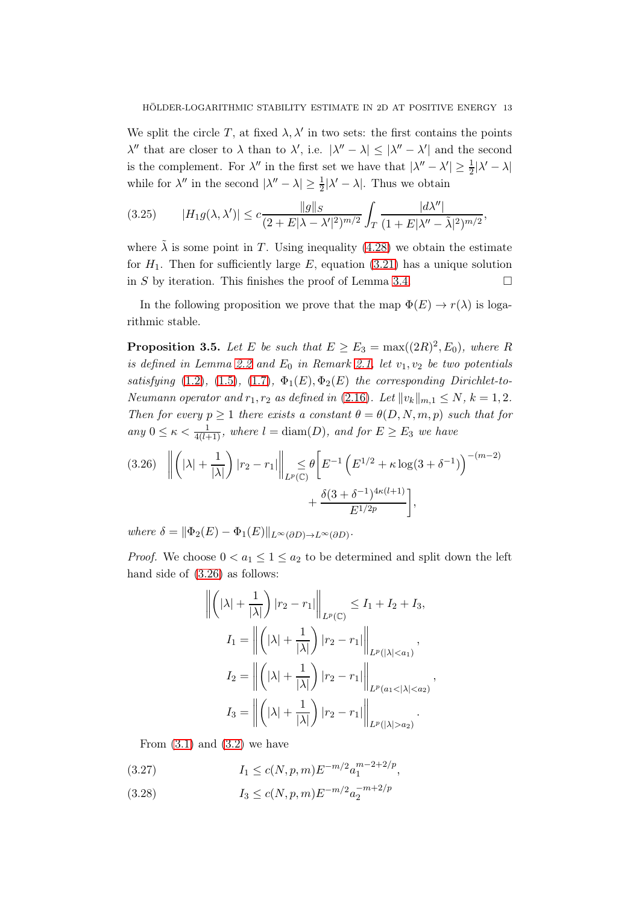We split the circle $T$, at fixed $\lambda, \lambda'$ in two sets: the first contains the points $\lambda''$ that are closer to $\lambda$ than to $\lambda'$, i.e. $|\lambda'' - \lambda| \le |\lambda'' - \lambda'|$ and the second is the complement. For $\lambda''$ in the first set we have that $|\lambda'' - \lambda'| \ge \frac{1}{2}|\lambda' - \lambda|$ while for $\lambda''$ in the second $|\lambda'' - \lambda| \ge \frac{1}{2}|\lambda' - \lambda|$. Thus we obtain

$$
|H_1 g(\lambda, \lambda')| \le c \frac{\|g\|_S}{(2 + E|\lambda - \lambda'|^2)^{m/2}} \int_T \frac{|d\lambda''|}{(1 + E|\lambda'' - \tilde{\lambda}|^2)^{m/2}}, \tag{3.25}
$$

where $\tilde{\lambda}$ is some point in $T$. Using inequality (4.28) we obtain the estimate for $H_1$. Then for sufficiently large $E$, equation (3.21) has a unique solution in $S$ by iteration. This finishes the proof of Lemma 3.4. $\square$

In the following proposition we prove that the map $\Phi(E) \to r(\lambda)$ is logarithmic stable.

**Proposition 3.5.** *Let $E$ be such that $E \ge E_3 = \max((2R)^2, E_0)$, where $R$ is defined in Lemma 2.2 and $E_0$ in Remark 2.1, let $v_1, v_2$ be two potentials satisfying (1.2), (1.5), (1.7), $\Phi_1(E), \Phi_2(E)$ the corresponding Dirichlet-to-Neumann operator and $r_1, r_2$ as defined in (2.16). Let $\|v_k\|_{m,1} \le N$, $k = 1, 2$. Then for every $p \ge 1$ there exists a constant $\theta = \theta(D, N, m, p)$ such that for any $0 \le \kappa < \frac{1}{4(l+1)}$, where $l = \mathrm{diam}(D)$, and for $E \ge E_3$ we have*

$$
\left\| \left( |\lambda| + \frac{1}{|\lambda|} \right) |r_2 - r_1| \right\|_{L^p(\mathbb{C})} \le \theta \Bigg[ E^{-1} \left( E^{1/2} + \kappa \log(3 + \delta^{-1}) \right)^{-(m-2)} + \frac{\delta (3 + \delta^{-1})^{4\kappa(l+1)}}{E^{1/2p}} \Bigg], \tag{3.26}
$$

*where $\delta = \|\Phi_2(E) - \Phi_1(E)\|_{L^\infty(\partial D) \to L^\infty(\partial D)}$.*

*Proof.* We choose $0 < a_1 \le 1 \le a_2$ to be determined and split down the left hand side of (3.26) as follows:

$$
\left\| \left( |\lambda| + \frac{1}{|\lambda|} \right) |r_2 - r_1| \right\|_{L^p(\mathbb{C})} \le I_1 + I_2 + I_3,
$$

$$
I_1 = \left\| \left( |\lambda| + \frac{1}{|\lambda|} \right) |r_2 - r_1| \right\|_{L^p(|\lambda| < a_1)},
$$

$$
I_2 = \left\| \left( |\lambda| + \frac{1}{|\lambda|} \right) |r_2 - r_1| \right\|_{L^p(a_1 < |\lambda| < a_2)},
$$

$$
I_3 = \left\| \left( |\lambda| + \frac{1}{|\lambda|} \right) |r_2 - r_1| \right\|_{L^p(|\lambda| > a_2)}.
$$

From (3.1) and (3.2) we have

$$
I_1 \le c(N, p, m) E^{-m/2} a_1^{m-2+2/p}, \tag{3.27}
$$

$$
I_3 \le c(N, p, m) E^{-m/2} a_2^{-m+2/p} \tag{3.28}
$$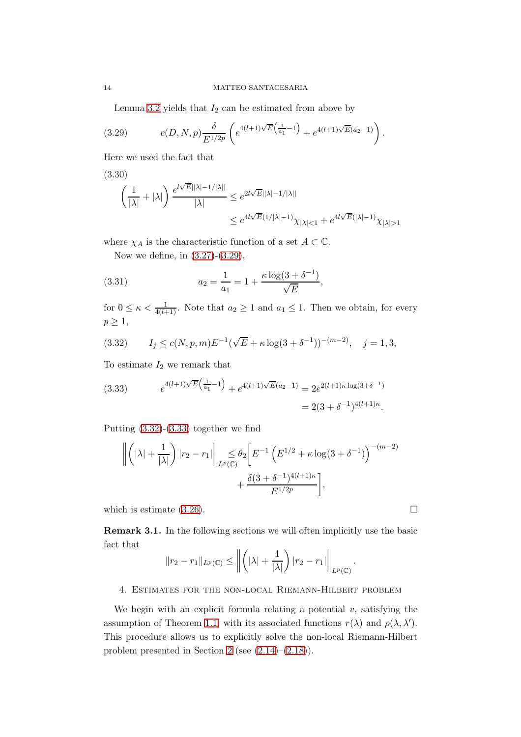Lemma 3.2 yields that $I_2$ can be estimated from above by

$$c(D,N,p)\frac{\delta}{E^{1/2p}}\left(e^{4(l+1)\sqrt{E}\left(\frac{1}{a_1}-1\right)}+e^{4(l+1)\sqrt{E}(a_2-1)}\right). \tag{3.29}$$

Here we used the fact that

$$\left(\frac{1}{|\lambda|}+|\lambda|\right)\frac{e^{l\sqrt{E}||\lambda|-1/|\lambda||}}{|\lambda|}\le e^{2l\sqrt{E}||\lambda|-1/|\lambda||} \le e^{4l\sqrt{E}(1/|\lambda|-1)}\chi_{|\lambda|<1}+e^{4l\sqrt{E}(|\lambda|-1)}\chi_{|\lambda|>1} \tag{3.30}$$

where $\chi_A$ is the characteristic function of a set $A\subset\mathbb{C}$.

Now we define, in (3.27)-(3.29),

$$a_2=\frac{1}{a_1}=1+\frac{\kappa\log(3+\delta^{-1})}{\sqrt{E}}, \tag{3.31}$$

for $0\le\kappa<\frac{1}{4(l+1)}$. Note that $a_2\ge 1$ and $a_1\le 1$. Then we obtain, for every $p\ge 1$,

$$I_j\le c(N,p,m)E^{-1}(\sqrt{E}+\kappa\log(3+\delta^{-1}))^{-(m-2)},\quad j=1,3, \tag{3.32}$$

To estimate $I_2$ we remark that

$$e^{4(l+1)\sqrt{E}\left(\frac{1}{a_1}-1\right)}+e^{4(l+1)\sqrt{E}(a_2-1)}=2e^{2(l+1)\kappa\log(3+\delta^{-1})} = 2(3+\delta^{-1})^{4(l+1)\kappa}. \tag{3.33}$$

Putting (3.32)-(3.33) together we find

$$\left\|\left(|\lambda|+\frac{1}{|\lambda|}\right)|r_2-r_1|\right\|_{L^p(\mathbb{C})}\le\theta_2\Bigg[E^{-1}\left(E^{1/2}+\kappa\log(3+\delta^{-1})\right)^{-(m-2)} +\frac{\delta(3+\delta^{-1})^{4(l+1)\kappa}}{E^{1/2p}}\Bigg],$$

which is estimate (3.26). ☐

**Remark 3.1.** In the following sections we will often implicitly use the basic fact that

$$\|r_2-r_1\|_{L^p(\mathbb{C})}\le\left\|\left(|\lambda|+\frac{1}{|\lambda|}\right)|r_2-r_1|\right\|_{L^p(\mathbb{C})}.$$

## 4. Estimates for the non-local Riemann-Hilbert problem

We begin with an explicit formula relating a potential $v$, satisfying the assumption of Theorem 1.1, with its associated functions $r(\lambda)$ and $\rho(\lambda,\lambda')$. This procedure allows us to explicitly solve the non-local Riemann-Hilbert problem presented in Section 2 (see (2.14)–(2.18)).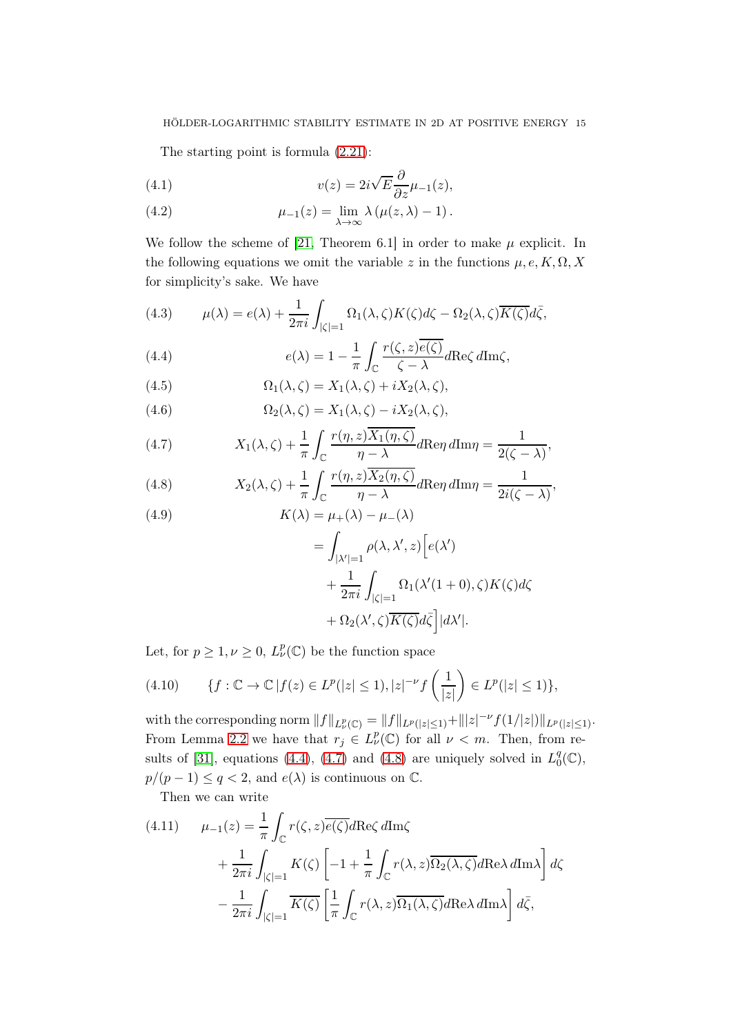The starting point is formula (2.21):

$$v(z) = 2i\sqrt{E}\frac{\partial}{\partial z}\mu_{-1}(z), \tag{4.1}$$

$$\mu_{-1}(z) = \lim_{\lambda\to\infty} \lambda\left(\mu(z,\lambda) - 1\right). \tag{4.2}$$

We follow the scheme of [21, Theorem 6.1] in order to make $\mu$ explicit. In the following equations we omit the variable $z$ in the functions $\mu, e, K, \Omega, X$ for simplicity's sake. We have

$$\mu(\lambda) = e(\lambda) + \frac{1}{2\pi i}\int_{|\zeta|=1} \Omega_1(\lambda,\zeta)K(\zeta)d\zeta - \Omega_2(\lambda,\zeta)\overline{K(\zeta)}d\bar{\zeta}, \tag{4.3}$$

$$e(\lambda) = 1 - \frac{1}{\pi}\int_{\mathbb{C}} \frac{r(\zeta,z)\overline{e(\zeta)}}{\zeta-\lambda} d\mathrm{Re}\zeta\, d\mathrm{Im}\zeta, \tag{4.4}$$

$$\Omega_1(\lambda,\zeta) = X_1(\lambda,\zeta) + iX_2(\lambda,\zeta), \tag{4.5}$$

$$\Omega_2(\lambda,\zeta) = X_1(\lambda,\zeta) - iX_2(\lambda,\zeta), \tag{4.6}$$

$$X_1(\lambda,\zeta) + \frac{1}{\pi}\int_{\mathbb{C}} \frac{r(\eta,z)\overline{X_1(\eta,\zeta)}}{\eta-\lambda} d\mathrm{Re}\eta\, d\mathrm{Im}\eta = \frac{1}{2(\zeta-\lambda)}, \tag{4.7}$$

$$X_2(\lambda,\zeta) + \frac{1}{\pi}\int_{\mathbb{C}} \frac{r(\eta,z)\overline{X_2(\eta,\zeta)}}{\eta-\lambda} d\mathrm{Re}\eta\, d\mathrm{Im}\eta = \frac{1}{2i(\zeta-\lambda)}, \tag{4.8}$$

$$\begin{aligned} K(\lambda) &= \mu_+(\lambda) - \mu_-(\lambda) \\ &= \int_{|\lambda'|=1} \rho(\lambda,\lambda',z)\Big[e(\lambda') \\ &\quad + \frac{1}{2\pi i}\int_{|\zeta|=1} \Omega_1(\lambda'(1+0),\zeta)K(\zeta)d\zeta \\ &\quad + \Omega_2(\lambda',\zeta)\overline{K(\zeta)}d\bar{\zeta}\Big]|d\lambda'|. \end{aligned} \tag{4.9}$$

Let, for $p \geq 1, \nu \geq 0$, $L^p_\nu(\mathbb{C})$ be the function space

$$\{f : \mathbb{C} \to \mathbb{C}\,|\, f(z) \in L^p(|z| \leq 1), |z|^{-\nu} f\left(\frac{1}{|z|}\right) \in L^p(|z| \leq 1)\}, \tag{4.10}$$

with the corresponding norm $\|f\|_{L^p_\nu(\mathbb{C})} = \|f\|_{L^p(|z|\leq 1)} + \||z|^{-\nu}f(1/|z|)\|_{L^p(|z|\leq 1)}$. From Lemma 2.2 we have that $r_j \in L^p_\nu(\mathbb{C})$ for all $\nu < m$. Then, from results of [31], equations (4.4), (4.7) and (4.8) are uniquely solved in $L^q_0(\mathbb{C})$, $p/(p-1) \leq q < 2$, and $e(\lambda)$ is continuous on $\mathbb{C}$.

Then we can write

$$\begin{aligned} \mu_{-1}(z) &= \frac{1}{\pi}\int_{\mathbb{C}} r(\zeta,z)\overline{e(\zeta)} d\mathrm{Re}\zeta\, d\mathrm{Im}\zeta \\ &\quad + \frac{1}{2\pi i}\int_{|\zeta|=1} K(\zeta)\left[-1 + \frac{1}{\pi}\int_{\mathbb{C}} r(\lambda,z)\overline{\Omega_2(\lambda,\zeta)} d\mathrm{Re}\lambda\, d\mathrm{Im}\lambda\right] d\zeta \\ &\quad - \frac{1}{2\pi i}\int_{|\zeta|=1} \overline{K(\zeta)}\left[\frac{1}{\pi}\int_{\mathbb{C}} r(\lambda,z)\overline{\Omega_1(\lambda,\zeta)} d\mathrm{Re}\lambda\, d\mathrm{Im}\lambda\right] d\bar{\zeta}, \end{aligned} \tag{4.11}$$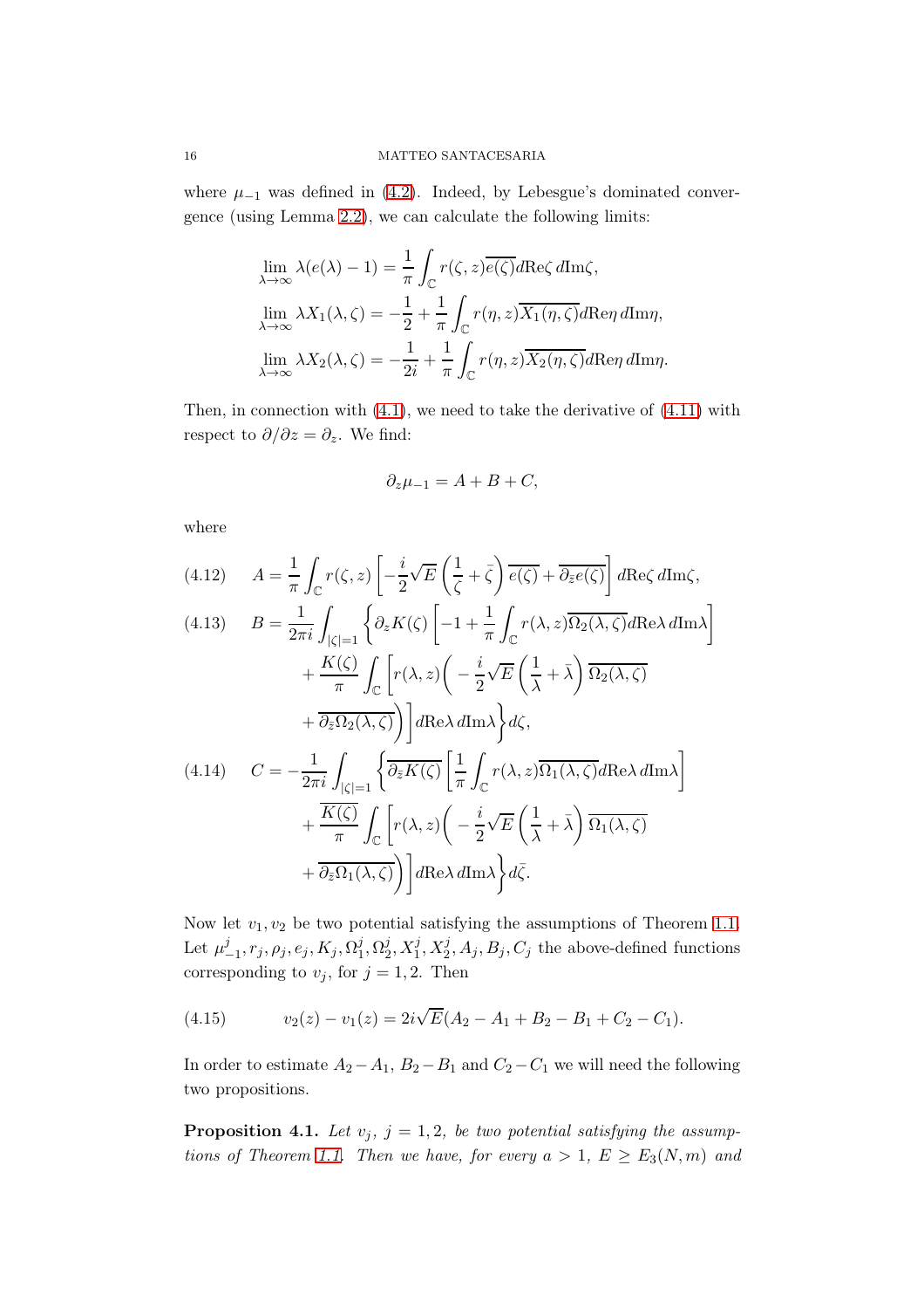where $\mu_{-1}$ was defined in (4.2). Indeed, by Lebesgue's dominated convergence (using Lemma 2.2), we can calculate the following limits:

$$\lim_{\lambda\to\infty} \lambda(e(\lambda)-1) = \frac{1}{\pi}\int_{\mathbb{C}} r(\zeta,z)\overline{e(\zeta)} d\mathrm{Re}\zeta\, d\mathrm{Im}\zeta,$$

$$\lim_{\lambda\to\infty} \lambda X_1(\lambda,\zeta) = -\frac{1}{2} + \frac{1}{\pi}\int_{\mathbb{C}} r(\eta,z)\overline{X_1(\eta,\zeta)} d\mathrm{Re}\eta\, d\mathrm{Im}\eta,$$

$$\lim_{\lambda\to\infty} \lambda X_2(\lambda,\zeta) = -\frac{1}{2i} + \frac{1}{\pi}\int_{\mathbb{C}} r(\eta,z)\overline{X_2(\eta,\zeta)} d\mathrm{Re}\eta\, d\mathrm{Im}\eta.$$

Then, in connection with (4.1), we need to take the derivative of (4.11) with respect to $\partial/\partial z = \partial_z$. We find:

$$\partial_z \mu_{-1} = A + B + C,$$

where

$$A = \frac{1}{\pi}\int_{\mathbb{C}} r(\zeta,z)\left[-\frac{i}{2}\sqrt{E}\left(\frac{1}{\zeta}+\bar{\zeta}\right)\overline{e(\zeta)} + \overline{\partial_{\bar{z}} e(\zeta)}\right] d\mathrm{Re}\zeta\, d\mathrm{Im}\zeta, \tag{4.12}$$

$$\begin{aligned} B = \frac{1}{2\pi i}\int_{|\zeta|=1} \Bigg\{ &\partial_z K(\zeta)\left[-1 + \frac{1}{\pi}\int_{\mathbb{C}} r(\lambda,z)\overline{\Omega_2(\lambda,\zeta)} d\mathrm{Re}\lambda\, d\mathrm{Im}\lambda\right] \\ &+ \frac{K(\zeta)}{\pi}\int_{\mathbb{C}}\left[r(\lambda,z)\bigg(-\frac{i}{2}\sqrt{E}\left(\frac{1}{\lambda}+\bar{\lambda}\right)\overline{\Omega_2(\lambda,\zeta)} \right. \\ &\left. + \overline{\partial_{\bar{z}}\Omega_2(\lambda,\zeta)}\bigg)\right] d\mathrm{Re}\lambda\, d\mathrm{Im}\lambda \Bigg\} d\zeta, \end{aligned} \tag{4.13}$$

$$\begin{aligned} C = -\frac{1}{2\pi i}\int_{|\zeta|=1} \Bigg\{ &\overline{\partial_{\bar{z}} K(\zeta)}\left[\frac{1}{\pi}\int_{\mathbb{C}} r(\lambda,z)\overline{\Omega_1(\lambda,\zeta)} d\mathrm{Re}\lambda\, d\mathrm{Im}\lambda\right] \\ &+ \frac{\overline{K(\zeta)}}{\pi}\int_{\mathbb{C}}\left[r(\lambda,z)\bigg(-\frac{i}{2}\sqrt{E}\left(\frac{1}{\lambda}+\bar{\lambda}\right)\overline{\Omega_1(\lambda,\zeta)} \right. \\ &\left. + \overline{\partial_{\bar{z}}\Omega_1(\lambda,\zeta)}\bigg)\right] d\mathrm{Re}\lambda\, d\mathrm{Im}\lambda \Bigg\} d\bar{\zeta}. \end{aligned} \tag{4.14}$$

Now let $v_1, v_2$ be two potential satisfying the assumptions of Theorem 1.1. Let $\mu_{-1}^j, r_j, \rho_j, e_j, K_j, \Omega_1^j, \Omega_2^j, X_1^j, X_2^j, A_j, B_j, C_j$ the above-defined functions corresponding to $v_j$, for $j=1,2$. Then

$$v_2(z) - v_1(z) = 2i\sqrt{E}(A_2 - A_1 + B_2 - B_1 + C_2 - C_1). \tag{4.15}$$

In order to estimate $A_2 - A_1$, $B_2 - B_1$ and $C_2 - C_1$ we will need the following two propositions.

**Proposition 4.1.** *Let $v_j$, $j=1,2$, be two potential satisfying the assumptions of Theorem 1.1. Then we have, for every $a > 1$, $E \geq E_3(N,m)$ and*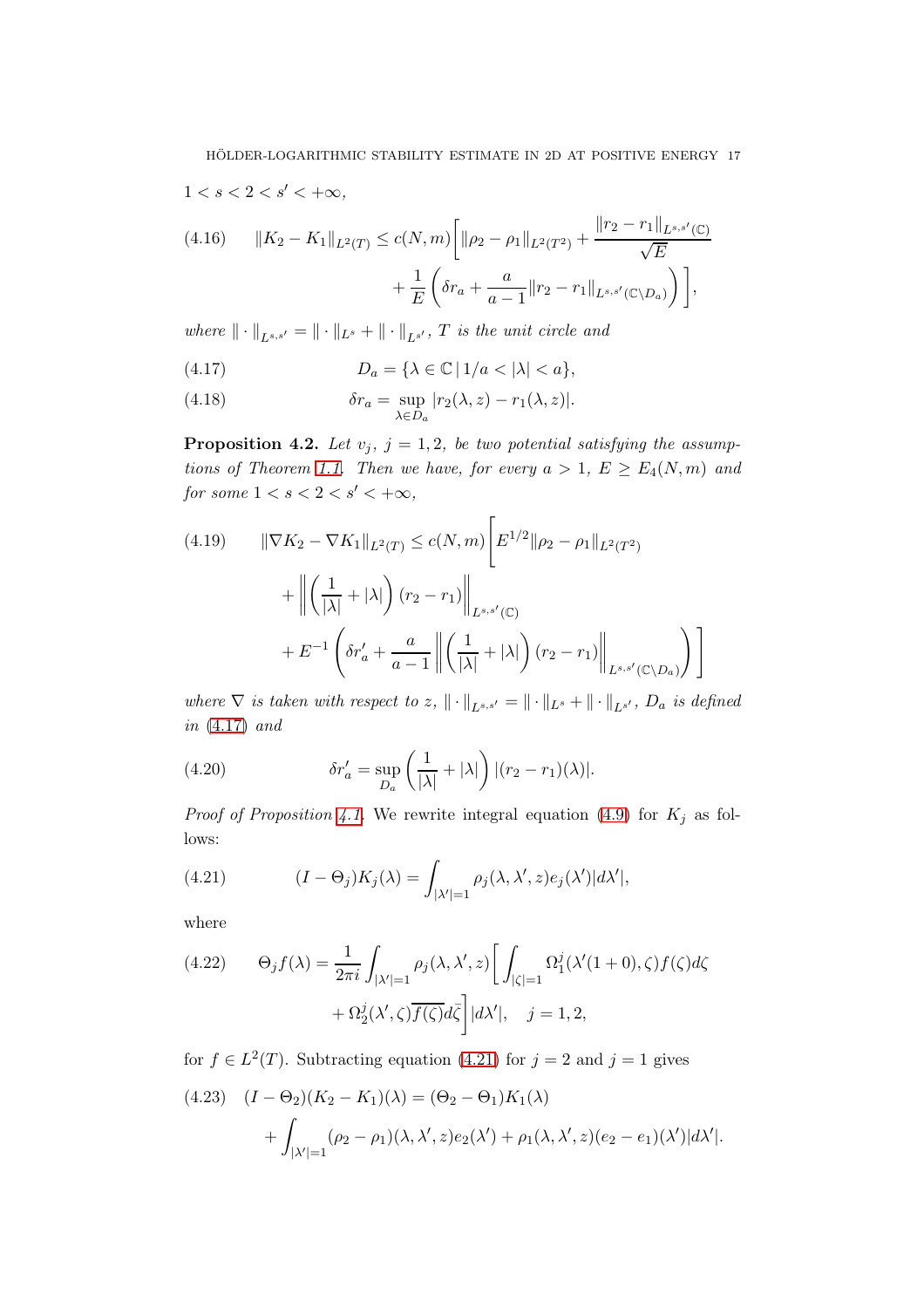$1 < s < 2 < s' < +\infty$,

$$
\|K_2 - K_1\|_{L^2(T)} \le c(N,m)\Bigg[\|\rho_2 - \rho_1\|_{L^2(T^2)} + \frac{\|r_2 - r_1\|_{L^{s,s'}(\mathbb{C})}}{\sqrt{E}} + \frac{1}{E}\left(\delta r_a + \frac{a}{a-1}\|r_2 - r_1\|_{L^{s,s'}(\mathbb{C}\setminus D_a)}\right)\Bigg], \tag{4.16}
$$

*where* $\|\cdot\|_{L^{s,s'}} = \|\cdot\|_{L^s} + \|\cdot\|_{L^{s'}}$, $T$ *is the unit circle and*

$$
D_a = \{\lambda \in \mathbb{C} \,|\, 1/a < |\lambda| < a\}, \tag{4.17}
$$

$$
\delta r_a = \sup_{\lambda \in D_a} |r_2(\lambda, z) - r_1(\lambda, z)|. \tag{4.18}
$$

**Proposition 4.2.** *Let* $v_j$, $j = 1, 2$, *be two potential satisfying the assumptions of Theorem 1.1. Then we have, for every* $a > 1$, $E \ge E_4(N, m)$ *and for some* $1 < s < 2 < s' < +\infty$,

$$
\|\nabla K_2 - \nabla K_1\|_{L^2(T)} \le c(N,m)\Bigg[E^{1/2}\|\rho_2 - \rho_1\|_{L^2(T^2)} + \left\|\left(\frac{1}{|\lambda|} + |\lambda|\right)(r_2 - r_1)\right\|_{L^{s,s'}(\mathbb{C})} + E^{-1}\left(\delta r'_a + \frac{a}{a-1}\left\|\left(\frac{1}{|\lambda|} + |\lambda|\right)(r_2 - r_1)\right\|_{L^{s,s'}(\mathbb{C}\setminus D_a)}\right)\Bigg] \tag{4.19}
$$

*where* $\nabla$ *is taken with respect to* $z$, $\|\cdot\|_{L^{s,s'}} = \|\cdot\|_{L^s} + \|\cdot\|_{L^{s'}}$, $D_a$ *is defined in* (4.17) *and*

$$
\delta r'_a = \sup_{D_a}\left(\frac{1}{|\lambda|} + |\lambda|\right)|(r_2 - r_1)(\lambda)|. \tag{4.20}
$$

*Proof of Proposition 4.1.* We rewrite integral equation (4.9) for $K_j$ as follows:

$$
(I - \Theta_j)K_j(\lambda) = \int_{|\lambda'|=1} \rho_j(\lambda, \lambda', z)e_j(\lambda')|d\lambda'|, \tag{4.21}
$$

where

$$
\Theta_j f(\lambda) = \frac{1}{2\pi i}\int_{|\lambda'|=1} \rho_j(\lambda, \lambda', z)\Bigg[\int_{|\zeta|=1} \Omega_1^j(\lambda'(1+0), \zeta)f(\zeta)d\zeta + \Omega_2^j(\lambda', \zeta)\overline{f(\zeta)}d\bar{\zeta}\Bigg]|d\lambda'|, \quad j = 1, 2, \tag{4.22}
$$

for $f \in L^2(T)$. Subtracting equation (4.21) for $j = 2$ and $j = 1$ gives

$$
(I - \Theta_2)(K_2 - K_1)(\lambda) = (\Theta_2 - \Theta_1)K_1(\lambda) + \int_{|\lambda'|=1} (\rho_2 - \rho_1)(\lambda, \lambda', z)e_2(\lambda') + \rho_1(\lambda, \lambda', z)(e_2 - e_1)(\lambda')|d\lambda'|. \tag{4.23}
$$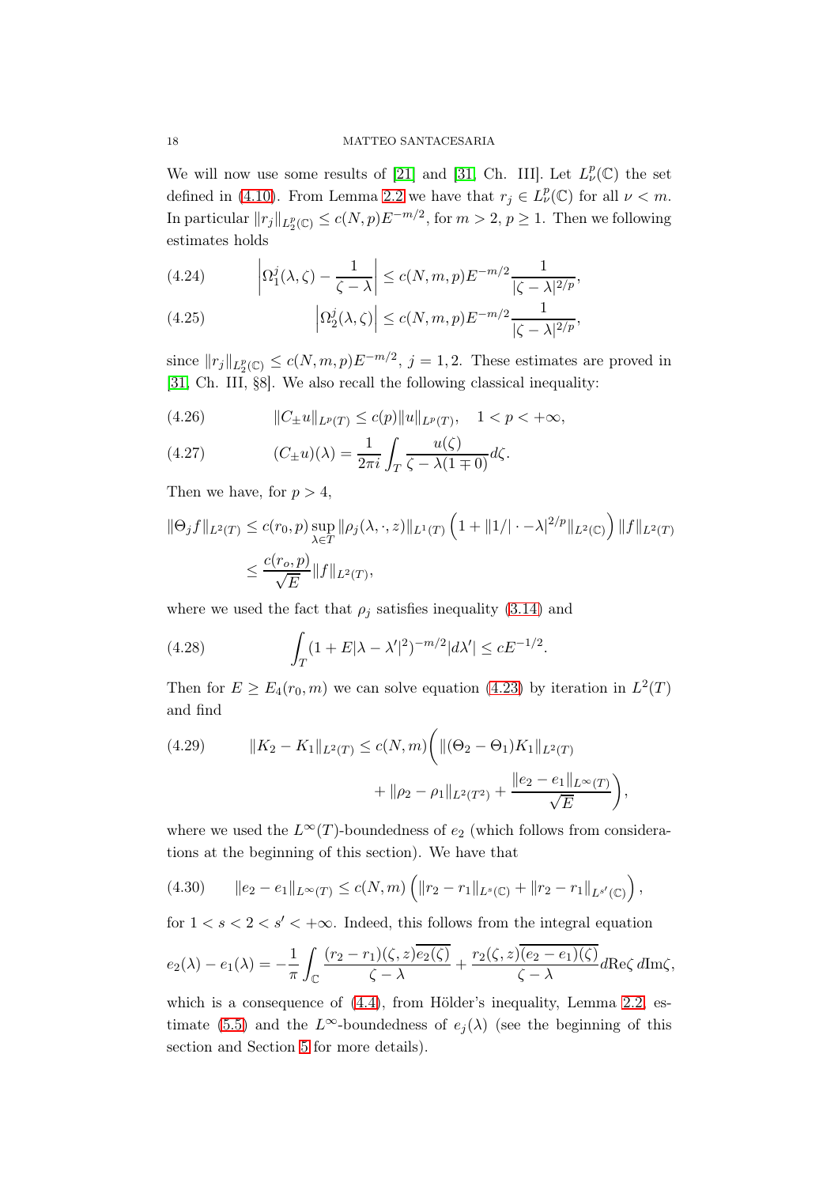We will now use some results of [21] and [31, Ch. III]. Let $L^p_\nu(\mathbb{C})$ the set defined in (4.10). From Lemma 2.2 we have that $r_j \in L^p_\nu(\mathbb{C})$ for all $\nu < m$. In particular $\|r_j\|_{L^p_2(\mathbb{C})} \le c(N,p)E^{-m/2}$, for $m > 2$, $p \ge 1$. Then we following estimates holds

$$\left|\Omega_1^j(\lambda,\zeta) - \frac{1}{\zeta-\lambda}\right| \le c(N,m,p)E^{-m/2}\frac{1}{|\zeta-\lambda|^{2/p}}, \tag{4.24}$$

$$\left|\Omega_2^j(\lambda,\zeta)\right| \le c(N,m,p)E^{-m/2}\frac{1}{|\zeta-\lambda|^{2/p}}, \tag{4.25}$$

since $\|r_j\|_{L^p_2(\mathbb{C})} \le c(N,m,p)E^{-m/2}$, $j=1,2$. These estimates are proved in [31, Ch. III, §8]. We also recall the following classical inequality:

$$\|C_\pm u\|_{L^p(T)} \le c(p)\|u\|_{L^p(T)}, \quad 1<p<+\infty, \tag{4.26}$$

$$(C_\pm u)(\lambda) = \frac{1}{2\pi i}\int_T \frac{u(\zeta)}{\zeta - \lambda(1\mp 0)}d\zeta. \tag{4.27}$$

Then we have, for $p>4$,

$$\begin{aligned}\|\Theta_j f\|_{L^2(T)} &\le c(r_0,p)\sup_{\lambda\in T}\|\rho_j(\lambda,\cdot,z)\|_{L^1(T)}\left(1+\|1/|\cdot-\lambda|^{2/p}\|_{L^2(\mathbb{C})}\right)\|f\|_{L^2(T)}\\ &\le \frac{c(r_o,p)}{\sqrt{E}}\|f\|_{L^2(T)},\end{aligned}$$

where we used the fact that $\rho_j$ satisfies inequality (3.14) and

$$\int_T (1+E|\lambda-\lambda'|^2)^{-m/2}|d\lambda'| \le cE^{-1/2}. \tag{4.28}$$

Then for $E \ge E_4(r_0,m)$ we can solve equation (4.23) by iteration in $L^2(T)$ and find

$$\begin{aligned}\|K_2-K_1\|_{L^2(T)} \le c(N,m)\bigg(&\|(\Theta_2-\Theta_1)K_1\|_{L^2(T)}\\ &+\|\rho_2-\rho_1\|_{L^2(T^2)}+\frac{\|e_2-e_1\|_{L^\infty(T)}}{\sqrt{E}}\bigg),\end{aligned} \tag{4.29}$$

where we used the $L^\infty(T)$-boundedness of $e_2$ (which follows from considerations at the beginning of this section). We have that

$$\|e_2-e_1\|_{L^\infty(T)} \le c(N,m)\left(\|r_2-r_1\|_{L^s(\mathbb{C})}+\|r_2-r_1\|_{L^{s'}(\mathbb{C})}\right), \tag{4.30}$$

for $1<s<2<s'<+\infty$. Indeed, this follows from the integral equation

$$e_2(\lambda)-e_1(\lambda) = -\frac{1}{\pi}\int_{\mathbb{C}} \frac{(r_2-r_1)(\zeta,z)\overline{e_2(\zeta)}}{\zeta-\lambda}+\frac{r_2(\zeta,z)\overline{(e_2-e_1)(\zeta)}}{\zeta-\lambda}d\mathrm{Re}\zeta\, d\mathrm{Im}\zeta,$$

which is a consequence of (4.4), from Hölder's inequality, Lemma 2.2, estimate (5.5) and the $L^\infty$-boundedness of $e_j(\lambda)$ (see the beginning of this section and Section 5 for more details).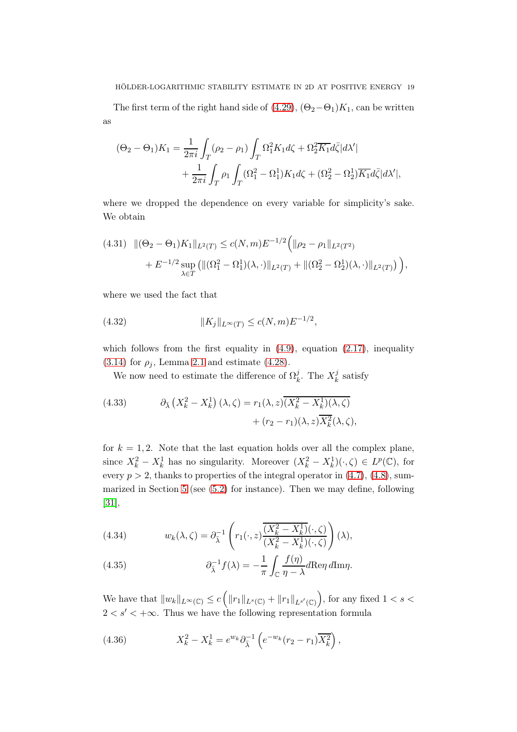The first term of the right hand side of (4.29), $(\Theta_2 - \Theta_1)K_1$, can be written as

$$
(\Theta_2 - \Theta_1)K_1 = \frac{1}{2\pi i}\int_T (\rho_2 - \rho_1)\int_T \Omega_1^2 K_1 d\zeta + \Omega_2^2\overline{K_1}d\bar{\zeta}|d\lambda'| + \frac{1}{2\pi i}\int_T \rho_1 \int_T (\Omega_1^2 - \Omega_1^1)K_1 d\zeta + (\Omega_2^2 - \Omega_2^1)\overline{K_1}d\bar{\zeta}|d\lambda'|,
$$

where we dropped the dependence on every variable for simplicity's sake. We obtain

$$
\begin{aligned}
(4.31)\quad \|(\Theta_2 - \Theta_1)K_1\|_{L^2(T)} \le c(N,m)E^{-1/2}\Big(&\|\rho_2 - \rho_1\|_{L^2(T^2)} \\
&+ E^{-1/2}\sup_{\lambda\in T}\left(\|(\Omega_1^2 - \Omega_1^1)(\lambda,\cdot)\|_{L^2(T)} + \|(\Omega_2^2 - \Omega_2^1)(\lambda,\cdot)\|_{L^2(T)}\right)\Big),
\end{aligned}
$$

where we used the fact that

$$
(4.32)\qquad \|K_j\|_{L^\infty(T)} \le c(N,m)E^{-1/2},
$$

which follows from the first equality in (4.9), equation (2.17), inequality (3.14) for $\rho_j$, Lemma 2.1 and estimate (4.28).

We now need to estimate the difference of $\Omega_k^j$. The $X_k^j$ satisfy

$$
\begin{aligned}
(4.33)\qquad \partial_{\bar\lambda}\left(X_k^2 - X_k^1\right)(\lambda,\zeta) = r_1(\lambda,z)&\overline{(X_k^2 - X_k^1)(\lambda,\zeta)} \\
&+ (r_2 - r_1)(\lambda,z)\overline{X_k^2}(\lambda,\zeta),
\end{aligned}
$$

for $k = 1,2$. Note that the last equation holds over all the complex plane, since $X_k^2 - X_k^1$ has no singularity. Moreover $(X_k^2 - X_k^1)(\cdot,\zeta) \in L^p(\mathbb{C})$, for every $p > 2$, thanks to properties of the integral operator in (4.7), (4.8), summarized in Section 5 (see (5.2) for instance). Then we may define, following [31],

$$
(4.34)\qquad w_k(\lambda,\zeta) = \partial_{\bar\lambda}^{-1}\left(r_1(\cdot,z)\frac{\overline{(X_k^2 - X_k^1)}(\cdot,\zeta)}{(X_k^2 - X_k^1)(\cdot,\zeta)}\right)(\lambda),
$$

$$
(4.35)\qquad \partial_{\bar\lambda}^{-1}f(\lambda) = -\frac{1}{\pi}\int_{\mathbb{C}}\frac{f(\eta)}{\eta - \lambda}d\mathrm{Re}\eta\, d\mathrm{Im}\eta.
$$

We have that $\|w_k\|_{L^\infty(\mathbb{C})} \le c\left(\|r_1\|_{L^s(\mathbb{C})} + \|r_1\|_{L^{s'}(\mathbb{C})}\right)$, for any fixed $1 < s < 2 < s' < +\infty$. Thus we have the following representation formula

$$
(4.36)\qquad X_k^2 - X_k^1 = e^{w_k}\partial_{\bar\lambda}^{-1}\left(e^{-w_k}(r_2 - r_1)\overline{X_k^2}\right),
$$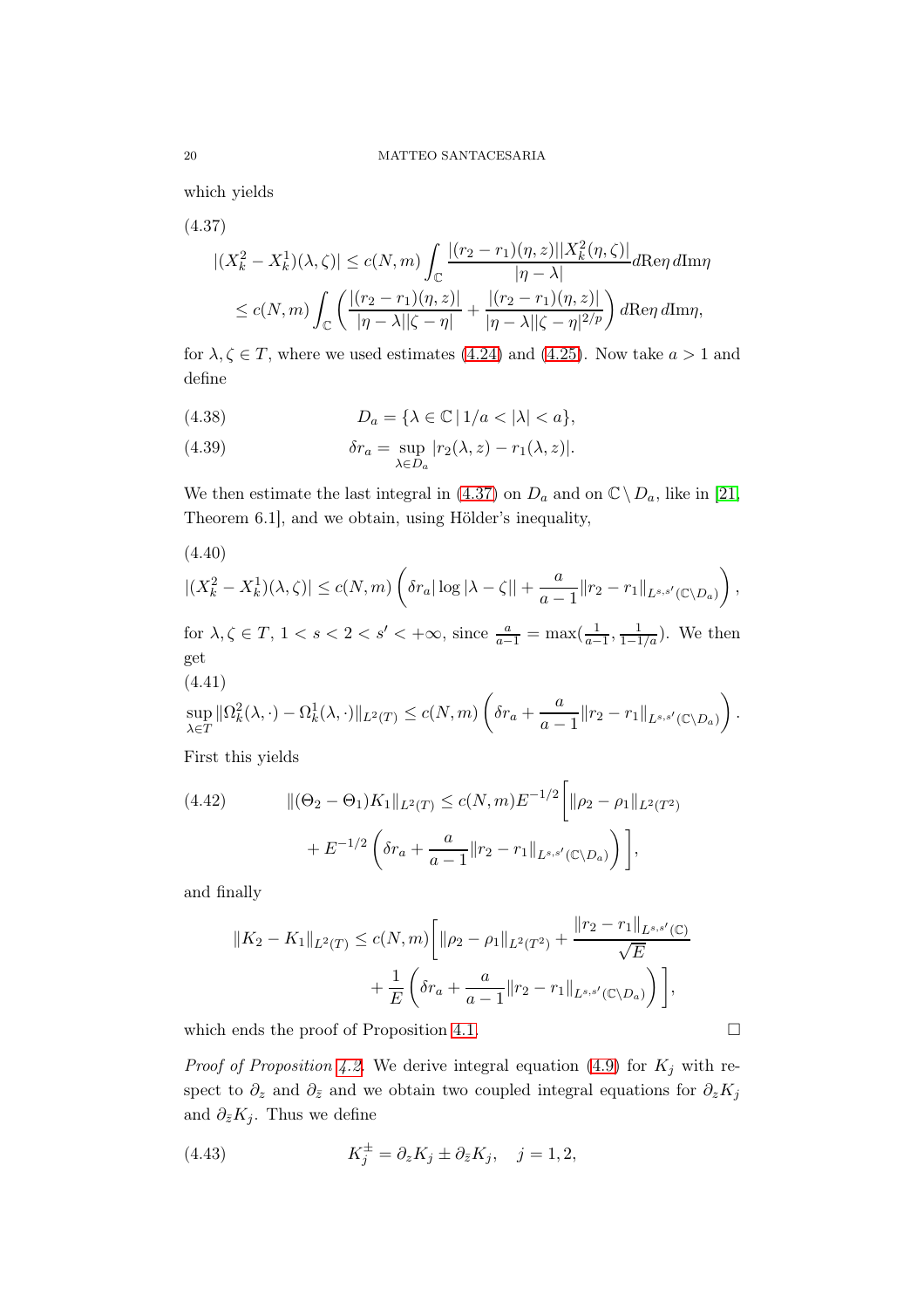which yields

(4.37)

$$
\begin{aligned}
|(X_k^2 - X_k^1)(\lambda,\zeta)| &\le c(N,m)\int_{\mathbb{C}} \frac{|(r_2-r_1)(\eta,z)||X_k^2(\eta,\zeta)|}{|\eta-\lambda|} d\mathrm{Re}\eta \, d\mathrm{Im}\eta \\
&\le c(N,m)\int_{\mathbb{C}} \left( \frac{|(r_2-r_1)(\eta,z)|}{|\eta-\lambda||\zeta-\eta|} + \frac{|(r_2-r_1)(\eta,z)|}{|\eta-\lambda||\zeta-\eta|^{2/p}} \right) d\mathrm{Re}\eta \, d\mathrm{Im}\eta,
\end{aligned}
$$

for $\lambda, \zeta \in T$, where we used estimates (4.24) and (4.25). Now take $a > 1$ and define

$$
D_a = \{\lambda \in \mathbb{C} \,|\, 1/a < |\lambda| < a\}, \tag{4.38}
$$

$$
\delta r_a = \sup_{\lambda \in D_a} |r_2(\lambda,z) - r_1(\lambda,z)|. \tag{4.39}
$$

We then estimate the last integral in (4.37) on $D_a$ and on $\mathbb{C} \setminus D_a$, like in [21, Theorem 6.1], and we obtain, using Hölder's inequality,

(4.40)

$$
|(X_k^2 - X_k^1)(\lambda,\zeta)| \le c(N,m)\left( \delta r_a |\log|\lambda-\zeta|| + \frac{a}{a-1}\|r_2-r_1\|_{L^{s,s'}(\mathbb{C}\setminus D_a)} \right),
$$

for $\lambda, \zeta \in T$, $1 < s < 2 < s' < +\infty$, since $\frac{a}{a-1} = \max(\frac{1}{a-1}, \frac{1}{1-1/a})$. We then get

(4.41)

$$
\sup_{\lambda\in T} \|\Omega_k^2(\lambda,\cdot) - \Omega_k^1(\lambda,\cdot)\|_{L^2(T)} \le c(N,m)\left( \delta r_a + \frac{a}{a-1}\|r_2-r_1\|_{L^{s,s'}(\mathbb{C}\setminus D_a)} \right).
$$

First this yields

$$
\begin{aligned}
\|(\Theta_2-\Theta_1)K_1\|_{L^2(T)} \le c(N,m)E^{-1/2}\Bigg[ &\|\rho_2-\rho_1\|_{L^2(T^2)} \\
&+ E^{-1/2}\left( \delta r_a + \frac{a}{a-1}\|r_2-r_1\|_{L^{s,s'}(\mathbb{C}\setminus D_a)} \right) \Bigg],
\end{aligned} \tag{4.42}
$$

and finally

$$
\begin{aligned}
\|K_2-K_1\|_{L^2(T)} \le c(N,m)\Bigg[ &\|\rho_2-\rho_1\|_{L^2(T^2)} + \frac{\|r_2-r_1\|_{L^{s,s'}(\mathbb{C})}}{\sqrt{E}} \\
&+ \frac{1}{E}\left( \delta r_a + \frac{a}{a-1}\|r_2-r_1\|_{L^{s,s'}(\mathbb{C}\setminus D_a)} \right) \Bigg],
\end{aligned}
$$

which ends the proof of Proposition 4.1. □

*Proof of Proposition 4.2.* We derive integral equation (4.9) for $K_j$ with respect to $\partial_z$ and $\partial_{\bar z}$ and we obtain two coupled integral equations for $\partial_z K_j$ and $\partial_{\bar z} K_j$. Thus we define

$$
K_j^{\pm} = \partial_z K_j \pm \partial_{\bar z} K_j, \quad j = 1,2, \tag{4.43}
$$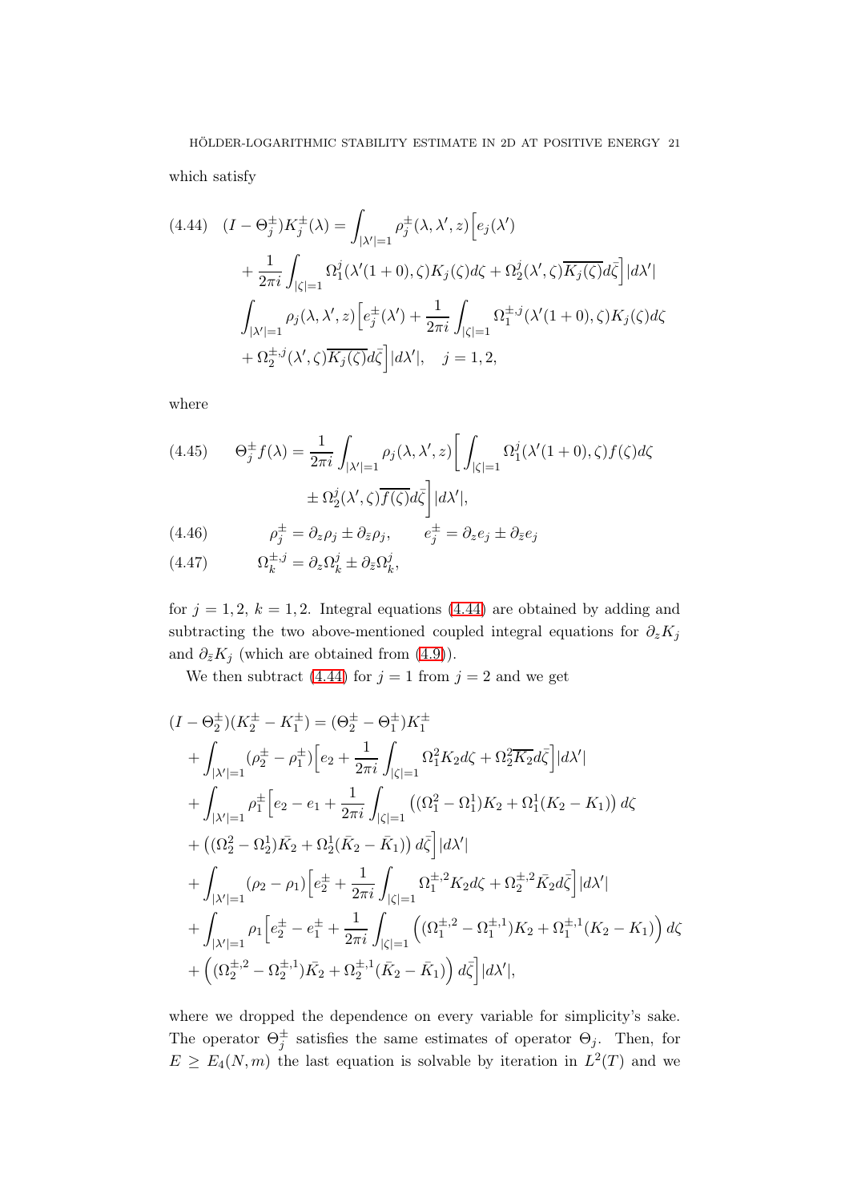which satisfy

$$
\begin{aligned}
(4.44)\quad (I-\Theta_j^{\pm})K_j^{\pm}(\lambda) &= \int_{|\lambda'|=1} \rho_j^{\pm}(\lambda,\lambda',z)\Big[e_j(\lambda') \\
&+ \frac{1}{2\pi i}\int_{|\zeta|=1} \Omega_1^j(\lambda'(1+0),\zeta)K_j(\zeta)d\zeta + \Omega_2^j(\lambda',\zeta)\overline{K_j(\zeta)}d\bar\zeta\Big]|d\lambda'| \\
&\int_{|\lambda'|=1} \rho_j(\lambda,\lambda',z)\Big[e_j^{\pm}(\lambda') + \frac{1}{2\pi i}\int_{|\zeta|=1}\Omega_1^{\pm,j}(\lambda'(1+0),\zeta)K_j(\zeta)d\zeta \\
&+ \Omega_2^{\pm,j}(\lambda',\zeta)\overline{K_j(\zeta)}d\bar\zeta\Big]|d\lambda'|, \quad j=1,2,
\end{aligned}
$$

where

$$
\begin{aligned}
(4.45)\qquad \Theta_j^{\pm}f(\lambda) &= \frac{1}{2\pi i}\int_{|\lambda'|=1}\rho_j(\lambda,\lambda',z)\Big[\int_{|\zeta|=1}\Omega_1^j(\lambda'(1+0),\zeta)f(\zeta)d\zeta \\
&\pm \Omega_2^j(\lambda',\zeta)\overline{f(\zeta)}d\bar\zeta\Big]|d\lambda'|,
\end{aligned}
$$

$$
(4.46)\qquad \rho_j^{\pm} = \partial_z\rho_j \pm \partial_{\bar z}\rho_j, \qquad e_j^{\pm} = \partial_z e_j \pm \partial_{\bar z}e_j
$$

$$
(4.47)\qquad \Omega_k^{\pm,j} = \partial_z\Omega_k^j \pm \partial_{\bar z}\Omega_k^j,
$$

for $j=1,2$, $k=1,2$. Integral equations (4.44) are obtained by adding and subtracting the two above-mentioned coupled integral equations for $\partial_z K_j$ and $\partial_{\bar z}K_j$ (which are obtained from (4.9)).

We then subtract (4.44) for $j=1$ from $j=2$ and we get

$$
\begin{aligned}
&(I-\Theta_2^{\pm})(K_2^{\pm}-K_1^{\pm}) = (\Theta_2^{\pm}-\Theta_1^{\pm})K_1^{\pm} \\
&+ \int_{|\lambda'|=1}(\rho_2^{\pm}-\rho_1^{\pm})\Big[e_2 + \frac{1}{2\pi i}\int_{|\zeta|=1}\Omega_1^2K_2d\zeta + \Omega_2^2\overline{K_2}d\bar\zeta\Big]|d\lambda'| \\
&+ \int_{|\lambda'|=1}\rho_1^{\pm}\Big[e_2-e_1+\frac{1}{2\pi i}\int_{|\zeta|=1}\big((\Omega_1^2-\Omega_1^1)K_2 + \Omega_1^1(K_2-K_1)\big)\,d\zeta \\
&+ \big((\Omega_2^2-\Omega_2^1)\bar K_2 + \Omega_2^1(\bar K_2-\bar K_1)\big)\,d\bar\zeta\Big]|d\lambda'| \\
&+ \int_{|\lambda'|=1}(\rho_2-\rho_1)\Big[e_2^{\pm} + \frac{1}{2\pi i}\int_{|\zeta|=1}\Omega_1^{\pm,2}K_2d\zeta + \Omega_2^{\pm,2}\bar K_2d\bar\zeta\Big]|d\lambda'| \\
&+ \int_{|\lambda'|=1}\rho_1\Big[e_2^{\pm}-e_1^{\pm}+\frac{1}{2\pi i}\int_{|\zeta|=1}\Big((\Omega_1^{\pm,2}-\Omega_1^{\pm,1})K_2 + \Omega_1^{\pm,1}(K_2-K_1)\Big)\,d\zeta \\
&+ \Big((\Omega_2^{\pm,2}-\Omega_2^{\pm,1})\bar K_2 + \Omega_2^{\pm,1}(\bar K_2-\bar K_1)\Big)\,d\bar\zeta\Big]|d\lambda'|,
\end{aligned}
$$

where we dropped the dependence on every variable for simplicity's sake. The operator $\Theta_j^{\pm}$ satisfies the same estimates of operator $\Theta_j$. Then, for $E \geq E_4(N,m)$ the last equation is solvable by iteration in $L^2(T)$ and we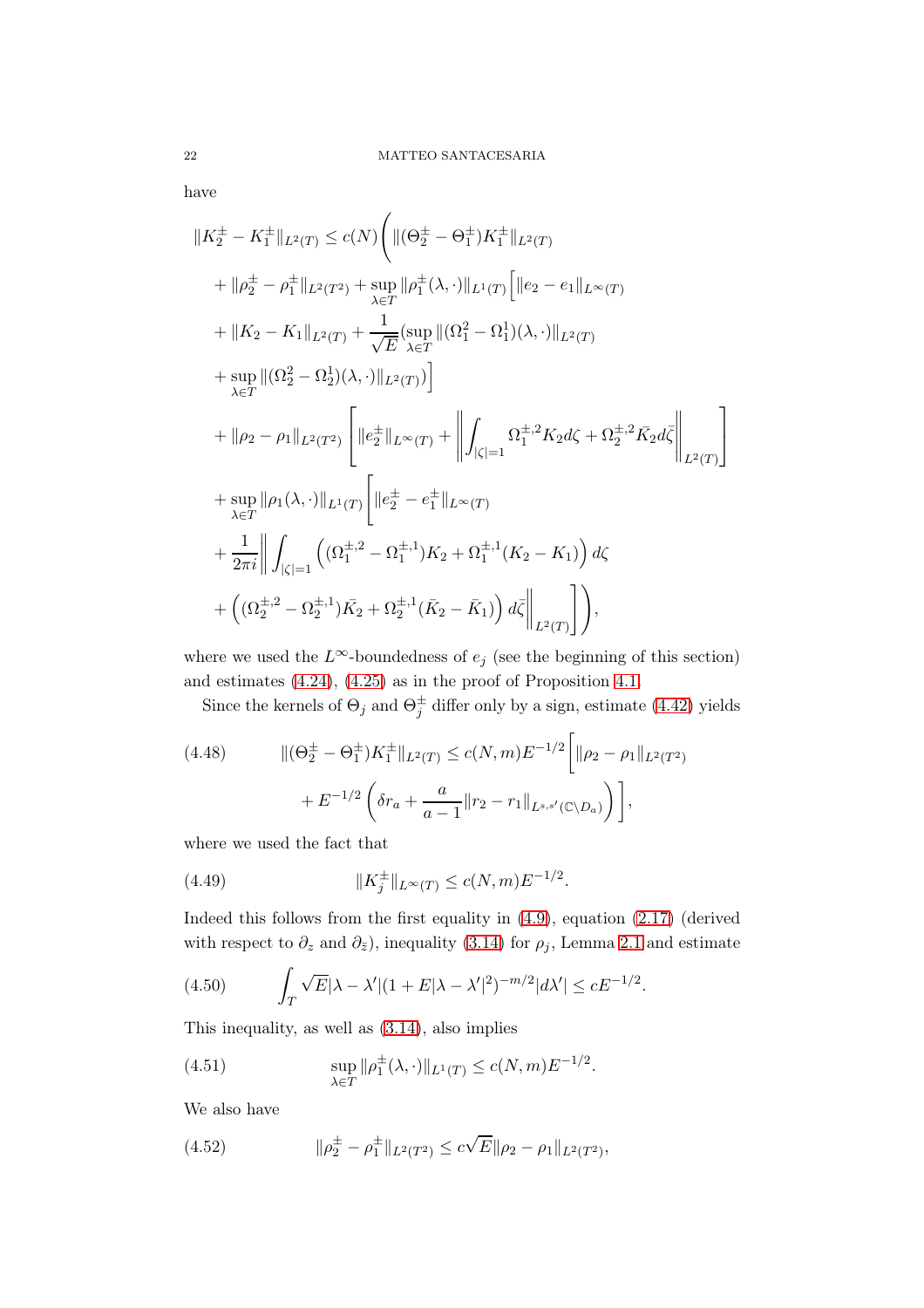have

$$
\begin{aligned}
\|K_2^\pm - K_1^\pm\|_{L^2(T)} \le c(N)\Bigg( & \|(\Theta_2^\pm - \Theta_1^\pm)K_1^\pm\|_{L^2(T)} \\
& + \|\rho_2^\pm - \rho_1^\pm\|_{L^2(T^2)} + \sup_{\lambda\in T}\|\rho_1^\pm(\lambda,\cdot)\|_{L^1(T)}\Big[\|e_2 - e_1\|_{L^\infty(T)} \\
& + \|K_2 - K_1\|_{L^2(T)} + \frac{1}{\sqrt{E}}\big(\sup_{\lambda\in T}\|(\Omega_1^2 - \Omega_1^1)(\lambda,\cdot)\|_{L^2(T)} \\
& + \sup_{\lambda\in T}\|(\Omega_2^2 - \Omega_2^1)(\lambda,\cdot)\|_{L^2(T)}\big)\Big] \\
& + \|\rho_2 - \rho_1\|_{L^2(T^2)}\left[\|e_2^\pm\|_{L^\infty(T)} + \left\|\int_{|\zeta|=1}\Omega_1^{\pm,2}K_2 d\zeta + \Omega_2^{\pm,2}\bar{K}_2 d\bar{\zeta}\right\|_{L^2(T)}\right] \\
& + \sup_{\lambda\in T}\|\rho_1(\lambda,\cdot)\|_{L^1(T)}\Bigg[\|e_2^\pm - e_1^\pm\|_{L^\infty(T)} \\
& + \frac{1}{2\pi i}\Bigg\|\int_{|\zeta|=1}\Big((\Omega_1^{\pm,2} - \Omega_1^{\pm,1})K_2 + \Omega_1^{\pm,1}(K_2 - K_1)\Big)d\zeta \\
& + \Big((\Omega_2^{\pm,2} - \Omega_2^{\pm,1})\bar{K}_2 + \Omega_2^{\pm,1}(\bar{K}_2 - \bar{K}_1)\Big)d\bar{\zeta}\Bigg\|_{L^2(T)}\Bigg]\Bigg),
\end{aligned}
$$

where we used the $L^\infty$-boundedness of $e_j$ (see the beginning of this section) and estimates (4.24), (4.25) as in the proof of Proposition 4.1.

Since the kernels of $\Theta_j$ and $\Theta_j^\pm$ differ only by a sign, estimate (4.42) yields

$$
\begin{aligned}
\|(\Theta_2^\pm - \Theta_1^\pm)K_1^\pm\|_{L^2(T)} \le c(N,m)E^{-1/2}\Bigg[ & \|\rho_2 - \rho_1\|_{L^2(T^2)} \\
& + E^{-1/2}\left(\delta r_a + \frac{a}{a-1}\|r_2 - r_1\|_{L^{s,s'}(\mathbb{C}\setminus D_a)}\right)\Bigg],
\end{aligned} \tag{4.48}
$$

where we used the fact that

$$
\|K_j^\pm\|_{L^\infty(T)} \le c(N,m)E^{-1/2}. \tag{4.49}
$$

Indeed this follows from the first equality in (4.9), equation (2.17) (derived with respect to $\partial_z$ and $\partial_{\bar{z}}$), inequality (3.14) for $\rho_j$, Lemma 2.1 and estimate

$$
\int_T \sqrt{E}|\lambda - \lambda'|(1 + E|\lambda - \lambda'|^2)^{-m/2}|d\lambda'| \le cE^{-1/2}. \tag{4.50}
$$

This inequality, as well as (3.14), also implies

$$
\sup_{\lambda\in T}\|\rho_1^\pm(\lambda,\cdot)\|_{L^1(T)} \le c(N,m)E^{-1/2}. \tag{4.51}
$$

We also have

$$
\|\rho_2^\pm - \rho_1^\pm\|_{L^2(T^2)} \le c\sqrt{E}\|\rho_2 - \rho_1\|_{L^2(T^2)}, \tag{4.52}
$$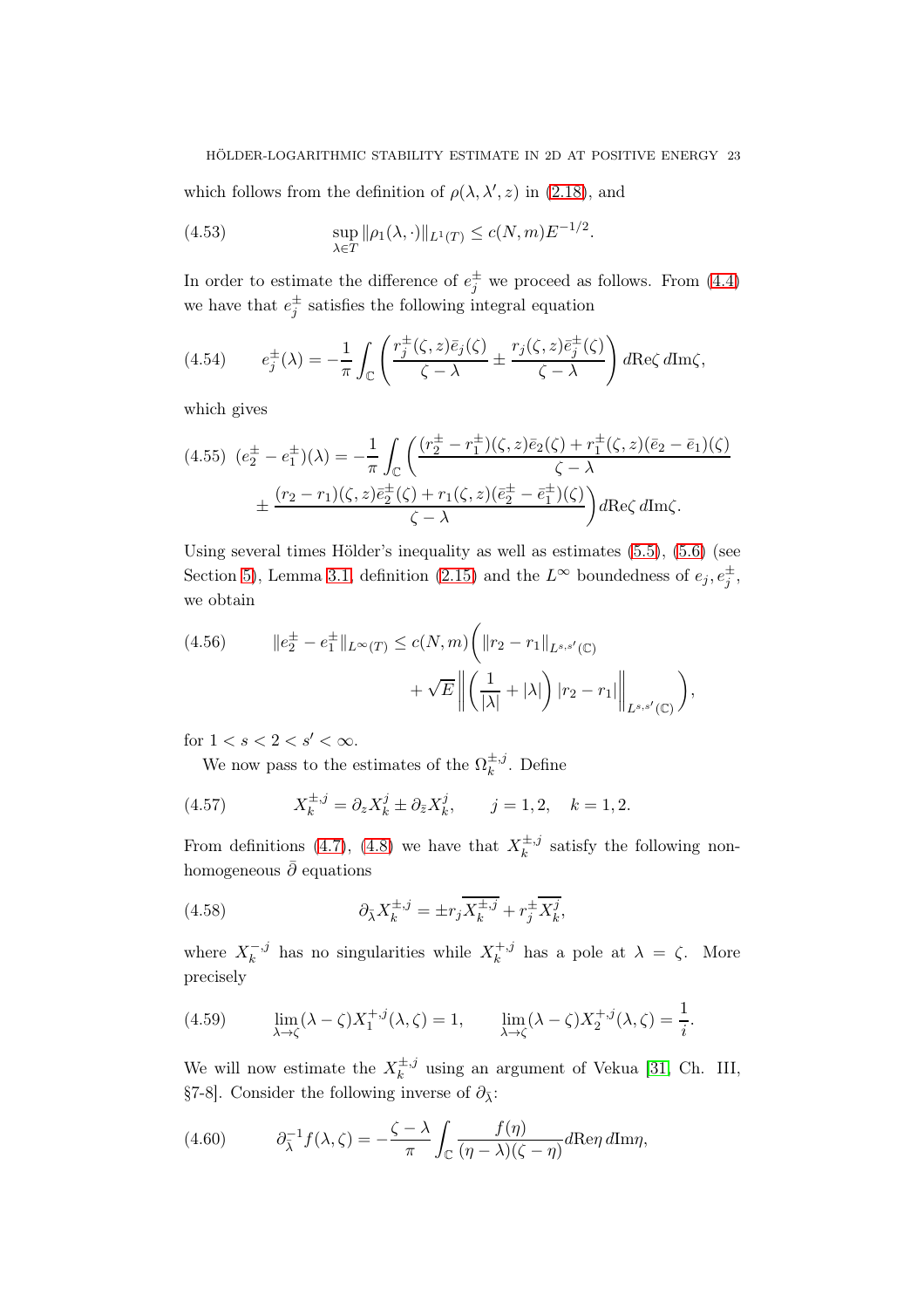which follows from the definition of $\rho(\lambda, \lambda', z)$ in (2.18), and

$$\sup_{\lambda \in T} \|\rho_1(\lambda, \cdot)\|_{L^1(T)} \leq c(N, m) E^{-1/2}. \tag{4.53}$$

In order to estimate the difference of $e_j^{\pm}$ we proceed as follows. From (4.4) we have that $e_j^{\pm}$ satisfies the following integral equation

$$e_j^{\pm}(\lambda) = -\frac{1}{\pi} \int_{\mathbb{C}} \left( \frac{r_j^{\pm}(\zeta, z) \bar{e}_j(\zeta)}{\zeta - \lambda} \pm \frac{r_j(\zeta, z) \bar{e}_j^{\pm}(\zeta)}{\zeta - \lambda} \right) d\mathrm{Re}\zeta \, d\mathrm{Im}\zeta, \tag{4.54}$$

which gives

$$\begin{aligned}(e_2^{\pm} - e_1^{\pm})(\lambda) = -\frac{1}{\pi} \int_{\mathbb{C}} \bigg( &\frac{(r_2^{\pm} - r_1^{\pm})(\zeta, z) \bar{e}_2(\zeta) + r_1^{\pm}(\zeta, z)(\bar{e}_2 - \bar{e}_1)(\zeta)}{\zeta - \lambda} \\ &\pm \frac{(r_2 - r_1)(\zeta, z) \bar{e}_2^{\pm}(\zeta) + r_1(\zeta, z)(\bar{e}_2^{\pm} - \bar{e}_1^{\pm})(\zeta)}{\zeta - \lambda} \bigg) d\mathrm{Re}\zeta \, d\mathrm{Im}\zeta.\end{aligned} \tag{4.55}$$

Using several times Hölder's inequality as well as estimates (5.5), (5.6) (see Section 5), Lemma 3.1, definition (2.15) and the $L^\infty$ boundedness of $e_j, e_j^{\pm}$, we obtain

$$\begin{aligned}\|e_2^{\pm} - e_1^{\pm}\|_{L^\infty(T)} \leq c(N, m) \bigg( &\|r_2 - r_1\|_{L^{s,s'}(\mathbb{C})} \\ &+ \sqrt{E} \left\| \left( \frac{1}{|\lambda|} + |\lambda| \right) |r_2 - r_1| \right\|_{L^{s,s'}(\mathbb{C})} \bigg),\end{aligned} \tag{4.56}$$

for $1 < s < 2 < s' < \infty$.

We now pass to the estimates of the $\Omega_k^{\pm, j}$. Define

$$X_k^{\pm, j} = \partial_z X_k^j \pm \partial_{\bar{z}} X_k^j, \qquad j = 1, 2, \quad k = 1, 2. \tag{4.57}$$

From definitions (4.7), (4.8) we have that $X_k^{\pm, j}$ satisfy the following non-homogeneous $\bar{\partial}$ equations

$$\partial_{\bar{\lambda}} X_k^{\pm, j} = \pm r_j \overline{X_k^{\pm, j}} + r_j^{\pm} \overline{X_k^j}, \tag{4.58}$$

where $X_k^{-, j}$ has no singularities while $X_k^{+, j}$ has a pole at $\lambda = \zeta$. More precisely

$$\lim_{\lambda \to \zeta} (\lambda - \zeta) X_1^{+, j}(\lambda, \zeta) = 1, \qquad \lim_{\lambda \to \zeta} (\lambda - \zeta) X_2^{+, j}(\lambda, \zeta) = \frac{1}{i}. \tag{4.59}$$

We will now estimate the $X_k^{\pm, j}$ using an argument of Vekua [31, Ch. III, §7-8]. Consider the following inverse of $\partial_{\bar{\lambda}}$:

$$\partial_{\bar{\lambda}}^{-1} f(\lambda, \zeta) = -\frac{\zeta - \lambda}{\pi} \int_{\mathbb{C}} \frac{f(\eta)}{(\eta - \lambda)(\zeta - \eta)} d\mathrm{Re}\eta \, d\mathrm{Im}\eta, \tag{4.60}$$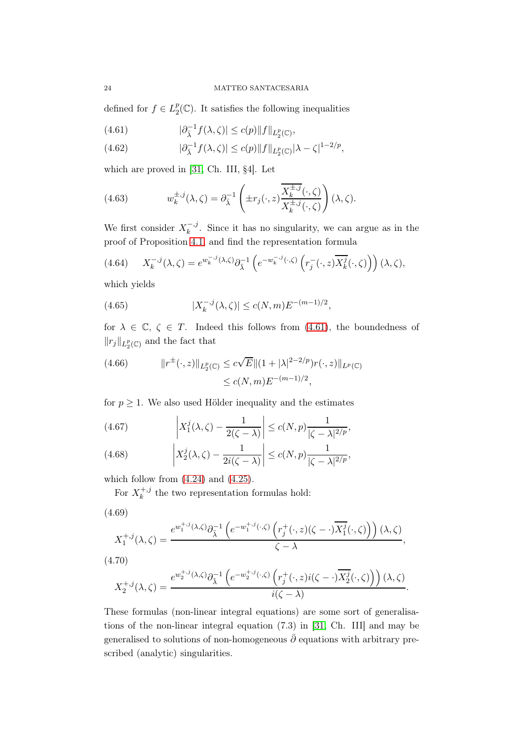defined for $f \in L^p_2(\mathbb{C})$. It satisfies the following inequalities

$$|\partial_{\bar\lambda}^{-1} f(\lambda,\zeta)| \le c(p)\|f\|_{L^p_2(\mathbb{C})}, \tag{4.61}$$

$$|\partial_{\bar\lambda}^{-1} f(\lambda,\zeta)| \le c(p)\|f\|_{L^p_2(\mathbb{C})}|\lambda-\zeta|^{1-2/p}, \tag{4.62}$$

which are proved in [31, Ch. III, §4]. Let

$$w_k^{\pm,j}(\lambda,\zeta) = \partial_{\bar\lambda}^{-1}\left(\pm r_j(\cdot,z)\frac{\overline{X_k^{\pm,j}(\cdot,\zeta)}}{X_k^{\pm,j}(\cdot,\zeta)}\right)(\lambda,\zeta). \tag{4.63}$$

We first consider $X_k^{-,j}$. Since it has no singularity, we can argue as in the proof of Proposition 4.1 and find the representation formula

$$X_k^{-,j}(\lambda,\zeta) = e^{w_k^{-,j}(\lambda,\zeta)}\partial_{\bar\lambda}^{-1}\left(e^{-w_k^{-,j}(\cdot,\zeta)}\left(r_j^-(\cdot,z)\overline{X_k^j}(\cdot,\zeta)\right)\right)(\lambda,\zeta), \tag{4.64}$$

which yields

$$|X_k^{-,j}(\lambda,\zeta)| \le c(N,m)E^{-(m-1)/2}, \tag{4.65}$$

for $\lambda \in \mathbb{C}$, $\zeta \in T$. Indeed this follows from (4.61), the boundedness of $\|r_j\|_{L^p_2(\mathbb{C})}$ and the fact that

$$\begin{aligned} \|r^{\pm}(\cdot,z)\|_{L^p_2(\mathbb{C})} &\le c\sqrt{E}\|(1+|\lambda|^{2-2/p})r(\cdot,z)\|_{L^p(\mathbb{C})} \\ &\le c(N,m)E^{-(m-1)/2}, \end{aligned} \tag{4.66}$$

for $p \ge 1$. We also used Hölder inequality and the estimates

$$\left|X_1^j(\lambda,\zeta) - \frac{1}{2(\zeta-\lambda)}\right| \le c(N,p)\frac{1}{|\zeta-\lambda|^{2/p}}, \tag{4.67}$$

$$\left|X_2^j(\lambda,\zeta) - \frac{1}{2i(\zeta-\lambda)}\right| \le c(N,p)\frac{1}{|\zeta-\lambda|^{2/p}}, \tag{4.68}$$

which follow from (4.24) and (4.25).

For $X_k^{+,j}$ the two representation formulas hold:

$$X_1^{+,j}(\lambda,\zeta) = \frac{e^{w_1^{+,j}(\lambda,\zeta)}\partial_{\bar\lambda}^{-1}\left(e^{-w_1^{+,j}(\cdot,\zeta)}\left(r_j^+(\cdot,z)(\zeta-\cdot)\overline{X_1^j}(\cdot,\zeta)\right)\right)(\lambda,\zeta)}{\zeta-\lambda}, \tag{4.69}$$

$$X_2^{+,j}(\lambda,\zeta) = \frac{e^{w_2^{+,j}(\lambda,\zeta)}\partial_{\bar\lambda}^{-1}\left(e^{-w_2^{+,j}(\cdot,\zeta)}\left(r_j^+(\cdot,z)i(\zeta-\cdot)\overline{X_2^j}(\cdot,\zeta)\right)\right)(\lambda,\zeta)}{i(\zeta-\lambda)}. \tag{4.70}$$

These formulas (non-linear integral equations) are some sort of generalisations of the non-linear integral equation (7.3) in [31, Ch. III] and may be generalised to solutions of non-homogeneous $\bar\partial$ equations with arbitrary prescribed (analytic) singularities.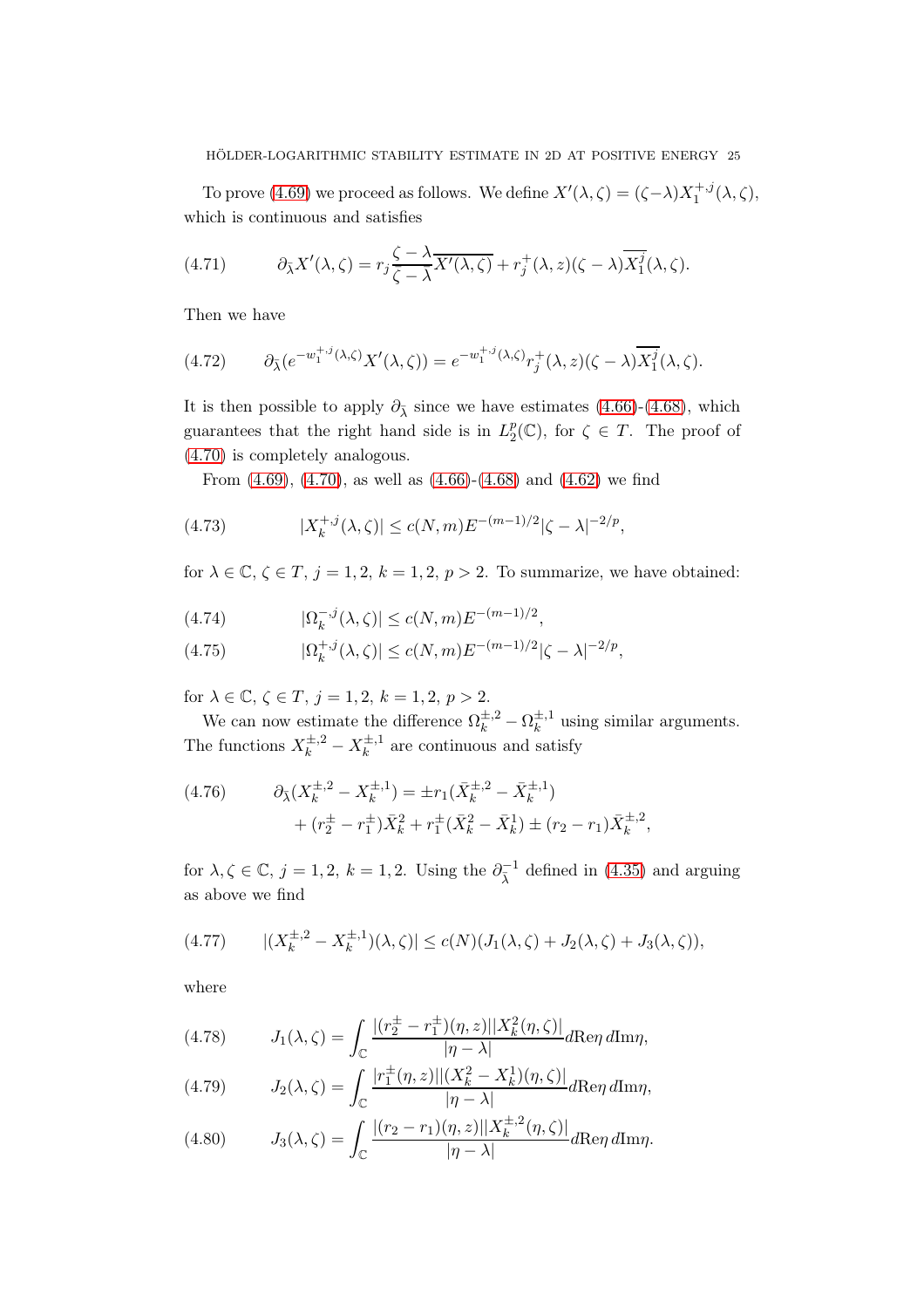To prove (4.69) we proceed as follows. We define $X'(\lambda,\zeta) = (\zeta-\lambda)X_1^{+,j}(\lambda,\zeta)$, which is continuous and satisfies

$$\partial_{\bar\lambda} X'(\lambda,\zeta) = r_j \frac{\zeta-\lambda}{\bar\zeta - \bar\lambda}\overline{X'(\lambda,\zeta)} + r_j^+(\lambda,z)(\zeta-\lambda)\overline{X_1^j}(\lambda,\zeta). \tag{4.71}$$

Then we have

$$\partial_{\bar\lambda}(e^{-w_1^{+,j}(\lambda,\zeta)}X'(\lambda,\zeta)) = e^{-w_1^{+,j}(\lambda,\zeta)} r_j^+(\lambda,z)(\zeta-\lambda)\overline{X_1^j}(\lambda,\zeta). \tag{4.72}$$

It is then possible to apply $\partial_{\bar\lambda}$ since we have estimates (4.66)-(4.68), which guarantees that the right hand side is in $L_2^p(\mathbb{C})$, for $\zeta \in T$. The proof of (4.70) is completely analogous.

From (4.69), (4.70), as well as (4.66)-(4.68) and (4.62) we find

$$|X_k^{+,j}(\lambda,\zeta)| \le c(N,m)E^{-(m-1)/2}|\zeta-\lambda|^{-2/p}, \tag{4.73}$$

for $\lambda \in \mathbb{C}$, $\zeta \in T$, $j=1,2$, $k=1,2$, $p>2$. To summarize, we have obtained:

$$|\Omega_k^{-,j}(\lambda,\zeta)| \le c(N,m)E^{-(m-1)/2}, \tag{4.74}$$

$$|\Omega_k^{+,j}(\lambda,\zeta)| \le c(N,m)E^{-(m-1)/2}|\zeta-\lambda|^{-2/p}, \tag{4.75}$$

for $\lambda \in \mathbb{C}$, $\zeta \in T$, $j=1,2$, $k=1,2$, $p>2$.

We can now estimate the difference $\Omega_k^{\pm,2} - \Omega_k^{\pm,1}$ using similar arguments. The functions $X_k^{\pm,2} - X_k^{\pm,1}$ are continuous and satisfy

$$\begin{aligned} \partial_{\bar\lambda}(X_k^{\pm,2} - X_k^{\pm,1}) &= \pm r_1(\bar X_k^{\pm,2} - \bar X_k^{\pm,1}) \\ &\quad + (r_2^\pm - r_1^\pm)\bar X_k^2 + r_1^\pm(\bar X_k^2 - \bar X_k^1) \pm (r_2 - r_1)\bar X_k^{\pm,2}, \end{aligned} \tag{4.76}$$

for $\lambda,\zeta \in \mathbb{C}$, $j=1,2$, $k=1,2$. Using the $\partial_{\bar\lambda}^{-1}$ defined in (4.35) and arguing as above we find

$$|(X_k^{\pm,2} - X_k^{\pm,1})(\lambda,\zeta)| \le c(N)(J_1(\lambda,\zeta) + J_2(\lambda,\zeta) + J_3(\lambda,\zeta)), \tag{4.77}$$

where

$$J_1(\lambda,\zeta) = \int_{\mathbb{C}} \frac{|(r_2^\pm - r_1^\pm)(\eta,z)||X_k^2(\eta,\zeta)|}{|\eta-\lambda|} d\mathrm{Re}\eta\, d\mathrm{Im}\eta, \tag{4.78}$$

$$J_2(\lambda,\zeta) = \int_{\mathbb{C}} \frac{|r_1^\pm(\eta,z)||(X_k^2 - X_k^1)(\eta,\zeta)|}{|\eta-\lambda|} d\mathrm{Re}\eta\, d\mathrm{Im}\eta, \tag{4.79}$$

$$J_3(\lambda,\zeta) = \int_{\mathbb{C}} \frac{|(r_2 - r_1)(\eta,z)||X_k^{\pm,2}(\eta,\zeta)|}{|\eta-\lambda|} d\mathrm{Re}\eta\, d\mathrm{Im}\eta. \tag{4.80}$$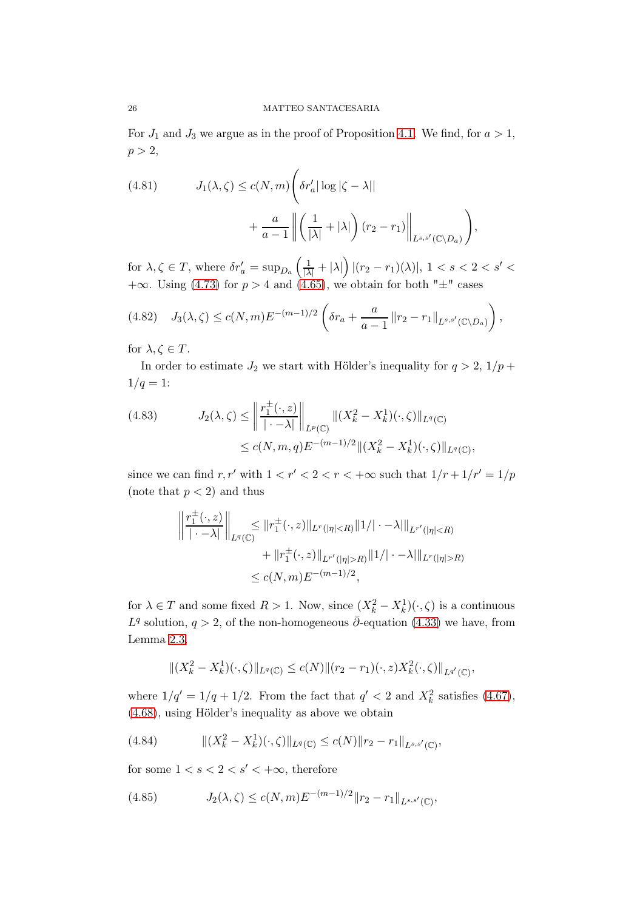For $J_1$ and $J_3$ we argue as in the proof of Proposition 4.1. We find, for $a > 1$, $p > 2$,

$$
\begin{aligned}
(4.81) \qquad J_1(\lambda,\zeta) \le c(N,m)\Bigg(&\delta r'_a |\log|\zeta-\lambda||\\
&+ \frac{a}{a-1}\left\| \left(\frac{1}{|\lambda|} + |\lambda|\right)(r_2 - r_1)\right\|_{L^{s,s'}(\mathbb{C}\setminus D_a)}\Bigg),
\end{aligned}
$$

for $\lambda, \zeta \in T$, where $\delta r'_a = \sup_{D_a}\left(\frac{1}{|\lambda|} + |\lambda|\right)|(r_2-r_1)(\lambda)|$, $1 < s < 2 < s' < +\infty$. Using (4.73) for $p > 4$ and (4.65), we obtain for both "$\pm$" cases

$$
(4.82) \quad J_3(\lambda,\zeta) \le c(N,m)E^{-(m-1)/2}\left(\delta r_a + \frac{a}{a-1}\|r_2-r_1\|_{L^{s,s'}(\mathbb{C}\setminus D_a)}\right),
$$

for $\lambda, \zeta \in T$.

In order to estimate $J_2$ we start with Hölder's inequality for $q > 2$, $1/p + 1/q = 1$:

$$
\begin{aligned}
(4.83) \qquad J_2(\lambda,\zeta) &\le \left\| \frac{r_1^{\pm}(\cdot,z)}{|\cdot - \lambda|}\right\|_{L^p(\mathbb{C})} \|(X_k^2 - X_k^1)(\cdot,\zeta)\|_{L^q(\mathbb{C})}\\
&\le c(N,m,q)E^{-(m-1)/2}\|(X_k^2 - X_k^1)(\cdot,\zeta)\|_{L^q(\mathbb{C})},
\end{aligned}
$$

since we can find $r, r'$ with $1 < r' < 2 < r < +\infty$ such that $1/r + 1/r' = 1/p$ (note that $p < 2$) and thus

$$
\begin{aligned}
\left\| \frac{r_1^{\pm}(\cdot,z)}{|\cdot - \lambda|}\right\|_{L^q(\mathbb{C})} &\le \|r_1^{\pm}(\cdot,z)\|_{L^r(|\eta|<R)}\|1/|\cdot-\lambda|\|_{L^{r'}(|\eta|<R)}\\
&\quad + \|r_1^{\pm}(\cdot,z)\|_{L^{r'}(|\eta|>R)}\|1/|\cdot-\lambda|\|_{L^{r}(|\eta|>R)}\\
&\le c(N,m)E^{-(m-1)/2},
\end{aligned}
$$

for $\lambda \in T$ and some fixed $R > 1$. Now, since $(X_k^2 - X_k^1)(\cdot,\zeta)$ is a continuous $L^q$ solution, $q > 2$, of the non-homogeneous $\bar{\partial}$-equation (4.33) we have, from Lemma 2.3,

$$
\|(X_k^2 - X_k^1)(\cdot,\zeta)\|_{L^q(\mathbb{C})} \le c(N)\|(r_2-r_1)(\cdot,z)X_k^2(\cdot,\zeta)\|_{L^{q'}(\mathbb{C})},
$$

where $1/q' = 1/q + 1/2$. From the fact that $q' < 2$ and $X_k^2$ satisfies (4.67), (4.68), using Hölder's inequality as above we obtain

$$
(4.84) \qquad \|(X_k^2 - X_k^1)(\cdot,\zeta)\|_{L^q(\mathbb{C})} \le c(N)\|r_2 - r_1\|_{L^{s,s'}(\mathbb{C})},
$$

for some $1 < s < 2 < s' < +\infty$, therefore

$$
(4.85) \qquad J_2(\lambda,\zeta) \le c(N,m)E^{-(m-1)/2}\|r_2-r_1\|_{L^{s,s'}(\mathbb{C})},
$$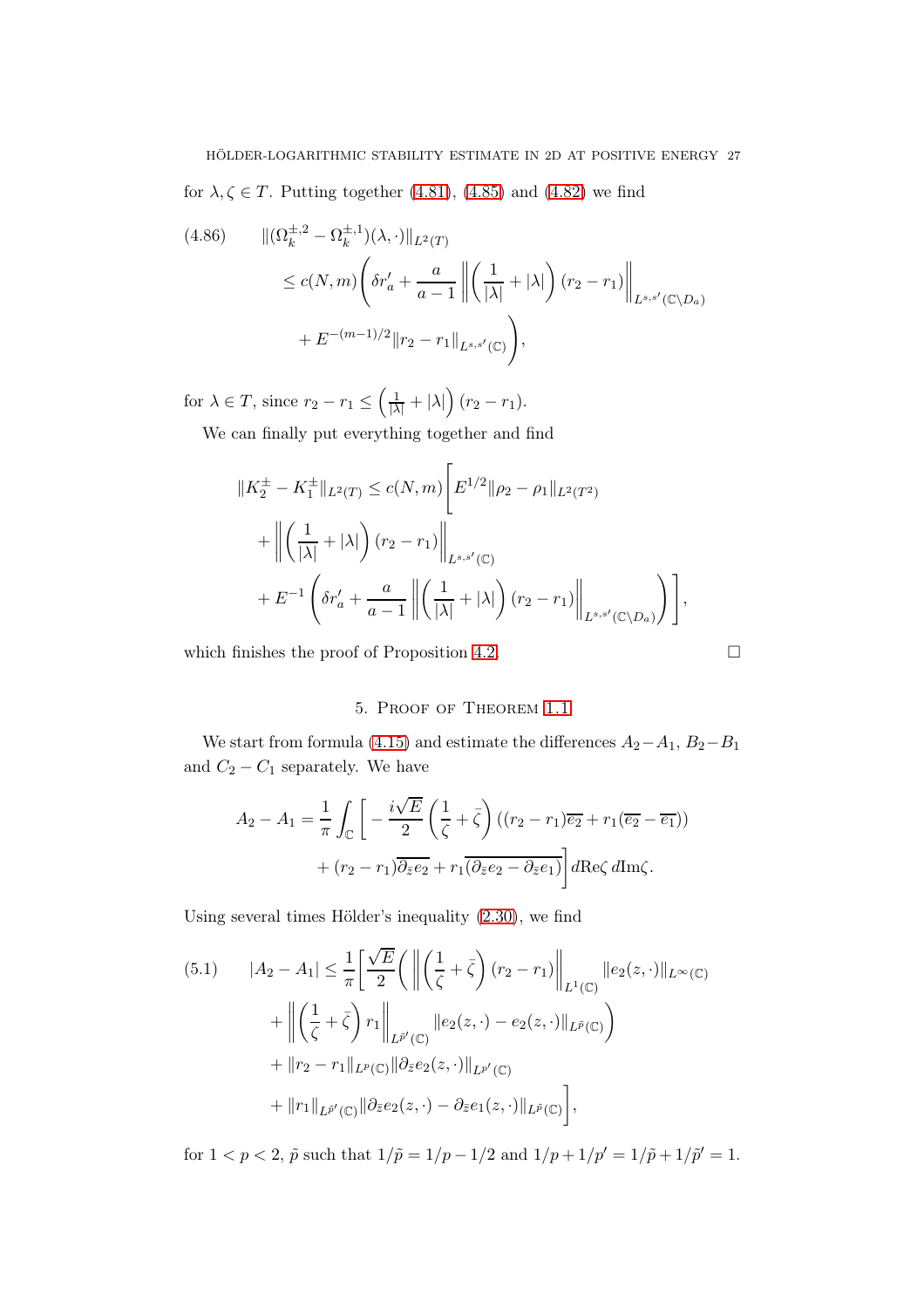for $\lambda, \zeta \in T$. Putting together (4.81), (4.85) and (4.82) we find

$$
\begin{aligned}
(4.86) \qquad & \|(\Omega_k^{\pm,2} - \Omega_k^{\pm,1})(\lambda,\cdot)\|_{L^2(T)} \\
& \le c(N,m)\Bigg(\delta r_a' + \frac{a}{a-1}\left\|\left(\frac{1}{|\lambda|}+|\lambda|\right)(r_2 - r_1)\right\|_{L^{s,s'}(\mathbb{C}\setminus D_a)} \\
& \quad + E^{-(m-1)/2}\|r_2 - r_1\|_{L^{s,s'}(\mathbb{C})}\Bigg),
\end{aligned}
$$

for $\lambda \in T$, since $r_2 - r_1 \le \left(\frac{1}{|\lambda|}+|\lambda|\right)(r_2 - r_1)$.

We can finally put everything together and find

$$
\begin{aligned}
\|K_2^{\pm} - K_1^{\pm}\|_{L^2(T)} \le c(N,m)\Bigg[ & E^{1/2}\|\rho_2 - \rho_1\|_{L^2(T^2)} \\
& + \left\|\left(\frac{1}{|\lambda|}+|\lambda|\right)(r_2 - r_1)\right\|_{L^{s,s'}(\mathbb{C})} \\
& + E^{-1}\left(\delta r_a' + \frac{a}{a-1}\left\|\left(\frac{1}{|\lambda|}+|\lambda|\right)(r_2 - r_1)\right\|_{L^{s,s'}(\mathbb{C}\setminus D_a)}\right)\Bigg],
\end{aligned}
$$

which finishes the proof of Proposition 4.2. □

## 5. Proof of Theorem 1.1

We start from formula (4.15) and estimate the differences $A_2 - A_1$, $B_2 - B_1$ and $C_2 - C_1$ separately. We have

$$
\begin{aligned}
A_2 - A_1 = \frac{1}{\pi}\int_{\mathbb{C}}\Bigg[ & -\frac{i\sqrt{E}}{2}\left(\frac{1}{\zeta}+\bar{\zeta}\right)\left((r_2 - r_1)\overline{e_2} + r_1(\overline{e_2} - \overline{e_1})\right) \\
& + (r_2 - r_1)\overline{\partial_{\bar z} e_2} + r_1\overline{(\partial_{\bar z} e_2 - \partial_{\bar z} e_1)}\Bigg] d\mathrm{Re}\zeta\, d\mathrm{Im}\zeta.
\end{aligned}
$$

Using several times Hölder's inequality (2.30), we find

$$
\begin{aligned}
(5.1) \qquad |A_2 - A_1| \le \frac{1}{\pi}\Bigg[ & \frac{\sqrt{E}}{2}\Bigg(\left\|\left(\frac{1}{\zeta}+\bar{\zeta}\right)(r_2 - r_1)\right\|_{L^1(\mathbb{C})}\|e_2(z,\cdot)\|_{L^\infty(\mathbb{C})} \\
& + \left\|\left(\frac{1}{\zeta}+\bar{\zeta}\right)r_1\right\|_{L^{\tilde p'}(\mathbb{C})}\|e_2(z,\cdot) - e_2(z,\cdot)\|_{L^{\tilde p}(\mathbb{C})}\Bigg) \\
& + \|r_2 - r_1\|_{L^p(\mathbb{C})}\|\partial_{\bar z} e_2(z,\cdot)\|_{L^{p'}(\mathbb{C})} \\
& + \|r_1\|_{L^{\tilde p'}(\mathbb{C})}\|\partial_{\bar z} e_2(z,\cdot) - \partial_{\bar z} e_1(z,\cdot)\|_{L^{\tilde p}(\mathbb{C})}\Bigg],
\end{aligned}
$$

for $1 < p < 2$, $\tilde p$ such that $1/\tilde p = 1/p - 1/2$ and $1/p + 1/p' = 1/\tilde p + 1/\tilde p' = 1$.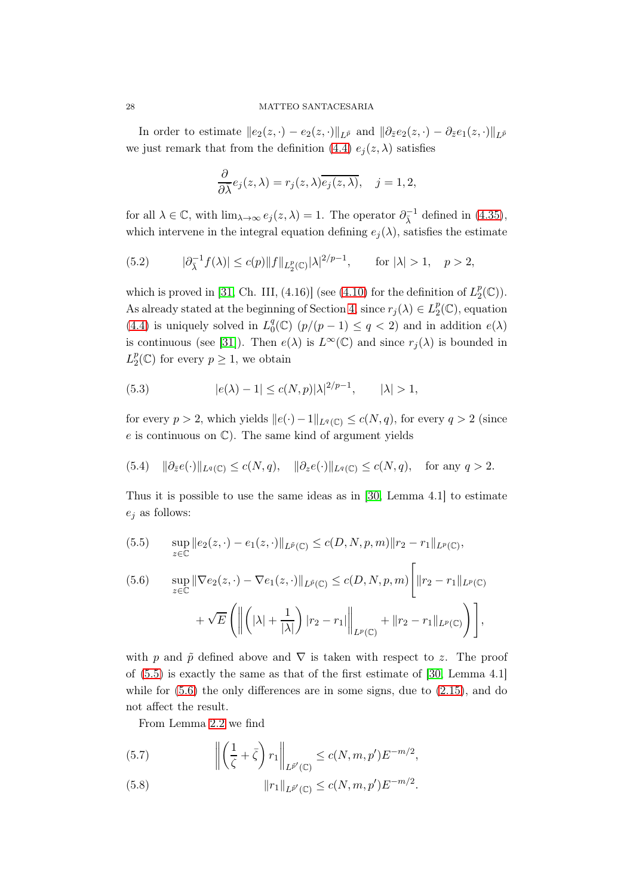In order to estimate $\|e_2(z,\cdot) - e_2(z,\cdot)\|_{L^{\tilde{p}}}$ and $\|\partial_{\bar{z}} e_2(z,\cdot) - \partial_{\bar{z}} e_1(z,\cdot)\|_{L^{\tilde{p}}}$ we just remark that from the definition (4.4) $e_j(z,\lambda)$ satisfies

$$\frac{\partial}{\partial \bar{\lambda}} e_j(z,\lambda) = r_j(z,\lambda)\overline{e_j(z,\lambda)}, \quad j = 1,2,$$

for all $\lambda \in \mathbb{C}$, with $\lim_{\lambda\to\infty} e_j(z,\lambda) = 1$. The operator $\partial_{\bar{\lambda}}^{-1}$ defined in (4.35), which intervene in the integral equation defining $e_j(\lambda)$, satisfies the estimate

$$|\partial_{\bar{\lambda}}^{-1} f(\lambda)| \le c(p)\|f\|_{L_2^p(\mathbb{C})}|\lambda|^{2/p-1}, \qquad \text{for } |\lambda| > 1, \quad p > 2, \tag{5.2}$$

which is proved in [31, Ch. III, (4.16)] (see (4.10) for the definition of $L_2^p(\mathbb{C})$). As already stated at the beginning of Section 4, since $r_j(\lambda) \in L_2^p(\mathbb{C})$, equation (4.4) is uniquely solved in $L_0^q(\mathbb{C})$ $(p/(p-1) \le q < 2)$ and in addition $e(\lambda)$ is continuous (see [31]). Then $e(\lambda)$ is $L^\infty(\mathbb{C})$ and since $r_j(\lambda)$ is bounded in $L_2^p(\mathbb{C})$ for every $p \ge 1$, we obtain

$$|e(\lambda) - 1| \le c(N,p)|\lambda|^{2/p-1}, \qquad |\lambda| > 1, \tag{5.3}$$

for every $p > 2$, which yields $\|e(\cdot) - 1\|_{L^q(\mathbb{C})} \le c(N,q)$, for every $q > 2$ (since $e$ is continuous on $\mathbb{C}$). The same kind of argument yields

$$\|\partial_{\bar{z}} e(\cdot)\|_{L^q(\mathbb{C})} \le c(N,q), \quad \|\partial_z e(\cdot)\|_{L^q(\mathbb{C})} \le c(N,q), \quad \text{for any } q > 2. \tag{5.4}$$

Thus it is possible to use the same ideas as in [30, Lemma 4.1] to estimate $e_j$ as follows:

$$\sup_{z\in\mathbb{C}} \|e_2(z,\cdot) - e_1(z,\cdot)\|_{L^{\tilde{p}}(\mathbb{C})} \le c(D,N,p,m)\|r_2 - r_1\|_{L^p(\mathbb{C})}, \tag{5.5}$$

$$\begin{aligned} \sup_{z\in\mathbb{C}} \|\nabla e_2(z,\cdot) - \nabla e_1(z,\cdot)\|_{L^{\tilde{p}}(\mathbb{C})} \le c(D,N,p,m)\Bigg[&\|r_2 - r_1\|_{L^p(\mathbb{C})} \\ &+ \sqrt{E}\left(\left\|\left(|\lambda| + \frac{1}{|\lambda|}\right)|r_2 - r_1|\right\|_{L^p(\mathbb{C})} + \|r_2 - r_1\|_{L^p(\mathbb{C})}\right)\Bigg], \end{aligned} \tag{5.6}$$

with $p$ and $\tilde{p}$ defined above and $\nabla$ is taken with respect to $z$. The proof of (5.5) is exactly the same as that of the first estimate of [30, Lemma 4.1] while for (5.6) the only differences are in some signs, due to (2.15), and do not affect the result.

From Lemma 2.2 we find

$$\left\|\left(\frac{1}{\zeta} + \bar{\zeta}\right) r_1\right\|_{L^{\tilde{p}'}(\mathbb{C})} \le c(N,m,p')E^{-m/2}, \tag{5.7}$$

$$\|r_1\|_{L^{\tilde{p}'}(\mathbb{C})} \le c(N,m,p')E^{-m/2}. \tag{5.8}$$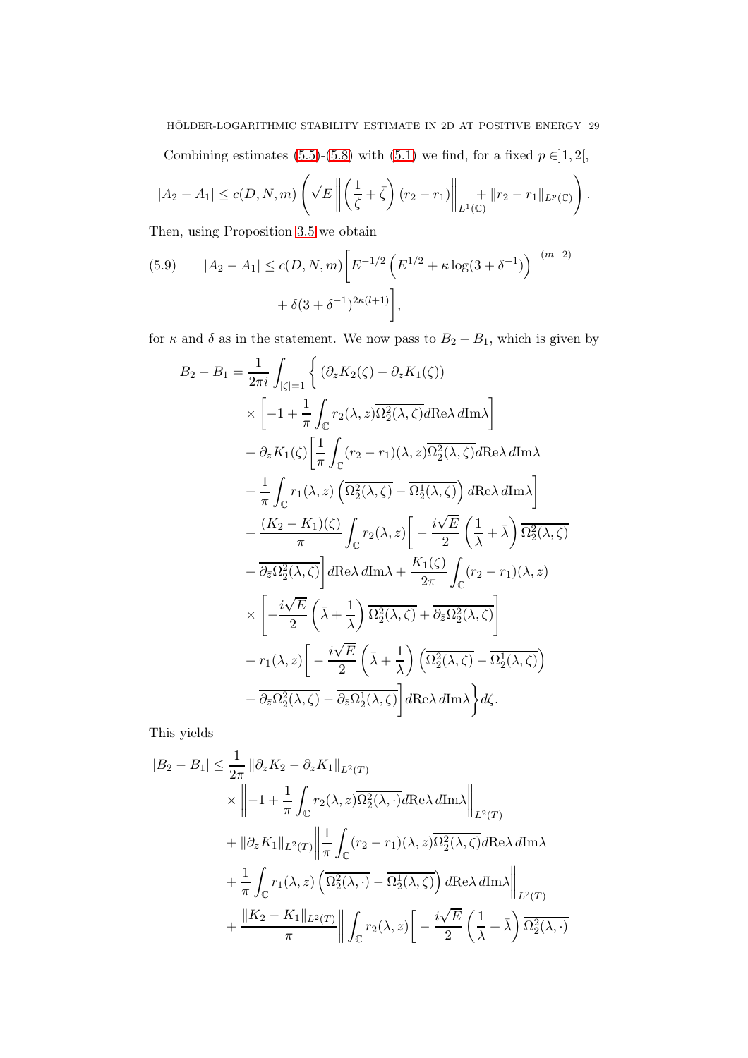Combining estimates (5.5)-(5.8) with (5.1) we find, for a fixed $p \in ]1,2[$,

$$|A_2 - A_1| \le c(D,N,m)\left(\sqrt{E}\left\|\left(\frac{1}{\zeta}+\bar{\zeta}\right)(r_2-r_1)\right\|_{L^1(\mathbb{C})} + \|r_2-r_1\|_{L^p(\mathbb{C})}\right).$$

Then, using Proposition 3.5 we obtain

$$|A_2 - A_1| \le c(D,N,m)\bigg[E^{-1/2}\left(E^{1/2}+\kappa\log(3+\delta^{-1})\right)^{-(m-2)} + \delta(3+\delta^{-1})^{2\kappa(l+1)}\bigg], \tag{5.9}$$

for $\kappa$ and $\delta$ as in the statement. We now pass to $B_2 - B_1$, which is given by

$$\begin{aligned}
B_2 - B_1 = \frac{1}{2\pi i}\int_{|\zeta|=1}\bigg\{&\left(\partial_z K_2(\zeta) - \partial_z K_1(\zeta)\right)\\
&\times\left[-1+\frac{1}{\pi}\int_{\mathbb{C}} r_2(\lambda,z)\overline{\Omega_2^2(\lambda,\zeta)}d\mathrm{Re}\lambda\, d\mathrm{Im}\lambda\right]\\
&+\partial_z K_1(\zeta)\bigg[\frac{1}{\pi}\int_{\mathbb{C}}(r_2-r_1)(\lambda,z)\overline{\Omega_2^2(\lambda,\zeta)}d\mathrm{Re}\lambda\, d\mathrm{Im}\lambda\\
&+\frac{1}{\pi}\int_{\mathbb{C}} r_1(\lambda,z)\left(\overline{\Omega_2^2(\lambda,\zeta)}-\overline{\Omega_2^1(\lambda,\zeta)}\right)d\mathrm{Re}\lambda\, d\mathrm{Im}\lambda\bigg]\\
&+\frac{(K_2-K_1)(\zeta)}{\pi}\int_{\mathbb{C}} r_2(\lambda,z)\bigg[-\frac{i\sqrt{E}}{2}\left(\frac{1}{\lambda}+\bar{\lambda}\right)\overline{\Omega_2^2(\lambda,\zeta)}\\
&+\overline{\partial_{\bar z}\Omega_2^2(\lambda,\zeta)}\bigg]d\mathrm{Re}\lambda\, d\mathrm{Im}\lambda + \frac{K_1(\zeta)}{2\pi}\int_{\mathbb{C}}(r_2-r_1)(\lambda,z)\\
&\times\left[-\frac{i\sqrt{E}}{2}\left(\bar{\lambda}+\frac{1}{\lambda}\right)\overline{\Omega_2^2(\lambda,\zeta)}+\overline{\partial_{\bar z}\Omega_2^2(\lambda,\zeta)}\right]\\
&+r_1(\lambda,z)\bigg[-\frac{i\sqrt{E}}{2}\left(\bar{\lambda}+\frac{1}{\lambda}\right)\left(\overline{\Omega_2^2(\lambda,\zeta)}-\overline{\Omega_2^1(\lambda,\zeta)}\right)\\
&+\overline{\partial_{\bar z}\Omega_2^2(\lambda,\zeta)}-\overline{\partial_{\bar z}\Omega_2^1(\lambda,\zeta)}\bigg]d\mathrm{Re}\lambda\, d\mathrm{Im}\lambda\bigg\}d\zeta.
\end{aligned}$$

This yields

$$\begin{aligned}
|B_2 - B_1| \le \frac{1}{2\pi}&\left\|\partial_z K_2 - \partial_z K_1\right\|_{L^2(T)}\\
&\times\left\|-1+\frac{1}{\pi}\int_{\mathbb{C}} r_2(\lambda,z)\overline{\Omega_2^2(\lambda,\cdot)}d\mathrm{Re}\lambda\, d\mathrm{Im}\lambda\right\|_{L^2(T)}\\
&+\|\partial_z K_1\|_{L^2(T)}\bigg\|\frac{1}{\pi}\int_{\mathbb{C}}(r_2-r_1)(\lambda,z)\overline{\Omega_2^2(\lambda,\zeta)}d\mathrm{Re}\lambda\, d\mathrm{Im}\lambda\\
&+\frac{1}{\pi}\int_{\mathbb{C}} r_1(\lambda,z)\left(\overline{\Omega_2^2(\lambda,\cdot)}-\overline{\Omega_2^1(\lambda,\zeta)}\right)d\mathrm{Re}\lambda\, d\mathrm{Im}\lambda\bigg\|_{L^2(T)}\\
&+\frac{\|K_2-K_1\|_{L^2(T)}}{\pi}\bigg\|\int_{\mathbb{C}} r_2(\lambda,z)\bigg[-\frac{i\sqrt{E}}{2}\left(\frac{1}{\lambda}+\bar{\lambda}\right)\overline{\Omega_2^2(\lambda,\cdot)}
\end{aligned}$$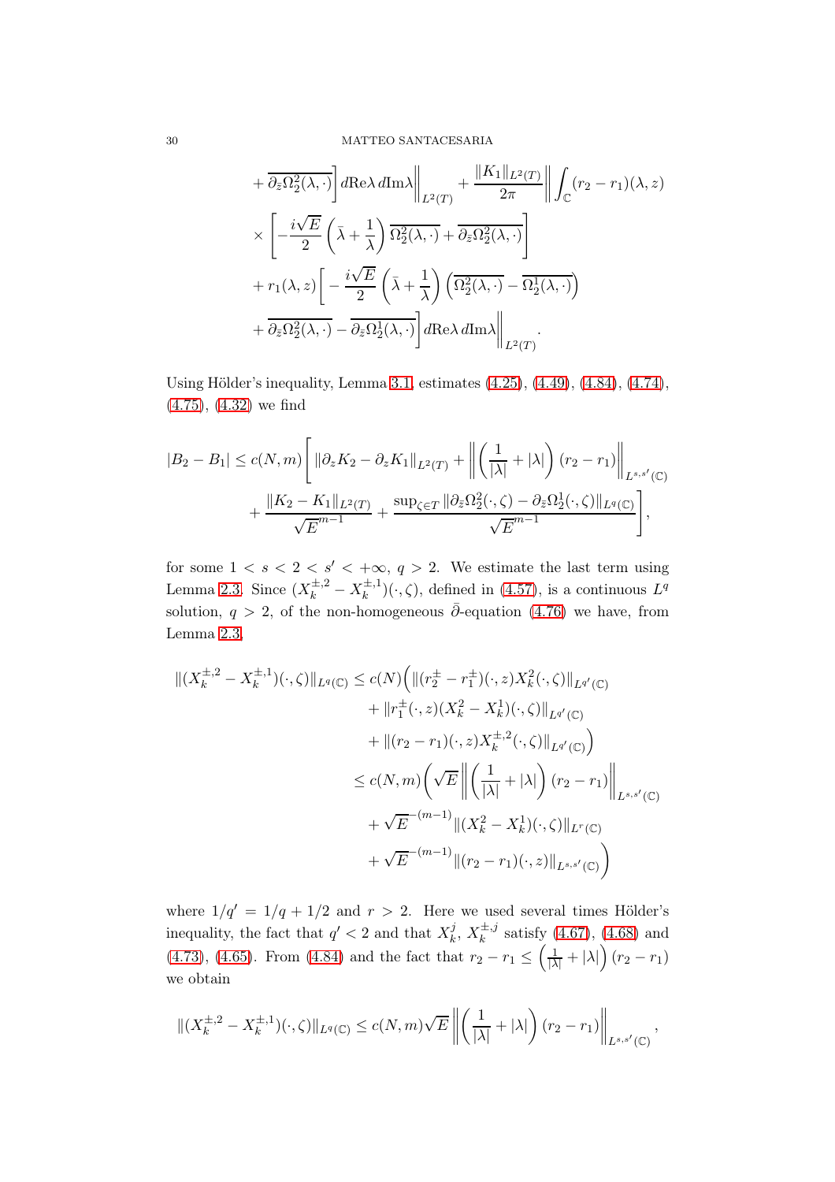$$
\begin{aligned}
&+ \overline{\partial_{\bar z}\Omega_2^2(\lambda,\cdot)}\Big] d\mathrm{Re}\lambda\, d\mathrm{Im}\lambda\Big\|_{L^2(T)} + \frac{\|K_1\|_{L^2(T)}}{2\pi}\Big\| \int_{\mathbb{C}} (r_2 - r_1)(\lambda, z) \\
&\times \left[ -\frac{i\sqrt{E}}{2}\left(\bar\lambda + \frac{1}{\lambda}\right)\overline{\Omega_2^2(\lambda,\cdot)} + \overline{\partial_{\bar z}\Omega_2^2(\lambda,\cdot)}\right] \\
&+ r_1(\lambda,z)\Big[ -\frac{i\sqrt{E}}{2}\left(\bar\lambda + \frac{1}{\lambda}\right)\left(\overline{\Omega_2^2(\lambda,\cdot)} - \overline{\Omega_2^1(\lambda,\cdot)}\right) \\
&+ \overline{\partial_{\bar z}\Omega_2^2(\lambda,\cdot)} - \overline{\partial_{\bar z}\Omega_2^1(\lambda,\cdot)}\Big] d\mathrm{Re}\lambda\, d\mathrm{Im}\lambda\Big\|_{L^2(T)}.
\end{aligned}
$$

Using Hölder's inequality, Lemma 3.1, estimates (4.25), (4.49), (4.84), (4.74), (4.75), (4.32) we find

$$
\begin{aligned}
|B_2 - B_1| \le c(N,m)\Bigg[ &\|\partial_{\bar z} K_2 - \partial_z K_1\|_{L^2(T)} + \left\|\left(\frac{1}{|\lambda|} + |\lambda|\right)(r_2 - r_1)\right\|_{L^{s,s'}(\mathbb{C})} \\
&+ \frac{\|K_2 - K_1\|_{L^2(T)}}{\sqrt{E}^{m-1}} + \frac{\sup_{\zeta \in T}\|\partial_{\bar z}\Omega_2^2(\cdot,\zeta) - \partial_{\bar z}\Omega_2^1(\cdot,\zeta)\|_{L^q(\mathbb{C})}}{\sqrt{E}^{m-1}}\Bigg],
\end{aligned}
$$

for some $1 < s < 2 < s' < +\infty$, $q > 2$. We estimate the last term using Lemma 2.3. Since $(X_k^{\pm,2} - X_k^{\pm,1})(\cdot,\zeta)$, defined in (4.57), is a continuous $L^q$ solution, $q > 2$, of the non-homogeneous $\bar\partial$-equation (4.76) we have, from Lemma 2.3,

$$
\begin{aligned}
\|(X_k^{\pm,2} - X_k^{\pm,1})(\cdot,\zeta)\|_{L^q(\mathbb{C})} &\le c(N)\Big( \|(r_2^{\pm} - r_1^{\pm})(\cdot,z) X_k^2(\cdot,\zeta)\|_{L^{q'}(\mathbb{C})} \\
&\quad + \|r_1^{\pm}(\cdot,z)(X_k^2 - X_k^1)(\cdot,\zeta)\|_{L^{q'}(\mathbb{C})} \\
&\quad + \|(r_2 - r_1)(\cdot,z) X_k^{\pm,2}(\cdot,\zeta)\|_{L^{q'}(\mathbb{C})}\Big) \\
&\le c(N,m)\Bigg( \sqrt{E}\left\|\left(\frac{1}{|\lambda|} + |\lambda|\right)(r_2 - r_1)\right\|_{L^{s,s'}(\mathbb{C})} \\
&\quad + \sqrt{E}^{-(m-1)}\|(X_k^2 - X_k^1)(\cdot,\zeta)\|_{L^r(\mathbb{C})} \\
&\quad + \sqrt{E}^{-(m-1)}\|(r_2 - r_1)(\cdot,z)\|_{L^{s,s'}(\mathbb{C})}\Bigg)
\end{aligned}
$$

where $1/q' = 1/q + 1/2$ and $r > 2$. Here we used several times Hölder's inequality, the fact that $q' < 2$ and that $X_k^j$, $X_k^{\pm,j}$ satisfy (4.67), (4.68) and (4.73), (4.65). From (4.84) and the fact that $r_2 - r_1 \le \left(\frac{1}{|\lambda|} + |\lambda|\right)(r_2 - r_1)$ we obtain

$$
\|(X_k^{\pm,2} - X_k^{\pm,1})(\cdot,\zeta)\|_{L^q(\mathbb{C})} \le c(N,m)\sqrt{E}\left\|\left(\frac{1}{|\lambda|} + |\lambda|\right)(r_2 - r_1)\right\|_{L^{s,s'}(\mathbb{C})},
$$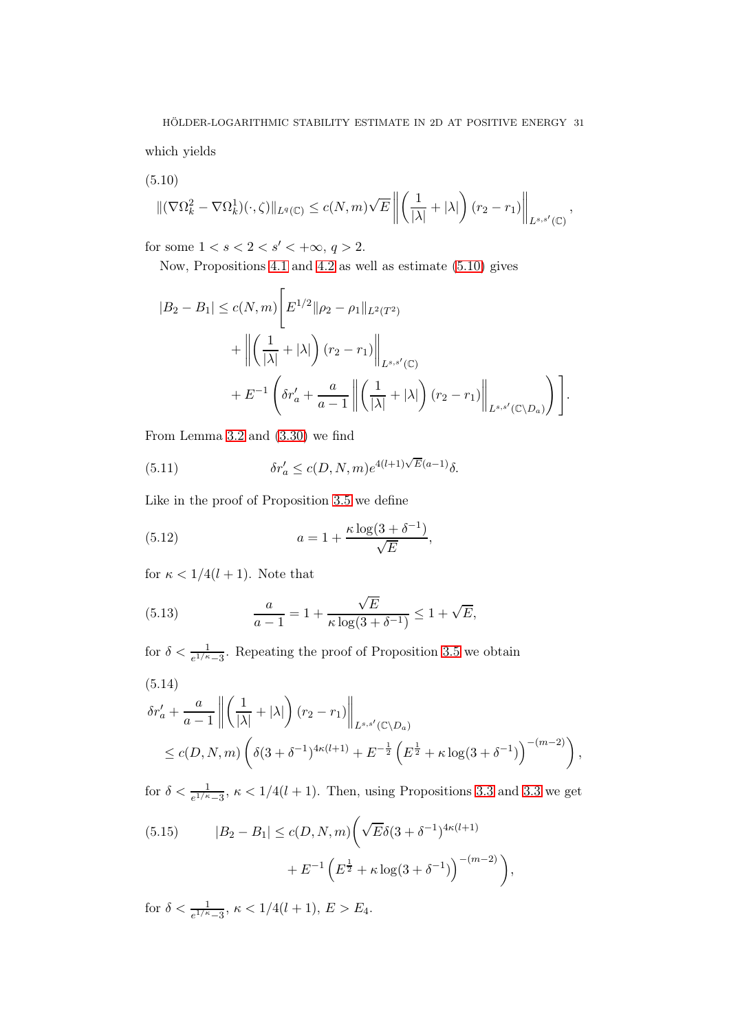which yields

(5.10)
$$\|(\nabla\Omega_k^2 - \nabla\Omega_k^1)(\cdot,\zeta)\|_{L^q(\mathbb{C})} \le c(N,m)\sqrt{E}\left\|\left(\frac{1}{|\lambda|}+|\lambda|\right)(r_2-r_1)\right\|_{L^{s,s'}(\mathbb{C})},$$

for some $1 < s < 2 < s' < +\infty$, $q > 2$.

Now, Propositions 4.1 and 4.2 as well as estimate (5.10) gives

$$\begin{aligned}
|B_2 - B_1| \le c(N,m)\Bigg[ & E^{1/2}\|\rho_2-\rho_1\|_{L^2(T^2)} \\
& + \left\|\left(\frac{1}{|\lambda|}+|\lambda|\right)(r_2-r_1)\right\|_{L^{s,s'}(\mathbb{C})} \\
& + E^{-1}\left(\delta r_a' + \frac{a}{a-1}\left\|\left(\frac{1}{|\lambda|}+|\lambda|\right)(r_2-r_1)\right\|_{L^{s,s'}(\mathbb{C}\setminus D_a)}\right)\Bigg].
\end{aligned}$$

From Lemma 3.2 and (3.30) we find

$$\delta r_a' \le c(D,N,m)e^{4(l+1)\sqrt{E}(a-1)}\delta. \tag{5.11}$$

Like in the proof of Proposition 3.5 we define

$$a = 1 + \frac{\kappa\log(3+\delta^{-1})}{\sqrt{E}}, \tag{5.12}$$

for $\kappa < 1/4(l+1)$. Note that

$$\frac{a}{a-1} = 1 + \frac{\sqrt{E}}{\kappa\log(3+\delta^{-1})} \le 1+\sqrt{E}, \tag{5.13}$$

for $\delta < \frac{1}{e^{1/\kappa}-3}$. Repeating the proof of Proposition 3.5 we obtain

(5.14)
$$\begin{aligned}
&\delta r_a' + \frac{a}{a-1}\left\|\left(\frac{1}{|\lambda|}+|\lambda|\right)(r_2-r_1)\right\|_{L^{s,s'}(\mathbb{C}\setminus D_a)} \\
&\quad \le c(D,N,m)\left(\delta(3+\delta^{-1})^{4\kappa(l+1)} + E^{-\frac{1}{2}}\left(E^{\frac{1}{2}}+\kappa\log(3+\delta^{-1})\right)^{-(m-2)}\right),
\end{aligned}$$

for $\delta < \frac{1}{e^{1/\kappa}-3}$, $\kappa < 1/4(l+1)$. Then, using Propositions 3.3 and 3.3 we get

$$\begin{aligned}
|B_2 - B_1| \le c(D,N,m)\Bigg( & \sqrt{E}\delta(3+\delta^{-1})^{4\kappa(l+1)} \\
& + E^{-1}\left(E^{\frac{1}{2}}+\kappa\log(3+\delta^{-1})\right)^{-(m-2)}\Bigg),
\end{aligned} \tag{5.15}$$

for $\delta < \frac{1}{e^{1/\kappa}-3}$, $\kappa < 1/4(l+1)$, $E > E_4$.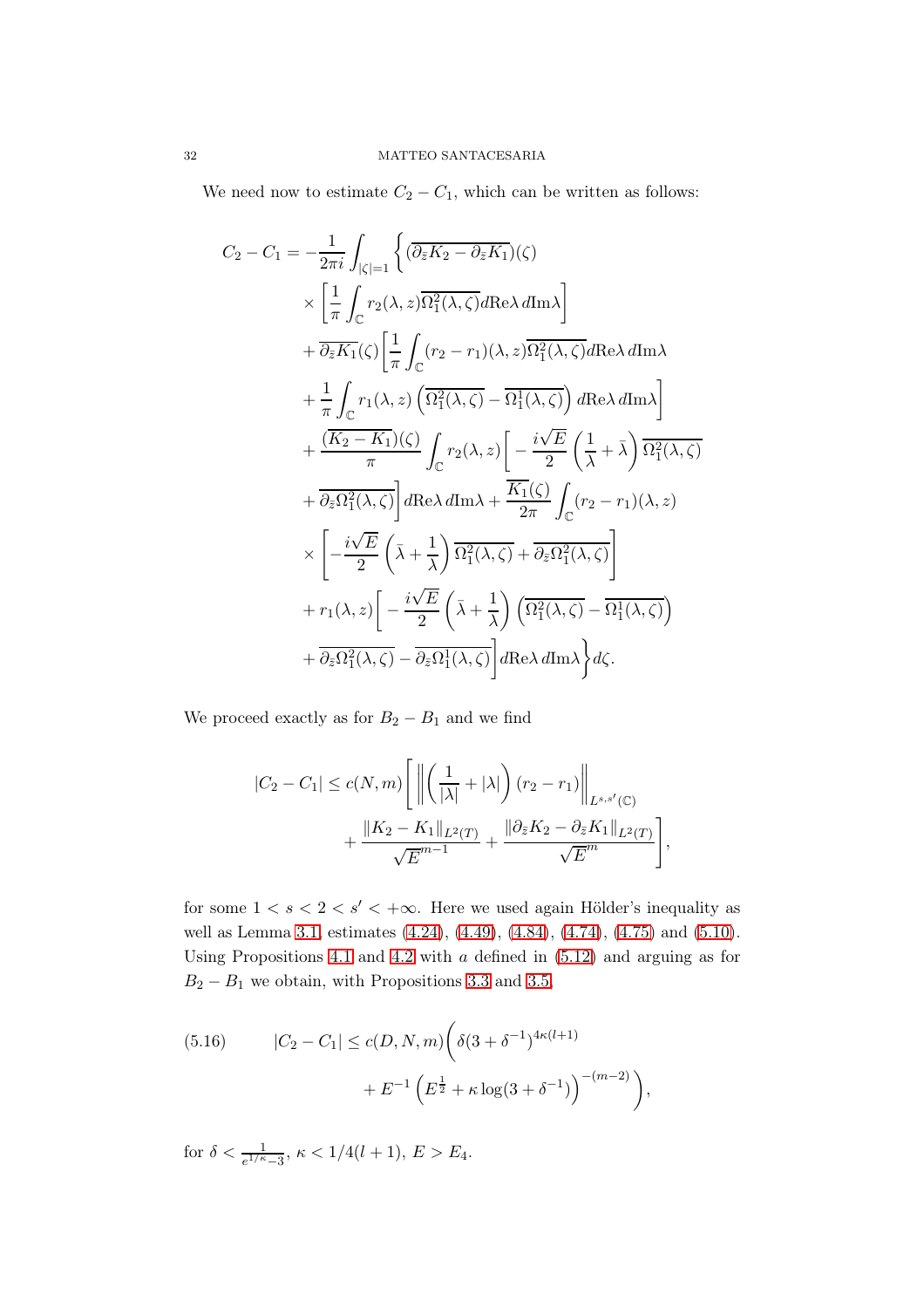We need now to estimate $C_2 - C_1$, which can be written as follows:

$$
\begin{aligned}
C_2 - C_1 = &-\frac{1}{2\pi i}\int_{|\zeta|=1}\bigg\{(\overline{\partial_{\bar z}K_2 - \partial_{\bar z}K_1})(\zeta) \\
&\times\left[\frac{1}{\pi}\int_{\mathbb{C}} r_2(\lambda,z)\overline{\Omega_1^2(\lambda,\zeta)}d\mathrm{Re}\lambda\, d\mathrm{Im}\lambda\right] \\
&+\overline{\partial_{\bar z}K_1}(\zeta)\bigg[\frac{1}{\pi}\int_{\mathbb{C}}(r_2 - r_1)(\lambda,z)\overline{\Omega_1^2(\lambda,\zeta)}d\mathrm{Re}\lambda\, d\mathrm{Im}\lambda \\
&+\frac{1}{\pi}\int_{\mathbb{C}} r_1(\lambda,z)\left(\overline{\Omega_1^2(\lambda,\zeta)} - \overline{\Omega_1^1(\lambda,\zeta)}\right)d\mathrm{Re}\lambda\, d\mathrm{Im}\lambda\bigg] \\
&+\frac{(\overline{K_2 - K_1})(\zeta)}{\pi}\int_{\mathbb{C}} r_2(\lambda,z)\bigg[-\frac{i\sqrt{E}}{2}\left(\frac{1}{\lambda}+\bar\lambda\right)\overline{\Omega_1^2(\lambda,\zeta)} \\
&+\overline{\partial_{\bar z}\Omega_1^2(\lambda,\zeta)}\bigg]d\mathrm{Re}\lambda\, d\mathrm{Im}\lambda + \frac{\overline{K_1}(\zeta)}{2\pi}\int_{\mathbb{C}}(r_2 - r_1)(\lambda,z) \\
&\times\left[-\frac{i\sqrt{E}}{2}\left(\bar\lambda + \frac{1}{\lambda}\right)\overline{\Omega_1^2(\lambda,\zeta)} + \overline{\partial_{\bar z}\Omega_1^2(\lambda,\zeta)}\right] \\
&+ r_1(\lambda,z)\bigg[-\frac{i\sqrt{E}}{2}\left(\bar\lambda+\frac{1}{\lambda}\right)\left(\overline{\Omega_1^2(\lambda,\zeta)} - \overline{\Omega_1^1(\lambda,\zeta)}\right) \\
&+\overline{\partial_{\bar z}\Omega_1^2(\lambda,\zeta)} - \overline{\partial_{\bar z}\Omega_1^1(\lambda,\zeta)}\bigg]d\mathrm{Re}\lambda\, d\mathrm{Im}\lambda\bigg\}d\zeta.
\end{aligned}
$$

We proceed exactly as for $B_2 - B_1$ and we find

$$
\begin{aligned}
|C_2 - C_1| \le c(N,m)\bigg[&\left\|\left(\frac{1}{|\lambda|}+|\lambda|\right)(r_2 - r_1)\right\|_{L^{s,s'}(\mathbb{C})} \\
&+\frac{\|K_2 - K_1\|_{L^2(T)}}{\sqrt{E}^{m-1}} + \frac{\|\partial_{\bar z}K_2 - \partial_{\bar z}K_1\|_{L^2(T)}}{\sqrt{E}^{m}}\bigg],
\end{aligned}
$$

for some $1 < s < 2 < s' < +\infty$. Here we used again Hölder's inequality as well as Lemma 3.1, estimates (4.24), (4.49), (4.84), (4.74), (4.75) and (5.10). Using Propositions 4.1 and 4.2 with $a$ defined in (5.12) and arguing as for $B_2 - B_1$ we obtain, with Propositions 3.3 and 3.5,

$$
\begin{aligned}
|C_2 - C_1| \le c(D,N,m)\bigg(&\delta(3+\delta^{-1})^{4\kappa(l+1)} \\
&+E^{-1}\left(E^{\frac{1}{2}} + \kappa\log(3+\delta^{-1})\right)^{-(m-2)}\bigg),
\end{aligned}
\tag{5.16}
$$

for $\delta < \frac{1}{e^{1/\kappa}-3}$, $\kappa < 1/4(l+1)$, $E > E_4$.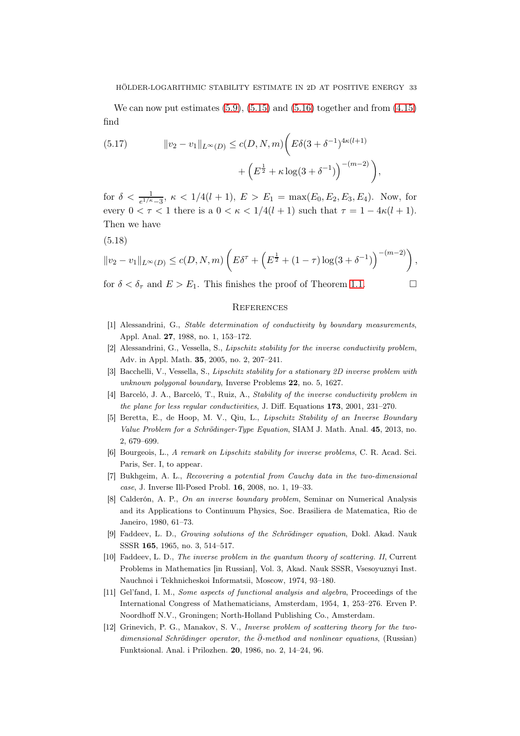We can now put estimates (5.9), (5.15) and (5.16) together and from (4.15) find

$$\|v_2 - v_1\|_{L^\infty(D)} \le c(D,N,m)\bigg( E\delta(3+\delta^{-1})^{4\kappa(l+1)} + \left(E^{\frac{1}{2}} + \kappa \log(3+\delta^{-1})\right)^{-(m-2)}\bigg), \tag{5.17}$$

for $\delta < \frac{1}{e^{1/\kappa}-3}$, $\kappa < 1/4(l+1)$, $E > E_1 = \max(E_0, E_2, E_3, E_4)$. Now, for every $0 < \tau < 1$ there is a $0 < \kappa < 1/4(l+1)$ such that $\tau = 1 - 4\kappa(l+1)$. Then we have

$$\|v_2 - v_1\|_{L^\infty(D)} \le c(D,N,m)\left( E\delta^{\tau} + \left(E^{\frac{1}{2}} + (1-\tau)\log(3+\delta^{-1})\right)^{-(m-2)}\right), \tag{5.18}$$

for $\delta < \delta_\tau$ and $E > E_1$. This finishes the proof of Theorem 1.1. $\square$

## References

[1] Alessandrini, G., *Stable determination of conductivity by boundary measurements*, Appl. Anal. **27**, 1988, no. 1, 153–172.

[2] Alessandrini, G., Vessella, S., *Lipschitz stability for the inverse conductivity problem*, Adv. in Appl. Math. **35**, 2005, no. 2, 207–241.

[3] Bacchelli, V., Vessella, S., *Lipschitz stability for a stationary 2D inverse problem with unknown polygonal boundary*, Inverse Problems **22**, no. 5, 1627.

[4] Barceló, J. A., Barceló, T., Ruiz, A., *Stability of the inverse conductivity problem in the plane for less regular conductivities*, J. Diff. Equations **173**, 2001, 231–270.

[5] Beretta, E., de Hoop, M. V., Qiu, L., *Lipschitz Stability of an Inverse Boundary Value Problem for a Schrödinger-Type Equation*, SIAM J. Math. Anal. **45**, 2013, no. 2, 679–699.

[6] Bourgeois, L., *A remark on Lipschitz stability for inverse problems*, C. R. Acad. Sci. Paris, Ser. I, to appear.

[7] Bukhgeim, A. L., *Recovering a potential from Cauchy data in the two-dimensional case*, J. Inverse Ill-Posed Probl. **16**, 2008, no. 1, 19–33.

[8] Calderón, A. P., *On an inverse boundary problem*, Seminar on Numerical Analysis and its Applications to Continuum Physics, Soc. Brasiliera de Matematica, Rio de Janeiro, 1980, 61–73.

[9] Faddeev, L. D., *Growing solutions of the Schrödinger equation*, Dokl. Akad. Nauk SSSR **165**, 1965, no. 3, 514–517.

[10] Faddeev, L. D., *The inverse problem in the quantum theory of scattering. II*, Current Problems in Mathematics [in Russian], Vol. 3, Akad. Nauk SSSR, Vsesoyuznyi Inst. Nauchnoi i Tekhnicheskoi Informatsii, Moscow, 1974, 93–180.

[11] Gel'fand, I. M., *Some aspects of functional analysis and algebra*, Proceedings of the International Congress of Mathematicians, Amsterdam, 1954, **1**, 253–276. Erven P. Noordhoff N.V., Groningen; North-Holland Publishing Co., Amsterdam.

[12] Grinevich, P. G., Manakov, S. V., *Inverse problem of scattering theory for the two-dimensional Schrödinger operator, the $\bar\partial$-method and nonlinear equations*, (Russian) Funktsional. Anal. i Prilozhen. **20**, 1986, no. 2, 14–24, 96.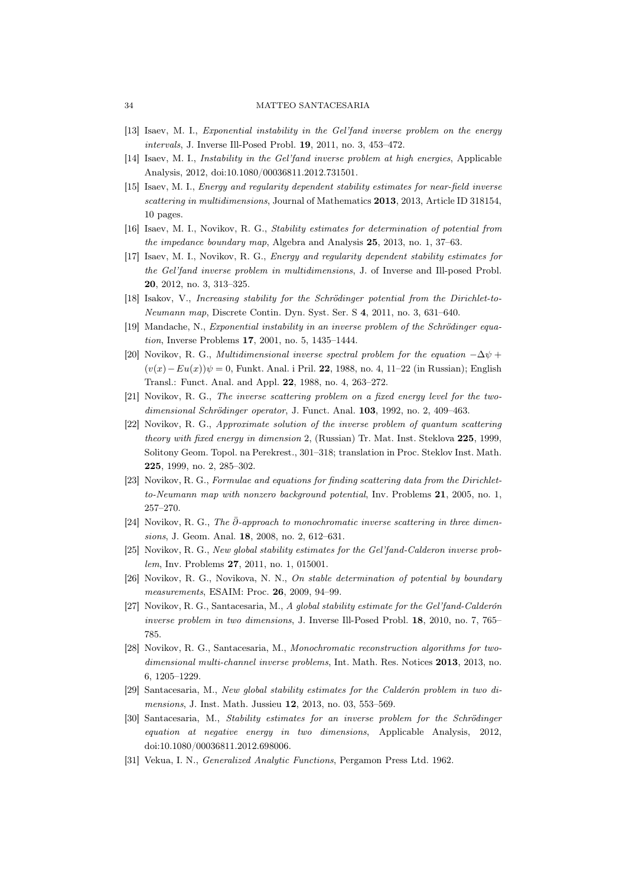[13] Isaev, M. I., *Exponential instability in the Gel'fand inverse problem on the energy intervals*, J. Inverse Ill-Posed Probl. **19**, 2011, no. 3, 453–472.

[14] Isaev, M. I., *Instability in the Gel'fand inverse problem at high energies*, Applicable Analysis, 2012, doi:10.1080/00036811.2012.731501.

[15] Isaev, M. I., *Energy and regularity dependent stability estimates for near-field inverse scattering in multidimensions*, Journal of Mathematics **2013**, 2013, Article ID 318154, 10 pages.

[16] Isaev, M. I., Novikov, R. G., *Stability estimates for determination of potential from the impedance boundary map*, Algebra and Analysis **25**, 2013, no. 1, 37–63.

[17] Isaev, M. I., Novikov, R. G., *Energy and regularity dependent stability estimates for the Gel'fand inverse problem in multidimensions*, J. of Inverse and Ill-posed Probl. **20**, 2012, no. 3, 313–325.

[18] Isakov, V., *Increasing stability for the Schrödinger potential from the Dirichlet-to-Neumann map*, Discrete Contin. Dyn. Syst. Ser. S **4**, 2011, no. 3, 631–640.

[19] Mandache, N., *Exponential instability in an inverse problem of the Schrödinger equation*, Inverse Problems **17**, 2001, no. 5, 1435–1444.

[20] Novikov, R. G., *Multidimensional inverse spectral problem for the equation* $-\Delta\psi + (v(x) - Eu(x))\psi = 0$, Funkt. Anal. i Pril. **22**, 1988, no. 4, 11–22 (in Russian); English Transl.: Funct. Anal. and Appl. **22**, 1988, no. 4, 263–272.

[21] Novikov, R. G., *The inverse scattering problem on a fixed energy level for the two-dimensional Schrödinger operator*, J. Funct. Anal. **103**, 1992, no. 2, 409–463.

[22] Novikov, R. G., *Approximate solution of the inverse problem of quantum scattering theory with fixed energy in dimension* 2, (Russian) Tr. Mat. Inst. Steklova **225**, 1999, Solitony Geom. Topol. na Perekrest., 301–318; translation in Proc. Steklov Inst. Math. **225**, 1999, no. 2, 285–302.

[23] Novikov, R. G., *Formulae and equations for finding scattering data from the Dirichlet-to-Neumann map with nonzero background potential*, Inv. Problems **21**, 2005, no. 1, 257–270.

[24] Novikov, R. G., *The* $\bar{\partial}$*-approach to monochromatic inverse scattering in three dimensions*, J. Geom. Anal. **18**, 2008, no. 2, 612–631.

[25] Novikov, R. G., *New global stability estimates for the Gel'fand-Calderon inverse problem*, Inv. Problems **27**, 2011, no. 1, 015001.

[26] Novikov, R. G., Novikova, N. N., *On stable determination of potential by boundary measurements*, ESAIM: Proc. **26**, 2009, 94–99.

[27] Novikov, R. G., Santacesaria, M., *A global stability estimate for the Gel'fand-Calderón inverse problem in two dimensions*, J. Inverse Ill-Posed Probl. **18**, 2010, no. 7, 765–785.

[28] Novikov, R. G., Santacesaria, M., *Monochromatic reconstruction algorithms for two-dimensional multi-channel inverse problems*, Int. Math. Res. Notices **2013**, 2013, no. 6, 1205–1229.

[29] Santacesaria, M., *New global stability estimates for the Calderón problem in two dimensions*, J. Inst. Math. Jussieu **12**, 2013, no. 03, 553–569.

[30] Santacesaria, M., *Stability estimates for an inverse problem for the Schrödinger equation at negative energy in two dimensions*, Applicable Analysis, 2012, doi:10.1080/00036811.2012.698006.

[31] Vekua, I. N., *Generalized Analytic Functions*, Pergamon Press Ltd. 1962.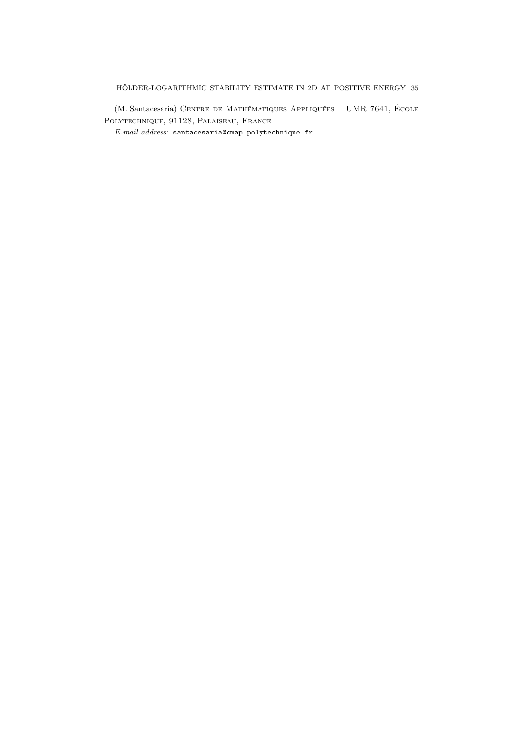(M. Santacesaria) Centre de Mathématiques Appliquées – UMR 7641, École Polytechnique, 91128, Palaiseau, France

*E-mail address*: santacesaria@cmap.polytechnique.fr